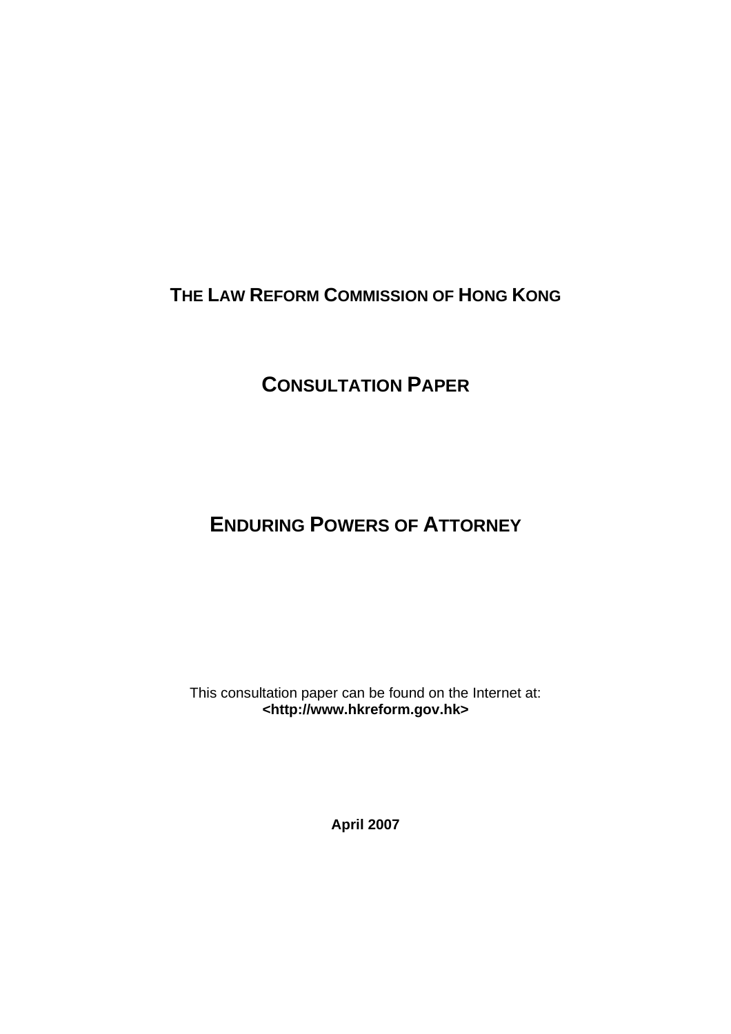# THE LAW REFORM COMMISSION OF HONG KONG

## CONSULTATION PAPER

## ENDURING POWERS OF ATTORNEY

This consultation paper can be found on the Internet at:
**<http://www.hkreform.gov.hk>**

**April 2007**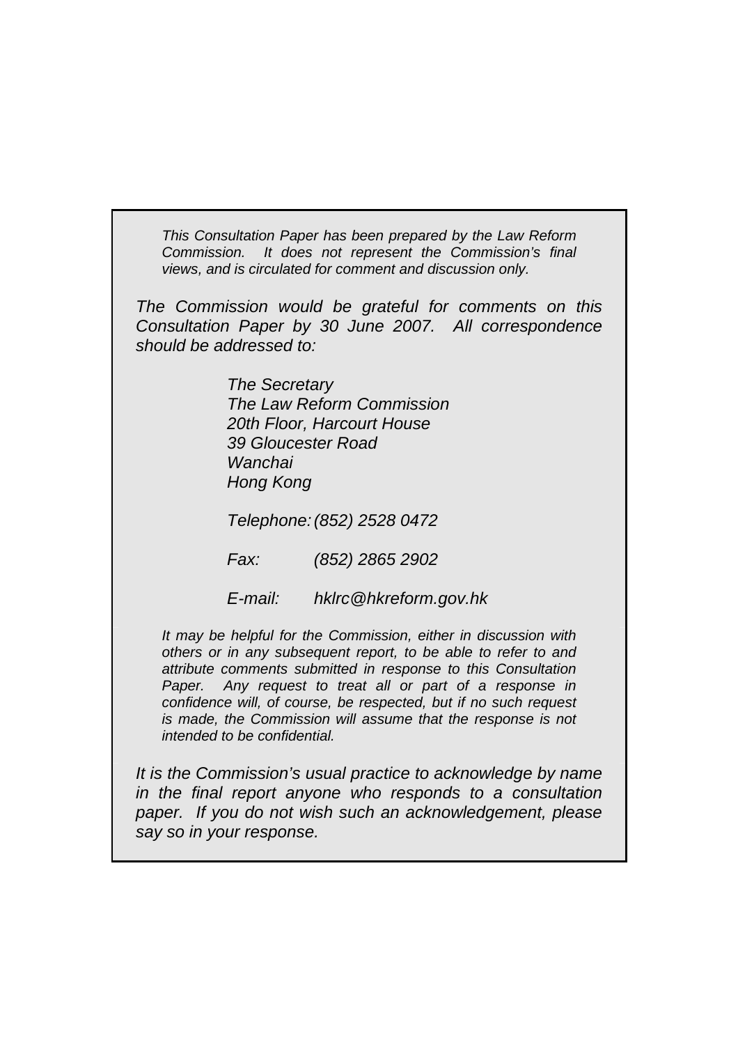*This Consultation Paper has been prepared by the Law Reform Commission. It does not represent the Commission's final views, and is circulated for comment and discussion only.*

*The Commission would be grateful for comments on this Consultation Paper by 30 June 2007. All correspondence should be addressed to:*

*The Secretary*
*The Law Reform Commission*
*20th Floor, Harcourt House*
*39 Gloucester Road*
*Wanchai*
*Hong Kong*

*Telephone: (852) 2528 0472*

*Fax: (852) 2865 2902*

*E-mail: hklrc@hkreform.gov.hk*

*It may be helpful for the Commission, either in discussion with others or in any subsequent report, to be able to refer to and attribute comments submitted in response to this Consultation Paper. Any request to treat all or part of a response in confidence will, of course, be respected, but if no such request is made, the Commission will assume that the response is not intended to be confidential.*

*It is the Commission's usual practice to acknowledge by name in the final report anyone who responds to a consultation paper. If you do not wish such an acknowledgement, please say so in your response.*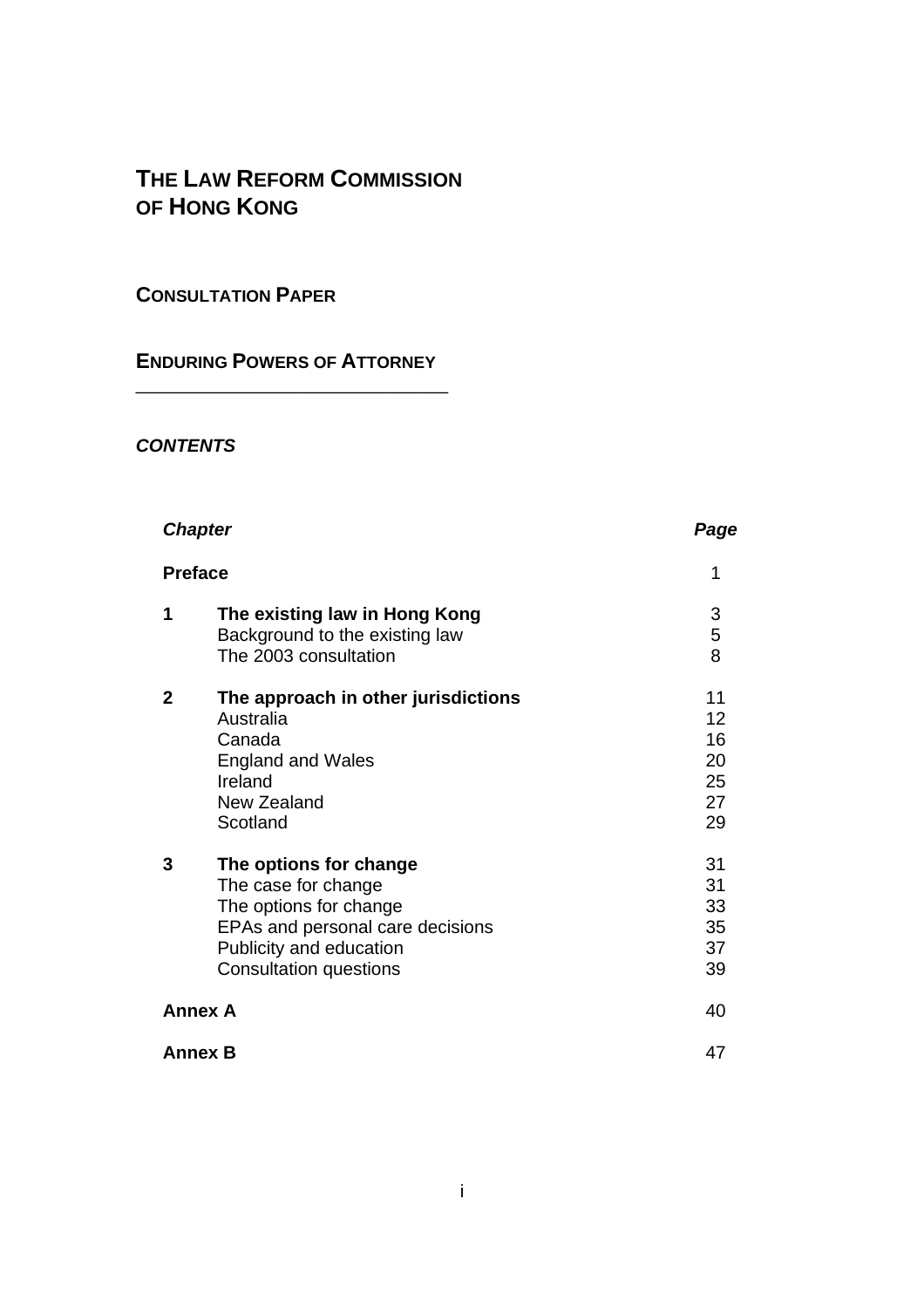# THE LAW REFORM COMMISSION OF HONG KONG

## CONSULTATION PAPER

## ENDURING POWERS OF ATTORNEY

***CONTENTS***

| ***Chapter*** | | ***Page*** |
| --- | --- | --- |
| **Preface** | | 1 |
| **1** | **The existing law in Hong Kong** | 3 |
| | Background to the existing law | 5 |
| | The 2003 consultation | 8 |
| **2** | **The approach in other jurisdictions** | 11 |
| | Australia | 12 |
| | Canada | 16 |
| | England and Wales | 20 |
| | Ireland | 25 |
| | New Zealand | 27 |
| | Scotland | 29 |
| **3** | **The options for change** | 31 |
| | The case for change | 31 |
| | The options for change | 33 |
| | EPAs and personal care decisions | 35 |
| | Publicity and education | 37 |
| | Consultation questions | 39 |
| **Annex A** | | 40 |
| **Annex B** | | 47 |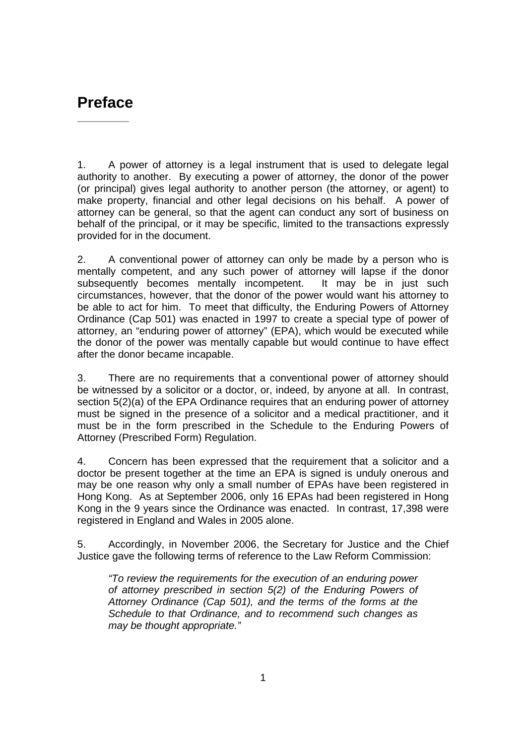# Preface

1. A power of attorney is a legal instrument that is used to delegate legal authority to another. By executing a power of attorney, the donor of the power (or principal) gives legal authority to another person (the attorney, or agent) to make property, financial and other legal decisions on his behalf. A power of attorney can be general, so that the agent can conduct any sort of business on behalf of the principal, or it may be specific, limited to the transactions expressly provided for in the document.

2. A conventional power of attorney can only be made by a person who is mentally competent, and any such power of attorney will lapse if the donor subsequently becomes mentally incompetent. It may be in just such circumstances, however, that the donor of the power would want his attorney to be able to act for him. To meet that difficulty, the Enduring Powers of Attorney Ordinance (Cap 501) was enacted in 1997 to create a special type of power of attorney, an "enduring power of attorney" (EPA), which would be executed while the donor of the power was mentally capable but would continue to have effect after the donor became incapable.

3. There are no requirements that a conventional power of attorney should be witnessed by a solicitor or a doctor, or, indeed, by anyone at all. In contrast, section 5(2)(a) of the EPA Ordinance requires that an enduring power of attorney must be signed in the presence of a solicitor and a medical practitioner, and it must be in the form prescribed in the Schedule to the Enduring Powers of Attorney (Prescribed Form) Regulation.

4. Concern has been expressed that the requirement that a solicitor and a doctor be present together at the time an EPA is signed is unduly onerous and may be one reason why only a small number of EPAs have been registered in Hong Kong. As at September 2006, only 16 EPAs had been registered in Hong Kong in the 9 years since the Ordinance was enacted. In contrast, 17,398 were registered in England and Wales in 2005 alone.

5. Accordingly, in November 2006, the Secretary for Justice and the Chief Justice gave the following terms of reference to the Law Reform Commission:

> *"To review the requirements for the execution of an enduring power of attorney prescribed in section 5(2) of the Enduring Powers of Attorney Ordinance (Cap 501), and the terms of the forms at the Schedule to that Ordinance, and to recommend such changes as may be thought appropriate."*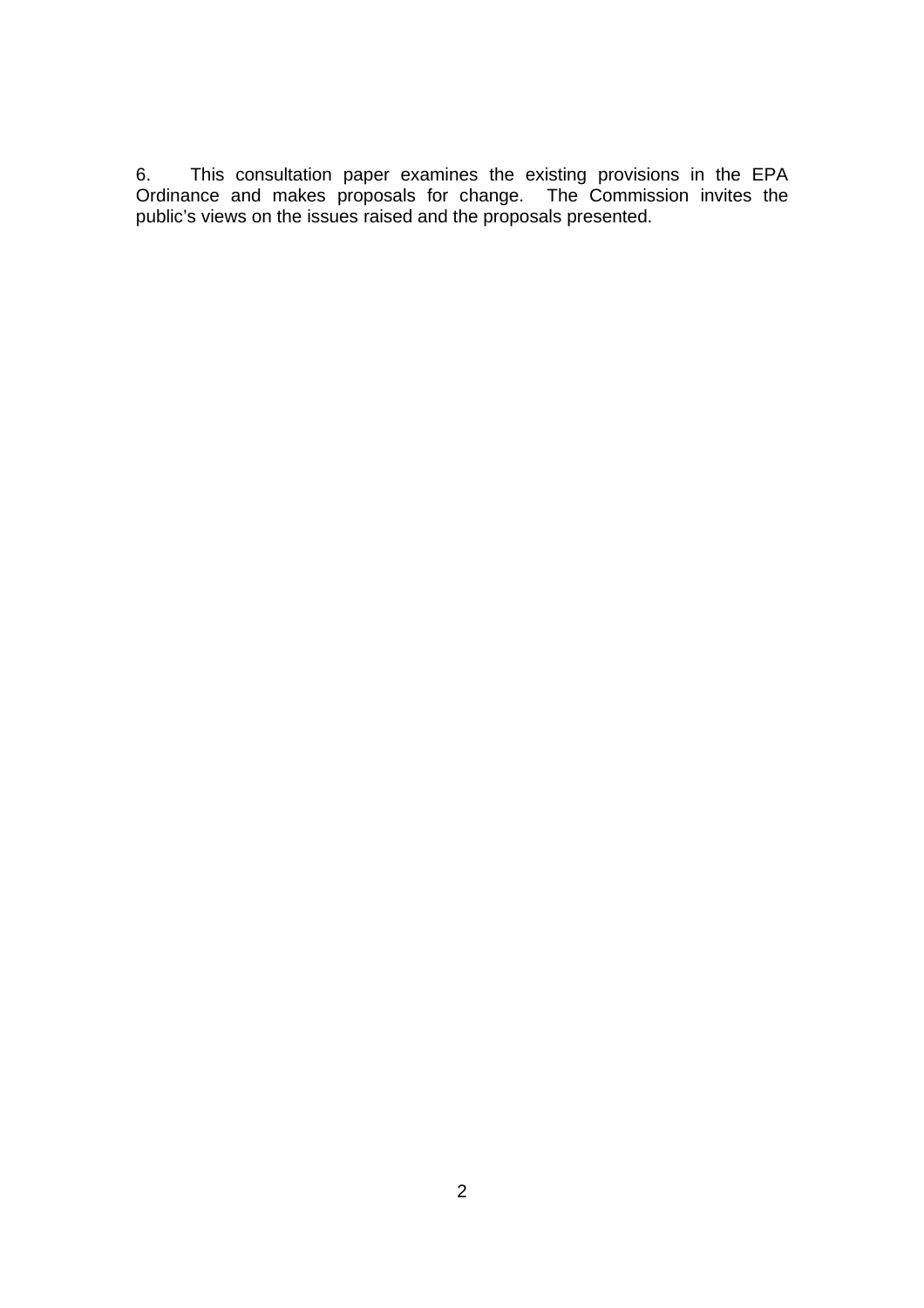6. This consultation paper examines the existing provisions in the EPA Ordinance and makes proposals for change. The Commission invites the public's views on the issues raised and the proposals presented.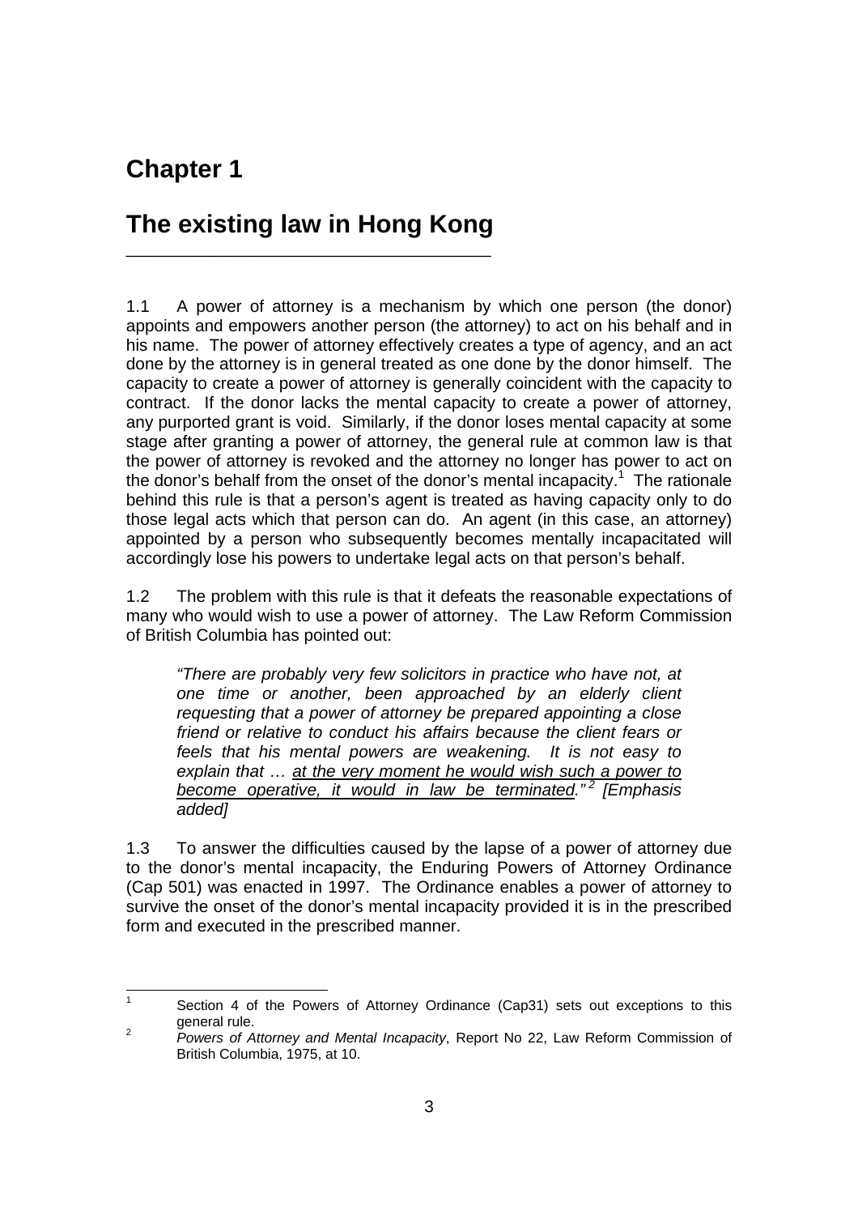# Chapter 1

# The existing law in Hong Kong

1.1 A power of attorney is a mechanism by which one person (the donor) appoints and empowers another person (the attorney) to act on his behalf and in his name. The power of attorney effectively creates a type of agency, and an act done by the attorney is in general treated as one done by the donor himself. The capacity to create a power of attorney is generally coincident with the capacity to contract. If the donor lacks the mental capacity to create a power of attorney, any purported grant is void. Similarly, if the donor loses mental capacity at some stage after granting a power of attorney, the general rule at common law is that the power of attorney is revoked and the attorney no longer has power to act on the donor's behalf from the onset of the donor's mental incapacity.[1] The rationale behind this rule is that a person's agent is treated as having capacity only to do those legal acts which that person can do. An agent (in this case, an attorney) appointed by a person who subsequently becomes mentally incapacitated will accordingly lose his powers to undertake legal acts on that person's behalf.

1.2 The problem with this rule is that it defeats the reasonable expectations of many who would wish to use a power of attorney. The Law Reform Commission of British Columbia has pointed out:

> *"There are probably very few solicitors in practice who have not, at one time or another, been approached by an elderly client requesting that a power of attorney be prepared appointing a close friend or relative to conduct his affairs because the client fears or feels that his mental powers are weakening. It is not easy to explain that … <u>at the very moment he would wish such a power to become operative, it would in law be terminated</u>."[2] [Emphasis added]*

1.3 To answer the difficulties caused by the lapse of a power of attorney due to the donor's mental incapacity, the Enduring Powers of Attorney Ordinance (Cap 501) was enacted in 1997. The Ordinance enables a power of attorney to survive the onset of the donor's mental incapacity provided it is in the prescribed form and executed in the prescribed manner.

---

[1] Section 4 of the Powers of Attorney Ordinance (Cap31) sets out exceptions to this general rule.

[2] *Powers of Attorney and Mental Incapacity*, Report No 22, Law Reform Commission of British Columbia, 1975, at 10.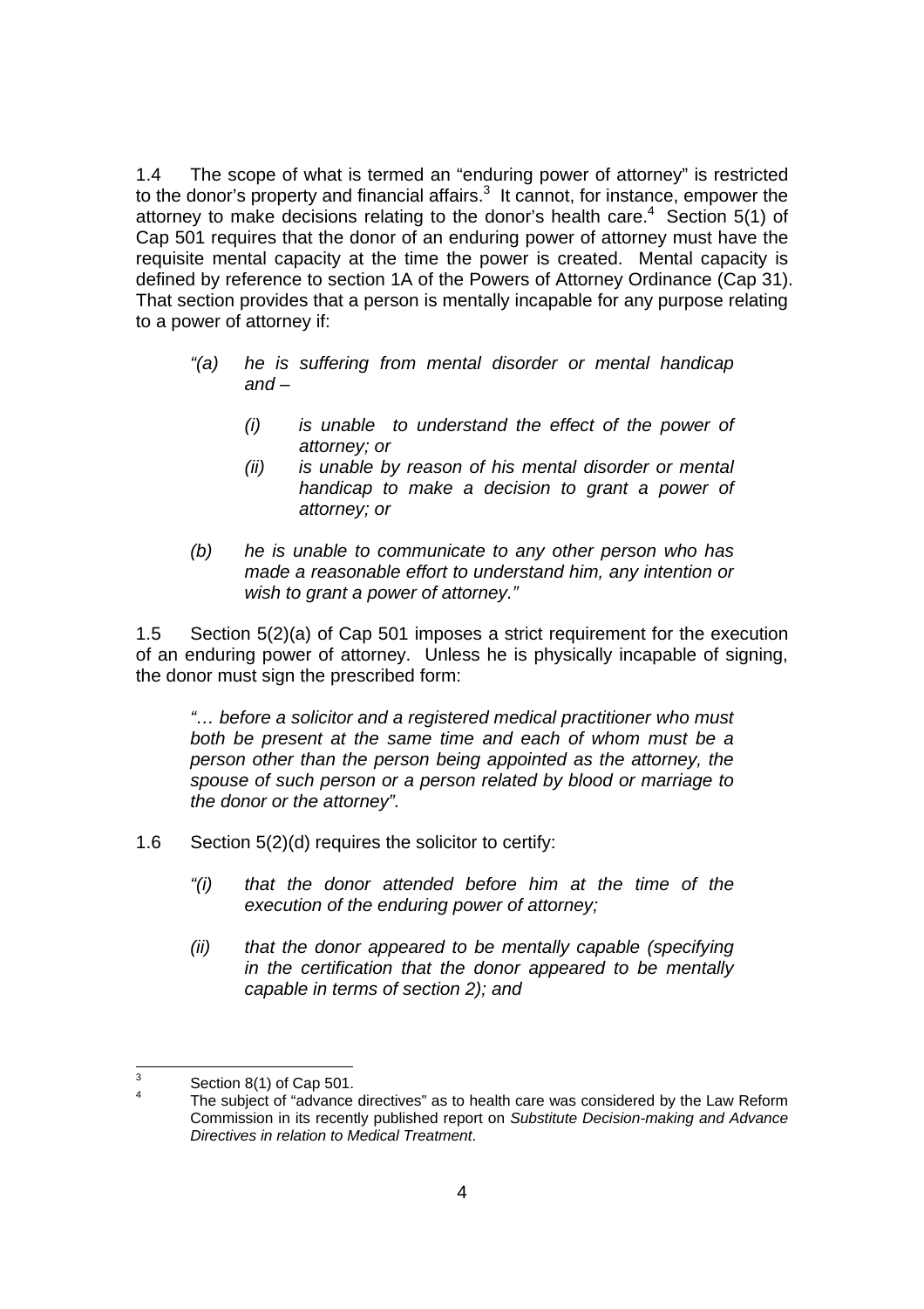1.4 The scope of what is termed an "enduring power of attorney" is restricted to the donor's property and financial affairs.[3] It cannot, for instance, empower the attorney to make decisions relating to the donor's health care.[4] Section 5(1) of Cap 501 requires that the donor of an enduring power of attorney must have the requisite mental capacity at the time the power is created. Mental capacity is defined by reference to section 1A of the Powers of Attorney Ordinance (Cap 31). That section provides that a person is mentally incapable for any purpose relating to a power of attorney if:

> *"(a) he is suffering from mental disorder or mental handicap and –*
>
> > *(i) is unable to understand the effect of the power of attorney; or*
> >
> > *(ii) is unable by reason of his mental disorder or mental handicap to make a decision to grant a power of attorney; or*
>
> *(b) he is unable to communicate to any other person who has made a reasonable effort to understand him, any intention or wish to grant a power of attorney."*

1.5 Section 5(2)(a) of Cap 501 imposes a strict requirement for the execution of an enduring power of attorney. Unless he is physically incapable of signing, the donor must sign the prescribed form:

> *"… before a solicitor and a registered medical practitioner who must both be present at the same time and each of whom must be a person other than the person being appointed as the attorney, the spouse of such person or a person related by blood or marriage to the donor or the attorney".*

1.6 Section 5(2)(d) requires the solicitor to certify:

> *"(i) that the donor attended before him at the time of the execution of the enduring power of attorney;*
>
> *(ii) that the donor appeared to be mentally capable (specifying in the certification that the donor appeared to be mentally capable in terms of section 2); and*

---

[3] Section 8(1) of Cap 501.

[4] The subject of "advance directives" as to health care was considered by the Law Reform Commission in its recently published report on *Substitute Decision-making and Advance Directives in relation to Medical Treatment*.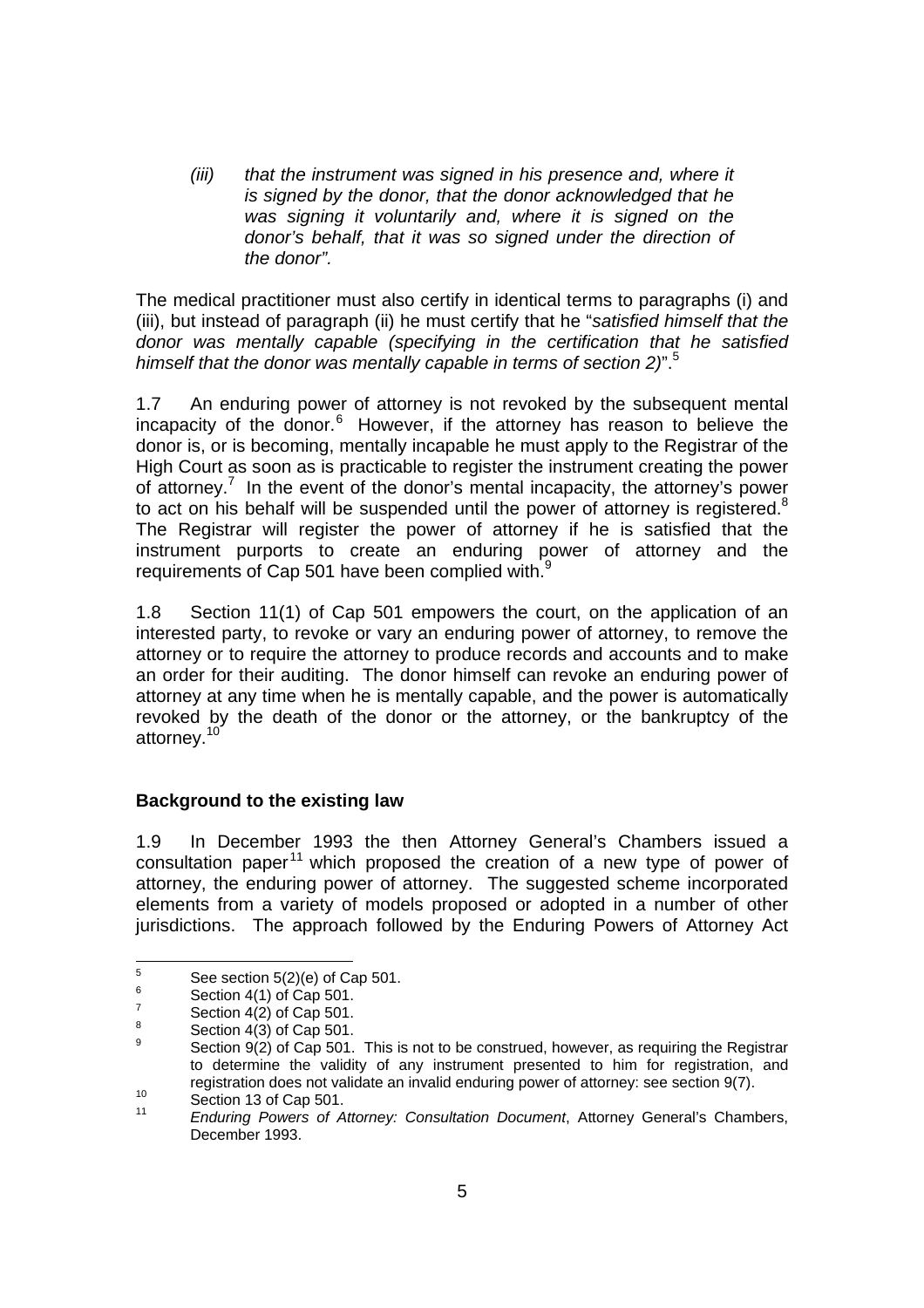> *(iii) that the instrument was signed in his presence and, where it is signed by the donor, that the donor acknowledged that he was signing it voluntarily and, where it is signed on the donor's behalf, that it was so signed under the direction of the donor".*

The medical practitioner must also certify in identical terms to paragraphs (i) and (iii), but instead of paragraph (ii) he must certify that he "*satisfied himself that the donor was mentally capable (specifying in the certification that he satisfied himself that the donor was mentally capable in terms of section 2)*".[5]

1.7 An enduring power of attorney is not revoked by the subsequent mental incapacity of the donor.[6] However, if the attorney has reason to believe the donor is, or is becoming, mentally incapable he must apply to the Registrar of the High Court as soon as is practicable to register the instrument creating the power of attorney.[7] In the event of the donor's mental incapacity, the attorney's power to act on his behalf will be suspended until the power of attorney is registered.[8] The Registrar will register the power of attorney if he is satisfied that the instrument purports to create an enduring power of attorney and the requirements of Cap 501 have been complied with.[9]

1.8 Section 11(1) of Cap 501 empowers the court, on the application of an interested party, to revoke or vary an enduring power of attorney, to remove the attorney or to require the attorney to produce records and accounts and to make an order for their auditing. The donor himself can revoke an enduring power of attorney at any time when he is mentally capable, and the power is automatically revoked by the death of the donor or the attorney, or the bankruptcy of the attorney.[10]

**Background to the existing law**

1.9 In December 1993 the then Attorney General's Chambers issued a consultation paper[11] which proposed the creation of a new type of power of attorney, the enduring power of attorney. The suggested scheme incorporated elements from a variety of models proposed or adopted in a number of other jurisdictions. The approach followed by the Enduring Powers of Attorney Act

---

5 See section 5(2)(e) of Cap 501.

6 Section 4(1) of Cap 501.

7 Section 4(2) of Cap 501.

8 Section 4(3) of Cap 501.

9 Section 9(2) of Cap 501. This is not to be construed, however, as requiring the Registrar to determine the validity of any instrument presented to him for registration, and registration does not validate an invalid enduring power of attorney: see section 9(7).

10 Section 13 of Cap 501.

11 *Enduring Powers of Attorney: Consultation Document*, Attorney General's Chambers, December 1993.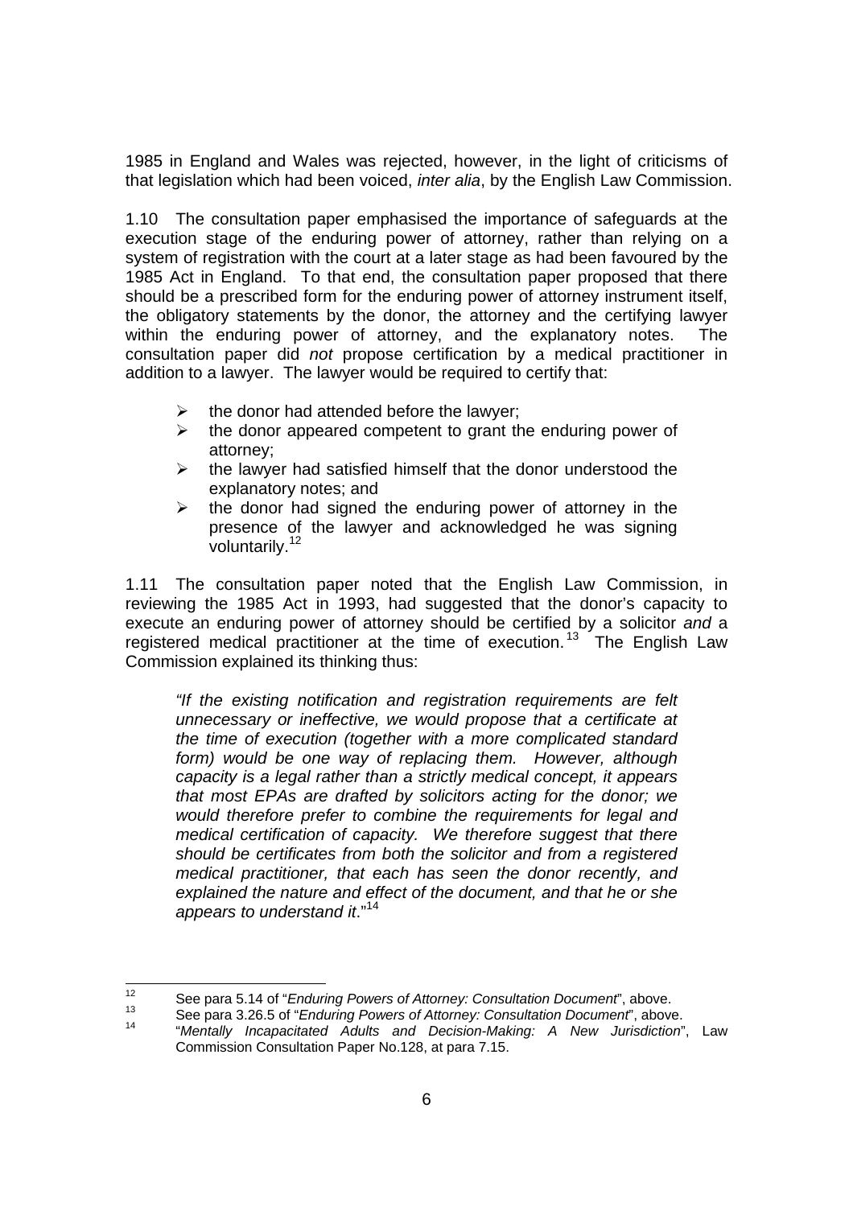1985 in England and Wales was rejected, however, in the light of criticisms of that legislation which had been voiced, *inter alia*, by the English Law Commission.

1.10 The consultation paper emphasised the importance of safeguards at the execution stage of the enduring power of attorney, rather than relying on a system of registration with the court at a later stage as had been favoured by the 1985 Act in England. To that end, the consultation paper proposed that there should be a prescribed form for the enduring power of attorney instrument itself, the obligatory statements by the donor, the attorney and the certifying lawyer within the enduring power of attorney, and the explanatory notes. The consultation paper did *not* propose certification by a medical practitioner in addition to a lawyer. The lawyer would be required to certify that:

- the donor had attended before the lawyer;
- the donor appeared competent to grant the enduring power of attorney;
- the lawyer had satisfied himself that the donor understood the explanatory notes; and
- the donor had signed the enduring power of attorney in the presence of the lawyer and acknowledged he was signing voluntarily.[12]

1.11 The consultation paper noted that the English Law Commission, in reviewing the 1985 Act in 1993, had suggested that the donor's capacity to execute an enduring power of attorney should be certified by a solicitor *and* a registered medical practitioner at the time of execution.[13] The English Law Commission explained its thinking thus:

> *"If the existing notification and registration requirements are felt unnecessary or ineffective, we would propose that a certificate at the time of execution (together with a more complicated standard form) would be one way of replacing them. However, although capacity is a legal rather than a strictly medical concept, it appears that most EPAs are drafted by solicitors acting for the donor; we would therefore prefer to combine the requirements for legal and medical certification of capacity. We therefore suggest that there should be certificates from both the solicitor and from a registered medical practitioner, that each has seen the donor recently, and explained the nature and effect of the document, and that he or she appears to understand it."*[14]

---

[12] See para 5.14 of "*Enduring Powers of Attorney: Consultation Document*", above.

[13] See para 3.26.5 of "*Enduring Powers of Attorney: Consultation Document*", above.

[14] "*Mentally Incapacitated Adults and Decision-Making: A New Jurisdiction*", Law Commission Consultation Paper No.128, at para 7.15.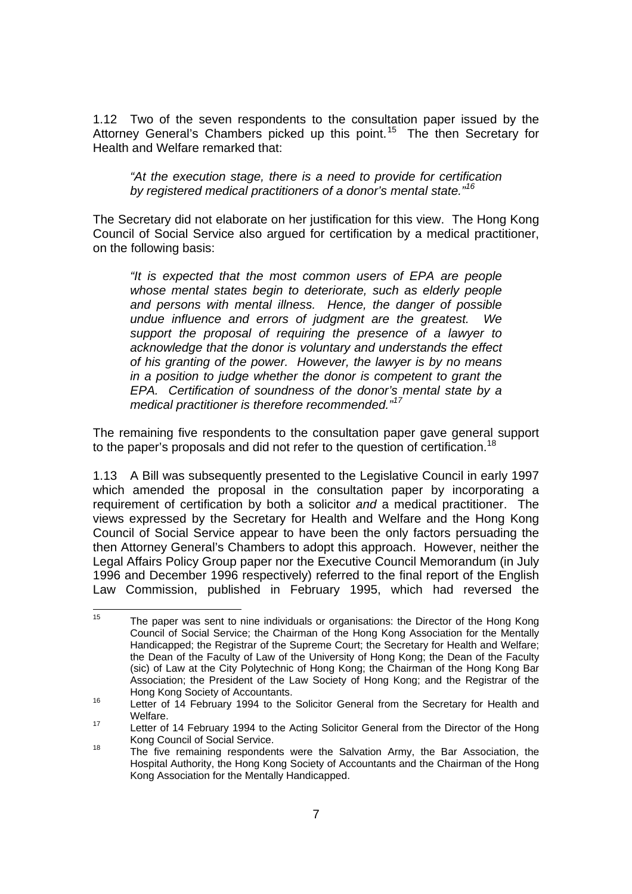1.12 Two of the seven respondents to the consultation paper issued by the Attorney General's Chambers picked up this point.[15] The then Secretary for Health and Welfare remarked that:

> *"At the execution stage, there is a need to provide for certification by registered medical practitioners of a donor's mental state."*[16]

The Secretary did not elaborate on her justification for this view. The Hong Kong Council of Social Service also argued for certification by a medical practitioner, on the following basis:

> *"It is expected that the most common users of EPA are people whose mental states begin to deteriorate, such as elderly people and persons with mental illness. Hence, the danger of possible undue influence and errors of judgment are the greatest. We support the proposal of requiring the presence of a lawyer to acknowledge that the donor is voluntary and understands the effect of his granting of the power. However, the lawyer is by no means in a position to judge whether the donor is competent to grant the EPA. Certification of soundness of the donor's mental state by a medical practitioner is therefore recommended."*[17]

The remaining five respondents to the consultation paper gave general support to the paper's proposals and did not refer to the question of certification.[18]

1.13 A Bill was subsequently presented to the Legislative Council in early 1997 which amended the proposal in the consultation paper by incorporating a requirement of certification by both a solicitor *and* a medical practitioner. The views expressed by the Secretary for Health and Welfare and the Hong Kong Council of Social Service appear to have been the only factors persuading the then Attorney General's Chambers to adopt this approach. However, neither the Legal Affairs Policy Group paper nor the Executive Council Memorandum (in July 1996 and December 1996 respectively) referred to the final report of the English Law Commission, published in February 1995, which had reversed the

---

[15] The paper was sent to nine individuals or organisations: the Director of the Hong Kong Council of Social Service; the Chairman of the Hong Kong Association for the Mentally Handicapped; the Registrar of the Supreme Court; the Secretary for Health and Welfare; the Dean of the Faculty of Law of the University of Hong Kong; the Dean of the Faculty (sic) of Law at the City Polytechnic of Hong Kong; the Chairman of the Hong Kong Bar Association; the President of the Law Society of Hong Kong; and the Registrar of the Hong Kong Society of Accountants.

[16] Letter of 14 February 1994 to the Solicitor General from the Secretary for Health and Welfare.

[17] Letter of 14 February 1994 to the Acting Solicitor General from the Director of the Hong Kong Council of Social Service.

[18] The five remaining respondents were the Salvation Army, the Bar Association, the Hospital Authority, the Hong Kong Society of Accountants and the Chairman of the Hong Kong Association for the Mentally Handicapped.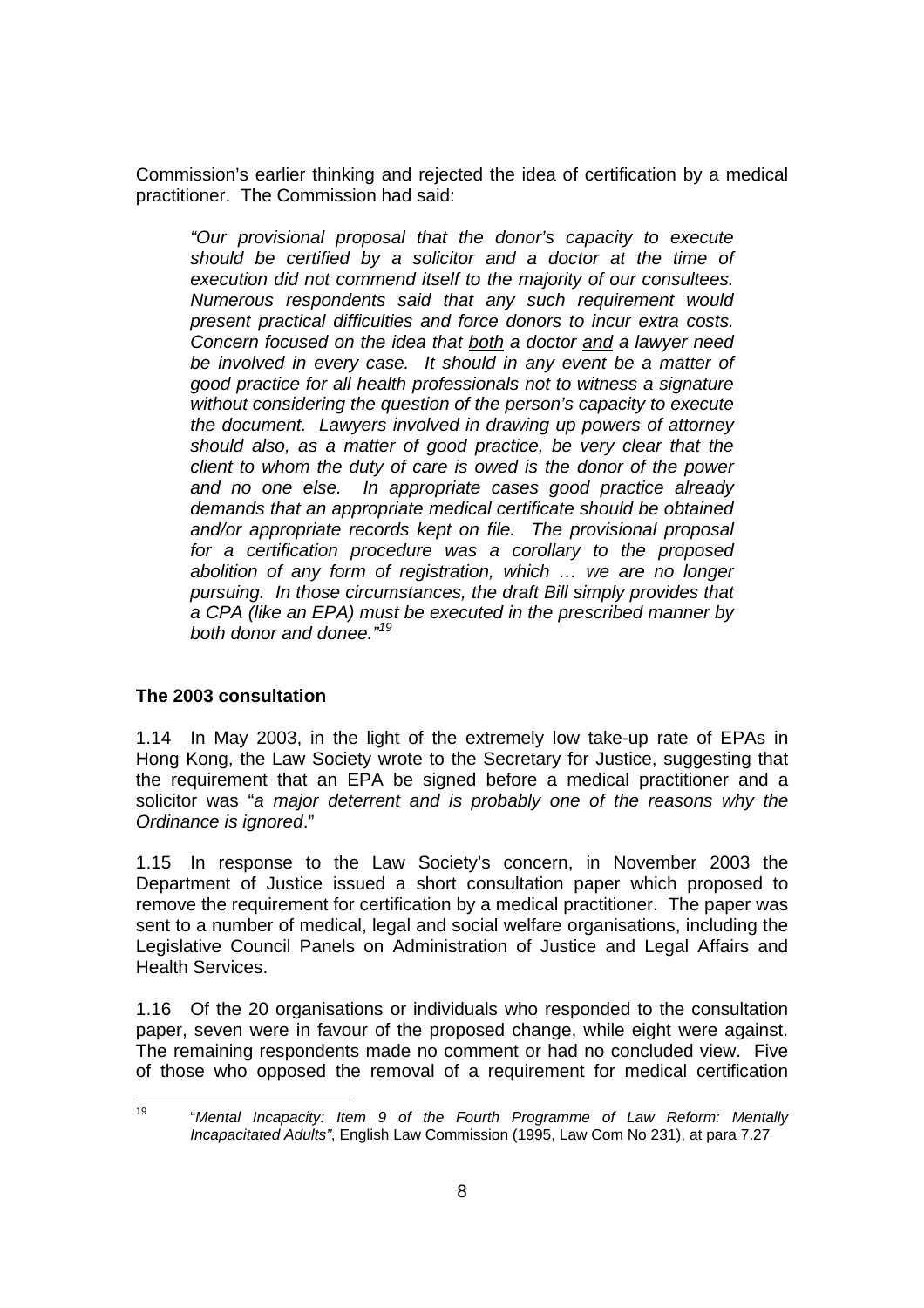Commission's earlier thinking and rejected the idea of certification by a medical practitioner. The Commission had said:

> *"Our provisional proposal that the donor's capacity to execute should be certified by a solicitor and a doctor at the time of execution did not commend itself to the majority of our consultees. Numerous respondents said that any such requirement would present practical difficulties and force donors to incur extra costs. Concern focused on the idea that <u>both</u> a doctor <u>and</u> a lawyer need be involved in every case. It should in any event be a matter of good practice for all health professionals not to witness a signature without considering the question of the person's capacity to execute the document. Lawyers involved in drawing up powers of attorney should also, as a matter of good practice, be very clear that the client to whom the duty of care is owed is the donor of the power and no one else. In appropriate cases good practice already demands that an appropriate medical certificate should be obtained and/or appropriate records kept on file. The provisional proposal for a certification procedure was a corollary to the proposed abolition of any form of registration, which … we are no longer pursuing. In those circumstances, the draft Bill simply provides that a CPA (like an EPA) must be executed in the prescribed manner by both donor and donee."*[19]

**The 2003 consultation**

1.14 In May 2003, in the light of the extremely low take-up rate of EPAs in Hong Kong, the Law Society wrote to the Secretary for Justice, suggesting that the requirement that an EPA be signed before a medical practitioner and a solicitor was "*a major deterrent and is probably one of the reasons why the Ordinance is ignored*."

1.15 In response to the Law Society's concern, in November 2003 the Department of Justice issued a short consultation paper which proposed to remove the requirement for certification by a medical practitioner. The paper was sent to a number of medical, legal and social welfare organisations, including the Legislative Council Panels on Administration of Justice and Legal Affairs and Health Services.

1.16 Of the 20 organisations or individuals who responded to the consultation paper, seven were in favour of the proposed change, while eight were against. The remaining respondents made no comment or had no concluded view. Five of those who opposed the removal of a requirement for medical certification

---

[19] "*Mental Incapacity: Item 9 of the Fourth Programme of Law Reform: Mentally Incapacitated Adults"*, English Law Commission (1995, Law Com No 231), at para 7.27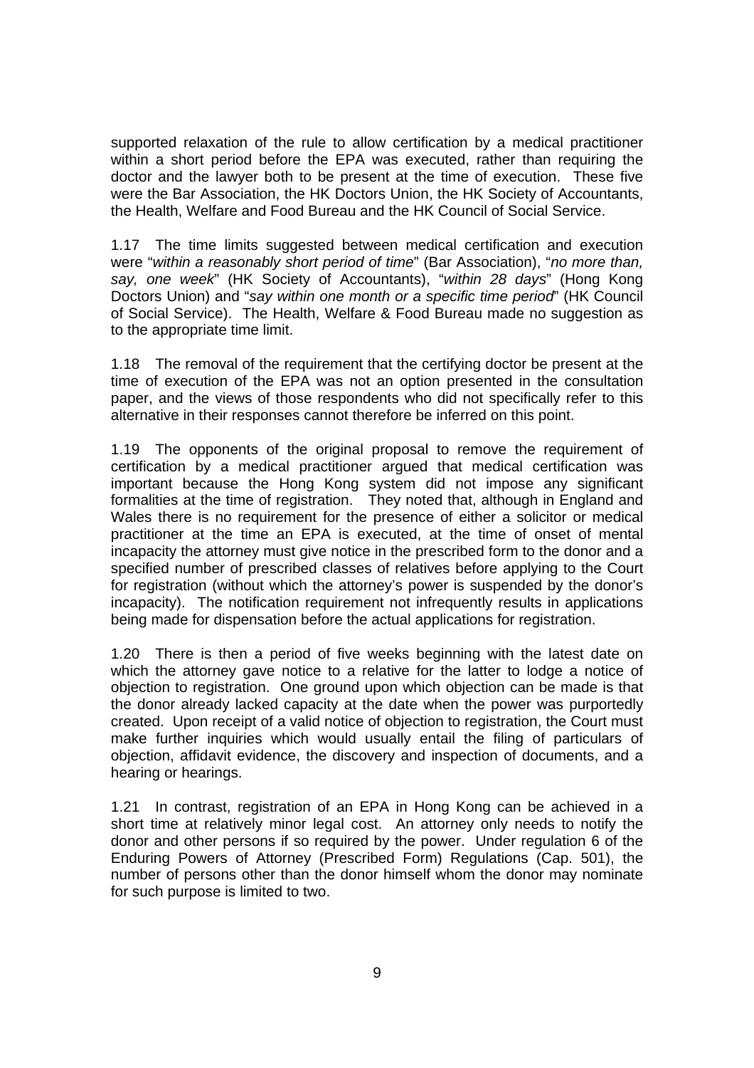supported relaxation of the rule to allow certification by a medical practitioner within a short period before the EPA was executed, rather than requiring the doctor and the lawyer both to be present at the time of execution. These five were the Bar Association, the HK Doctors Union, the HK Society of Accountants, the Health, Welfare and Food Bureau and the HK Council of Social Service.

1.17 The time limits suggested between medical certification and execution were "*within a reasonably short period of time*" (Bar Association), "*no more than, say, one week*" (HK Society of Accountants), "*within 28 days*" (Hong Kong Doctors Union) and "*say within one month or a specific time period*" (HK Council of Social Service). The Health, Welfare & Food Bureau made no suggestion as to the appropriate time limit.

1.18 The removal of the requirement that the certifying doctor be present at the time of execution of the EPA was not an option presented in the consultation paper, and the views of those respondents who did not specifically refer to this alternative in their responses cannot therefore be inferred on this point.

1.19 The opponents of the original proposal to remove the requirement of certification by a medical practitioner argued that medical certification was important because the Hong Kong system did not impose any significant formalities at the time of registration. They noted that, although in England and Wales there is no requirement for the presence of either a solicitor or medical practitioner at the time an EPA is executed, at the time of onset of mental incapacity the attorney must give notice in the prescribed form to the donor and a specified number of prescribed classes of relatives before applying to the Court for registration (without which the attorney's power is suspended by the donor's incapacity). The notification requirement not infrequently results in applications being made for dispensation before the actual applications for registration.

1.20 There is then a period of five weeks beginning with the latest date on which the attorney gave notice to a relative for the latter to lodge a notice of objection to registration. One ground upon which objection can be made is that the donor already lacked capacity at the date when the power was purportedly created. Upon receipt of a valid notice of objection to registration, the Court must make further inquiries which would usually entail the filing of particulars of objection, affidavit evidence, the discovery and inspection of documents, and a hearing or hearings.

1.21 In contrast, registration of an EPA in Hong Kong can be achieved in a short time at relatively minor legal cost. An attorney only needs to notify the donor and other persons if so required by the power. Under regulation 6 of the Enduring Powers of Attorney (Prescribed Form) Regulations (Cap. 501), the number of persons other than the donor himself whom the donor may nominate for such purpose is limited to two.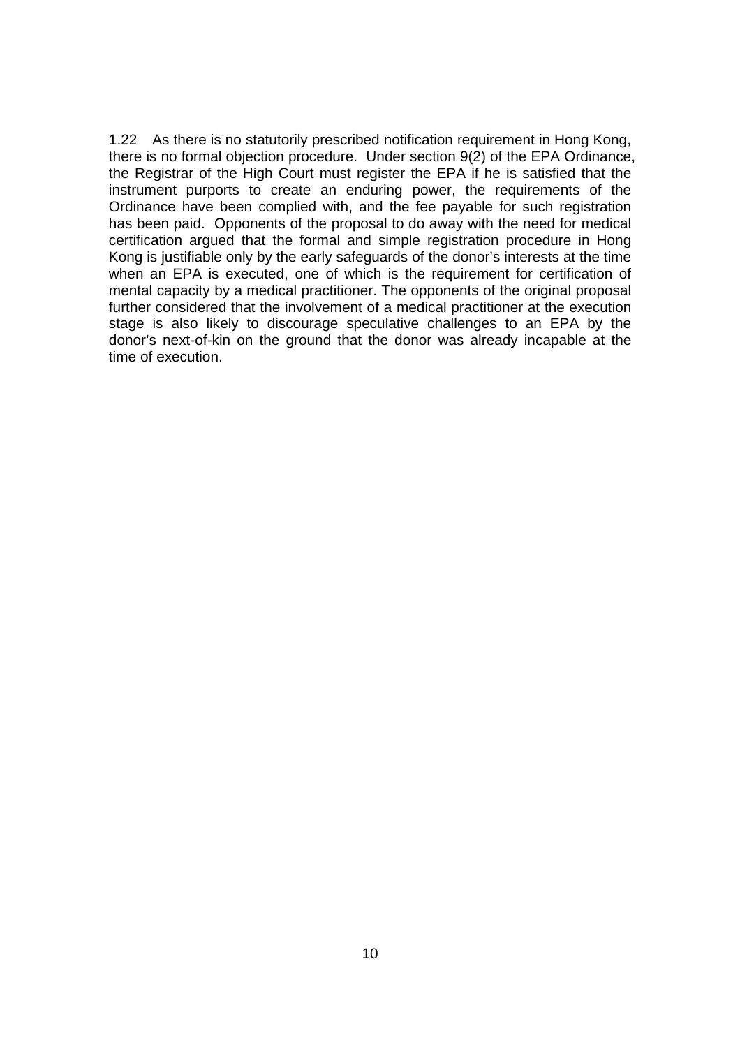1.22 As there is no statutorily prescribed notification requirement in Hong Kong, there is no formal objection procedure. Under section 9(2) of the EPA Ordinance, the Registrar of the High Court must register the EPA if he is satisfied that the instrument purports to create an enduring power, the requirements of the Ordinance have been complied with, and the fee payable for such registration has been paid. Opponents of the proposal to do away with the need for medical certification argued that the formal and simple registration procedure in Hong Kong is justifiable only by the early safeguards of the donor's interests at the time when an EPA is executed, one of which is the requirement for certification of mental capacity by a medical practitioner. The opponents of the original proposal further considered that the involvement of a medical practitioner at the execution stage is also likely to discourage speculative challenges to an EPA by the donor's next-of-kin on the ground that the donor was already incapable at the time of execution.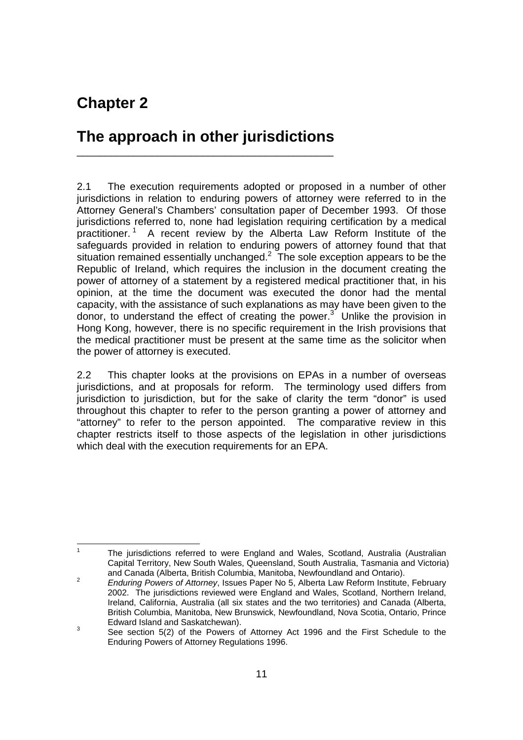# Chapter 2

# The approach in other jurisdictions

2.1 The execution requirements adopted or proposed in a number of other jurisdictions in relation to enduring powers of attorney were referred to in the Attorney General's Chambers' consultation paper of December 1993. Of those jurisdictions referred to, none had legislation requiring certification by a medical practitioner.[1] A recent review by the Alberta Law Reform Institute of the safeguards provided in relation to enduring powers of attorney found that that situation remained essentially unchanged.[2] The sole exception appears to be the Republic of Ireland, which requires the inclusion in the document creating the power of attorney of a statement by a registered medical practitioner that, in his opinion, at the time the document was executed the donor had the mental capacity, with the assistance of such explanations as may have been given to the donor, to understand the effect of creating the power.[3] Unlike the provision in Hong Kong, however, there is no specific requirement in the Irish provisions that the medical practitioner must be present at the same time as the solicitor when the power of attorney is executed.

2.2 This chapter looks at the provisions on EPAs in a number of overseas jurisdictions, and at proposals for reform. The terminology used differs from jurisdiction to jurisdiction, but for the sake of clarity the term "donor" is used throughout this chapter to refer to the person granting a power of attorney and "attorney" to refer to the person appointed. The comparative review in this chapter restricts itself to those aspects of the legislation in other jurisdictions which deal with the execution requirements for an EPA.

---

[1] The jurisdictions referred to were England and Wales, Scotland, Australia (Australian Capital Territory, New South Wales, Queensland, South Australia, Tasmania and Victoria) and Canada (Alberta, British Columbia, Manitoba, Newfoundland and Ontario).

[2] *Enduring Powers of Attorney*, Issues Paper No 5, Alberta Law Reform Institute, February 2002. The jurisdictions reviewed were England and Wales, Scotland, Northern Ireland, Ireland, California, Australia (all six states and the two territories) and Canada (Alberta, British Columbia, Manitoba, New Brunswick, Newfoundland, Nova Scotia, Ontario, Prince Edward Island and Saskatchewan).

[3] See section 5(2) of the Powers of Attorney Act 1996 and the First Schedule to the Enduring Powers of Attorney Regulations 1996.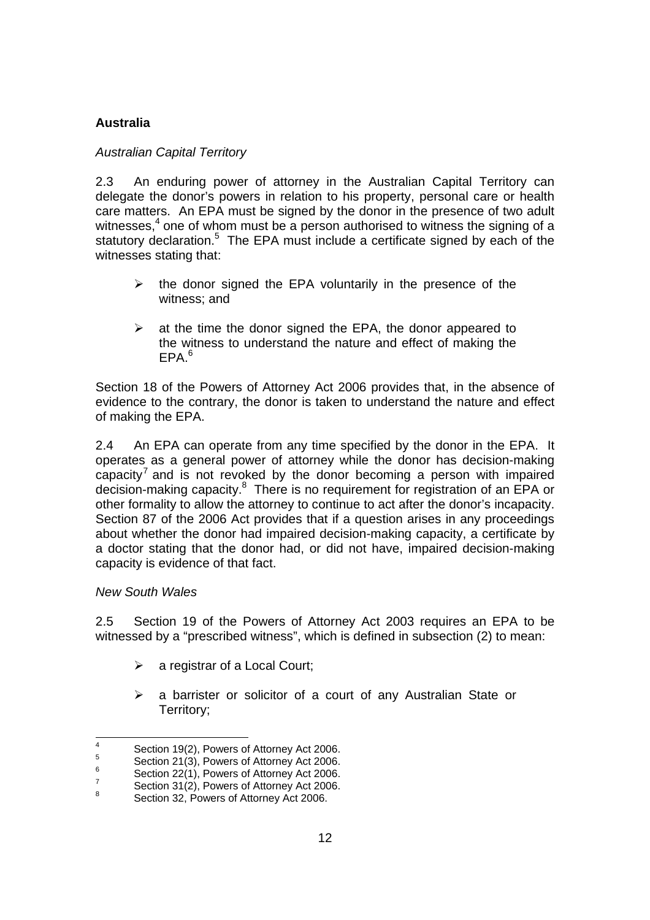**Australia**

*Australian Capital Territory*

2.3 An enduring power of attorney in the Australian Capital Territory can delegate the donor's powers in relation to his property, personal care or health care matters. An EPA must be signed by the donor in the presence of two adult witnesses,[4] one of whom must be a person authorised to witness the signing of a statutory declaration.[5] The EPA must include a certificate signed by each of the witnesses stating that:

- the donor signed the EPA voluntarily in the presence of the witness; and
- at the time the donor signed the EPA, the donor appeared to the witness to understand the nature and effect of making the EPA.[6]

Section 18 of the Powers of Attorney Act 2006 provides that, in the absence of evidence to the contrary, the donor is taken to understand the nature and effect of making the EPA.

2.4 An EPA can operate from any time specified by the donor in the EPA. It operates as a general power of attorney while the donor has decision-making capacity[7] and is not revoked by the donor becoming a person with impaired decision-making capacity.[8] There is no requirement for registration of an EPA or other formality to allow the attorney to continue to act after the donor's incapacity. Section 87 of the 2006 Act provides that if a question arises in any proceedings about whether the donor had impaired decision-making capacity, a certificate by a doctor stating that the donor had, or did not have, impaired decision-making capacity is evidence of that fact.

*New South Wales*

2.5 Section 19 of the Powers of Attorney Act 2003 requires an EPA to be witnessed by a "prescribed witness", which is defined in subsection (2) to mean:

- a registrar of a Local Court;
- a barrister or solicitor of a court of any Australian State or Territory;

---

[4] Section 19(2), Powers of Attorney Act 2006.
[5] Section 21(3), Powers of Attorney Act 2006.
[6] Section 22(1), Powers of Attorney Act 2006.
[7] Section 31(2), Powers of Attorney Act 2006.
[8] Section 32, Powers of Attorney Act 2006.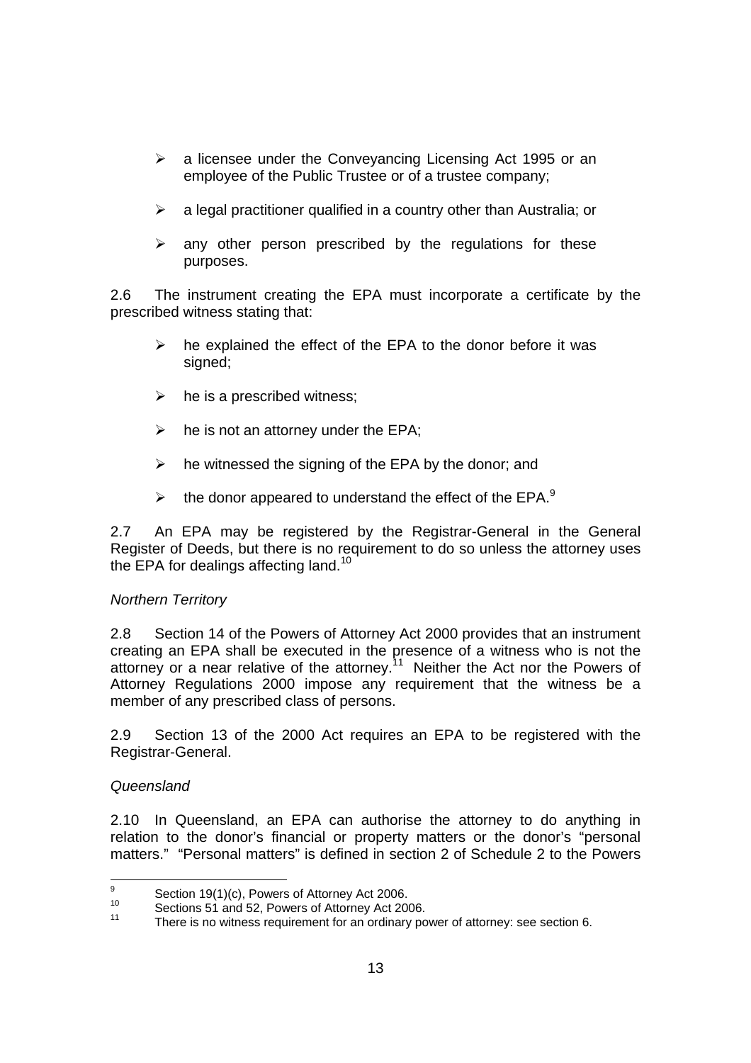- a licensee under the Conveyancing Licensing Act 1995 or an employee of the Public Trustee or of a trustee company;

- a legal practitioner qualified in a country other than Australia; or

- any other person prescribed by the regulations for these purposes.

2.6 The instrument creating the EPA must incorporate a certificate by the prescribed witness stating that:

- he explained the effect of the EPA to the donor before it was signed;

- he is a prescribed witness;

- he is not an attorney under the EPA;

- he witnessed the signing of the EPA by the donor; and

- the donor appeared to understand the effect of the EPA.[9]

2.7 An EPA may be registered by the Registrar-General in the General Register of Deeds, but there is no requirement to do so unless the attorney uses the EPA for dealings affecting land.[10]

*Northern Territory*

2.8 Section 14 of the Powers of Attorney Act 2000 provides that an instrument creating an EPA shall be executed in the presence of a witness who is not the attorney or a near relative of the attorney.[11] Neither the Act nor the Powers of Attorney Regulations 2000 impose any requirement that the witness be a member of any prescribed class of persons.

2.9 Section 13 of the 2000 Act requires an EPA to be registered with the Registrar-General.

*Queensland*

2.10 In Queensland, an EPA can authorise the attorney to do anything in relation to the donor's financial or property matters or the donor's "personal matters." "Personal matters" is defined in section 2 of Schedule 2 to the Powers

---

[9] Section 19(1)(c), Powers of Attorney Act 2006.

[10] Sections 51 and 52, Powers of Attorney Act 2006.

[11] There is no witness requirement for an ordinary power of attorney: see section 6.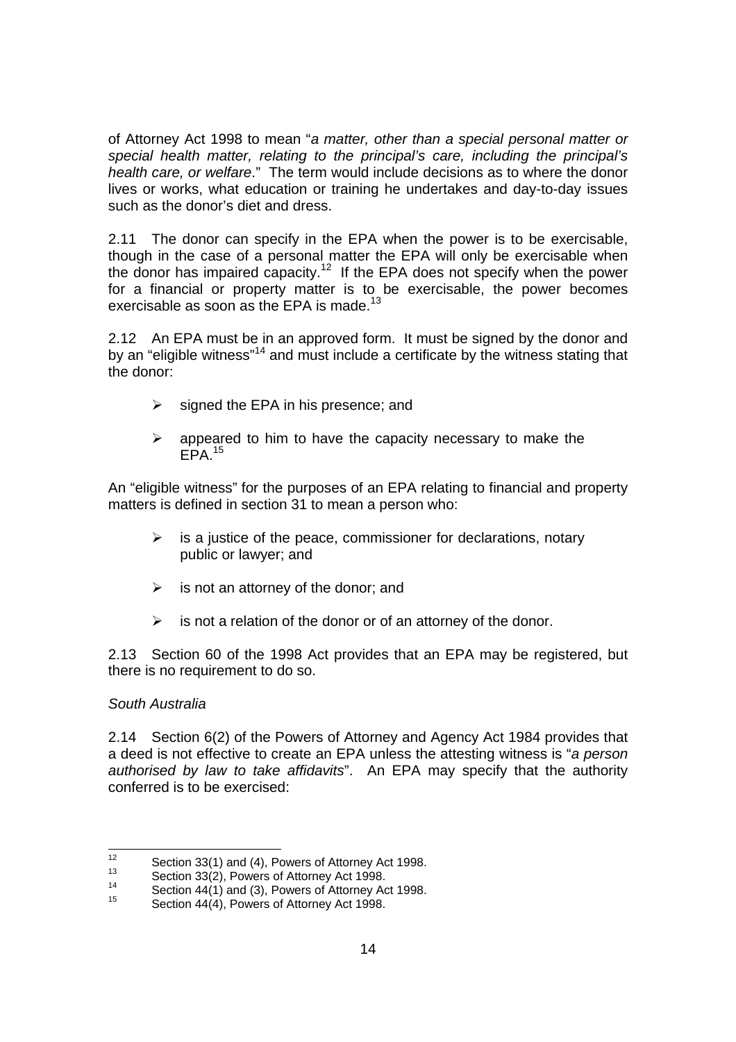of Attorney Act 1998 to mean "*a matter, other than a special personal matter or special health matter, relating to the principal's care, including the principal's health care, or welfare*." The term would include decisions as to where the donor lives or works, what education or training he undertakes and day-to-day issues such as the donor's diet and dress.

2.11 The donor can specify in the EPA when the power is to be exercisable, though in the case of a personal matter the EPA will only be exercisable when the donor has impaired capacity.[12] If the EPA does not specify when the power for a financial or property matter is to be exercisable, the power becomes exercisable as soon as the EPA is made.[13]

2.12 An EPA must be in an approved form. It must be signed by the donor and by an "eligible witness"[14] and must include a certificate by the witness stating that the donor:

- signed the EPA in his presence; and
- appeared to him to have the capacity necessary to make the EPA.[15]

An "eligible witness" for the purposes of an EPA relating to financial and property matters is defined in section 31 to mean a person who:

- is a justice of the peace, commissioner for declarations, notary public or lawyer; and
- is not an attorney of the donor; and
- is not a relation of the donor or of an attorney of the donor.

2.13 Section 60 of the 1998 Act provides that an EPA may be registered, but there is no requirement to do so.

*South Australia*

2.14 Section 6(2) of the Powers of Attorney and Agency Act 1984 provides that a deed is not effective to create an EPA unless the attesting witness is "*a person authorised by law to take affidavits*". An EPA may specify that the authority conferred is to be exercised:

---

12 Section 33(1) and (4), Powers of Attorney Act 1998.
13 Section 33(2), Powers of Attorney Act 1998.
14 Section 44(1) and (3), Powers of Attorney Act 1998.
15 Section 44(4), Powers of Attorney Act 1998.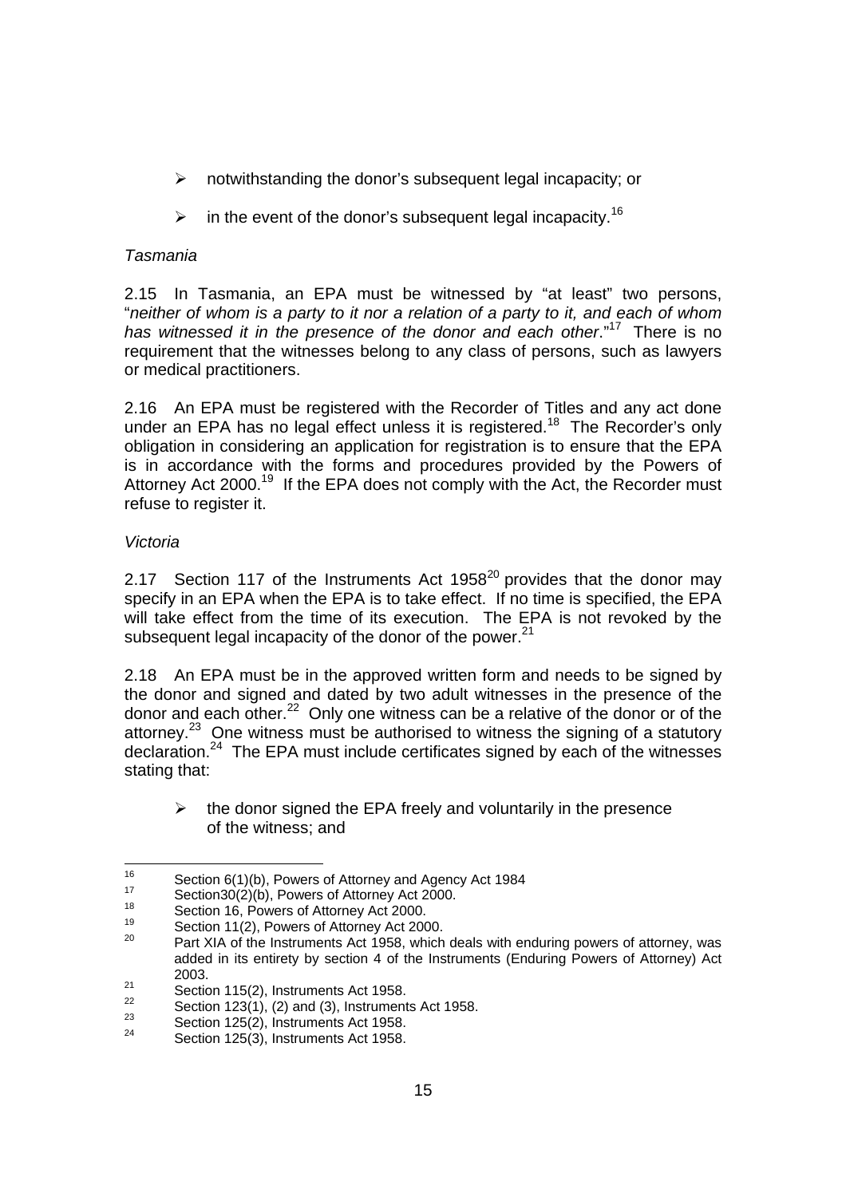- notwithstanding the donor's subsequent legal incapacity; or
- in the event of the donor's subsequent legal incapacity.[16]

*Tasmania*

2.15 In Tasmania, an EPA must be witnessed by "at least" two persons, "*neither of whom is a party to it nor a relation of a party to it, and each of whom has witnessed it in the presence of the donor and each other*."[17] There is no requirement that the witnesses belong to any class of persons, such as lawyers or medical practitioners.

2.16 An EPA must be registered with the Recorder of Titles and any act done under an EPA has no legal effect unless it is registered.[18] The Recorder's only obligation in considering an application for registration is to ensure that the EPA is in accordance with the forms and procedures provided by the Powers of Attorney Act 2000.[19] If the EPA does not comply with the Act, the Recorder must refuse to register it.

*Victoria*

2.17 Section 117 of the Instruments Act 1958[20] provides that the donor may specify in an EPA when the EPA is to take effect. If no time is specified, the EPA will take effect from the time of its execution. The EPA is not revoked by the subsequent legal incapacity of the donor of the power.[21]

2.18 An EPA must be in the approved written form and needs to be signed by the donor and signed and dated by two adult witnesses in the presence of the donor and each other.[22] Only one witness can be a relative of the donor or of the attorney.[23] One witness must be authorised to witness the signing of a statutory declaration.[24] The EPA must include certificates signed by each of the witnesses stating that:

- the donor signed the EPA freely and voluntarily in the presence of the witness; and

---

[16] Section 6(1)(b), Powers of Attorney and Agency Act 1984

[17] Section30(2)(b), Powers of Attorney Act 2000.

[18] Section 16, Powers of Attorney Act 2000.

[19] Section 11(2), Powers of Attorney Act 2000.

[20] Part XIA of the Instruments Act 1958, which deals with enduring powers of attorney, was added in its entirety by section 4 of the Instruments (Enduring Powers of Attorney) Act 2003.

[21] Section 115(2), Instruments Act 1958.

[22] Section 123(1), (2) and (3), Instruments Act 1958.

[23] Section 125(2), Instruments Act 1958.

[24] Section 125(3), Instruments Act 1958.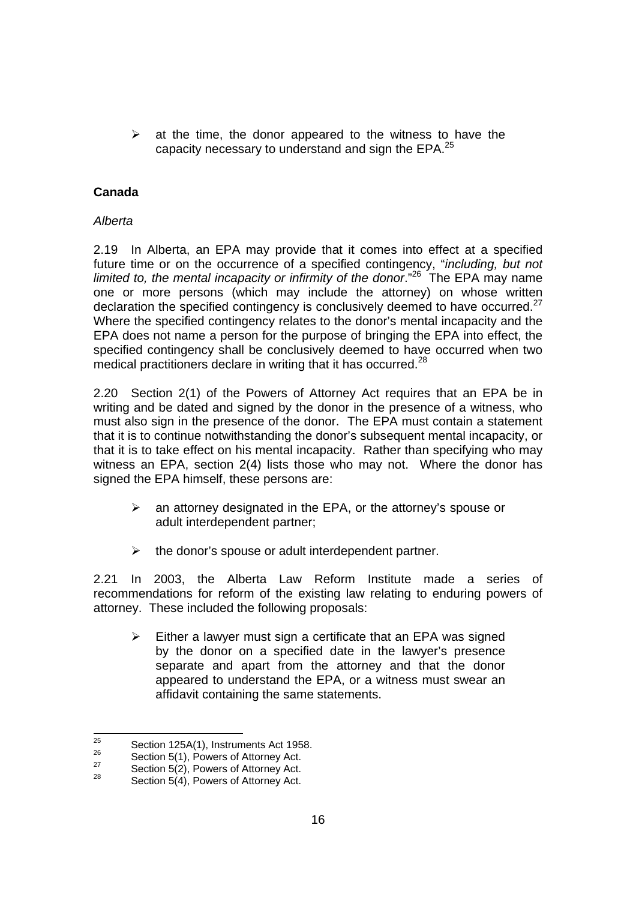- at the time, the donor appeared to the witness to have the capacity necessary to understand and sign the EPA.[25]

**Canada**

*Alberta*

2.19 In Alberta, an EPA may provide that it comes into effect at a specified future time or on the occurrence of a specified contingency, "*including, but not limited to, the mental incapacity or infirmity of the donor*."[26] The EPA may name one or more persons (which may include the attorney) on whose written declaration the specified contingency is conclusively deemed to have occurred.[27] Where the specified contingency relates to the donor's mental incapacity and the EPA does not name a person for the purpose of bringing the EPA into effect, the specified contingency shall be conclusively deemed to have occurred when two medical practitioners declare in writing that it has occurred.[28]

2.20 Section 2(1) of the Powers of Attorney Act requires that an EPA be in writing and be dated and signed by the donor in the presence of a witness, who must also sign in the presence of the donor. The EPA must contain a statement that it is to continue notwithstanding the donor's subsequent mental incapacity, or that it is to take effect on his mental incapacity. Rather than specifying who may witness an EPA, section 2(4) lists those who may not. Where the donor has signed the EPA himself, these persons are:

- an attorney designated in the EPA, or the attorney's spouse or adult interdependent partner;
- the donor's spouse or adult interdependent partner.

2.21 In 2003, the Alberta Law Reform Institute made a series of recommendations for reform of the existing law relating to enduring powers of attorney. These included the following proposals:

- Either a lawyer must sign a certificate that an EPA was signed by the donor on a specified date in the lawyer's presence separate and apart from the attorney and that the donor appeared to understand the EPA, or a witness must swear an affidavit containing the same statements.

---

[25] Section 125A(1), Instruments Act 1958.
[26] Section 5(1), Powers of Attorney Act.
[27] Section 5(2), Powers of Attorney Act.
[28] Section 5(4), Powers of Attorney Act.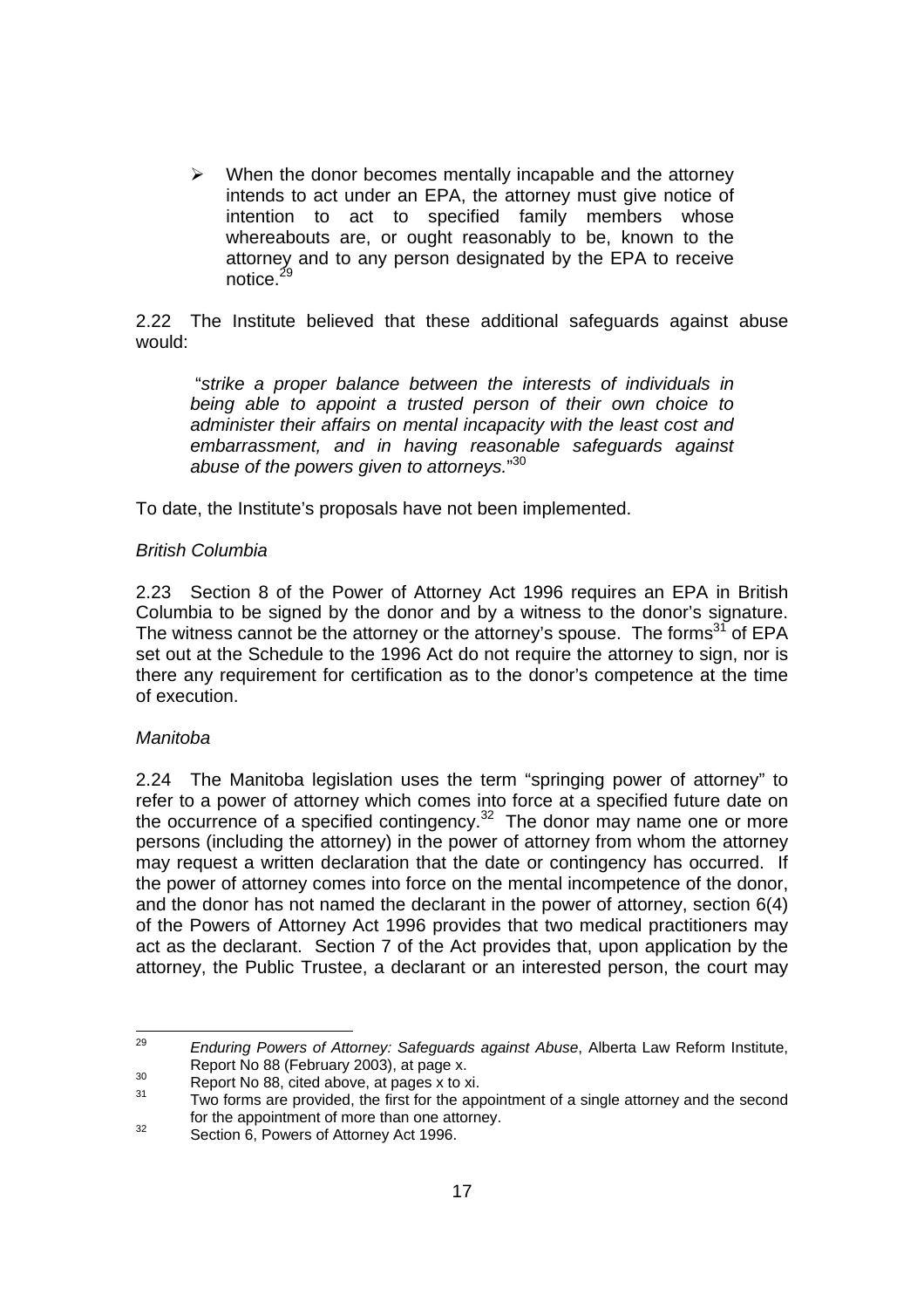- When the donor becomes mentally incapable and the attorney intends to act under an EPA, the attorney must give notice of intention to act to specified family members whose whereabouts are, or ought reasonably to be, known to the attorney and to any person designated by the EPA to receive notice.[29]

2.22 The Institute believed that these additional safeguards against abuse would:

> "*strike a proper balance between the interests of individuals in being able to appoint a trusted person of their own choice to administer their affairs on mental incapacity with the least cost and embarrassment, and in having reasonable safeguards against abuse of the powers given to attorneys.*"[30]

To date, the Institute's proposals have not been implemented.

*British Columbia*

2.23 Section 8 of the Power of Attorney Act 1996 requires an EPA in British Columbia to be signed by the donor and by a witness to the donor's signature. The witness cannot be the attorney or the attorney's spouse. The forms[31] of EPA set out at the Schedule to the 1996 Act do not require the attorney to sign, nor is there any requirement for certification as to the donor's competence at the time of execution.

*Manitoba*

2.24 The Manitoba legislation uses the term "springing power of attorney" to refer to a power of attorney which comes into force at a specified future date on the occurrence of a specified contingency.[32] The donor may name one or more persons (including the attorney) in the power of attorney from whom the attorney may request a written declaration that the date or contingency has occurred. If the power of attorney comes into force on the mental incompetence of the donor, and the donor has not named the declarant in the power of attorney, section 6(4) of the Powers of Attorney Act 1996 provides that two medical practitioners may act as the declarant. Section 7 of the Act provides that, upon application by the attorney, the Public Trustee, a declarant or an interested person, the court may

---

[29] *Enduring Powers of Attorney: Safeguards against Abuse*, Alberta Law Reform Institute, Report No 88 (February 2003), at page x.

[30] Report No 88, cited above, at pages x to xi.

[31] Two forms are provided, the first for the appointment of a single attorney and the second for the appointment of more than one attorney.

[32] Section 6, Powers of Attorney Act 1996.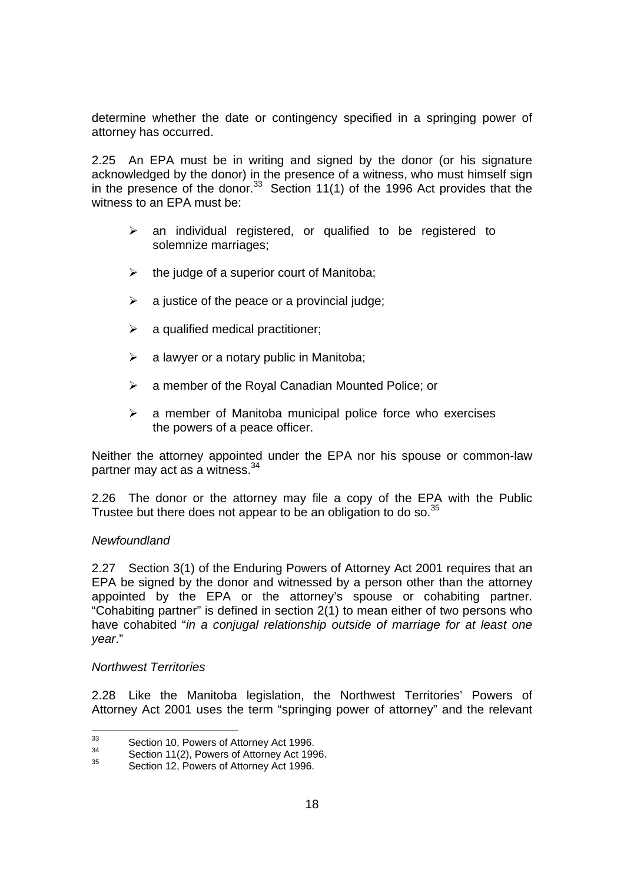determine whether the date or contingency specified in a springing power of attorney has occurred.

2.25 An EPA must be in writing and signed by the donor (or his signature acknowledged by the donor) in the presence of a witness, who must himself sign in the presence of the donor.[33] Section 11(1) of the 1996 Act provides that the witness to an EPA must be:

- an individual registered, or qualified to be registered to solemnize marriages;
- the judge of a superior court of Manitoba;
- a justice of the peace or a provincial judge;
- a qualified medical practitioner;
- a lawyer or a notary public in Manitoba;
- a member of the Royal Canadian Mounted Police; or
- a member of Manitoba municipal police force who exercises the powers of a peace officer.

Neither the attorney appointed under the EPA nor his spouse or common-law partner may act as a witness.[34]

2.26 The donor or the attorney may file a copy of the EPA with the Public Trustee but there does not appear to be an obligation to do so.[35]

*Newfoundland*

2.27 Section 3(1) of the Enduring Powers of Attorney Act 2001 requires that an EPA be signed by the donor and witnessed by a person other than the attorney appointed by the EPA or the attorney's spouse or cohabiting partner. "Cohabiting partner" is defined in section 2(1) to mean either of two persons who have cohabited "*in a conjugal relationship outside of marriage for at least one year*."

*Northwest Territories*

2.28 Like the Manitoba legislation, the Northwest Territories' Powers of Attorney Act 2001 uses the term "springing power of attorney" and the relevant

---

[33] Section 10, Powers of Attorney Act 1996.

[34] Section 11(2), Powers of Attorney Act 1996.

[35] Section 12, Powers of Attorney Act 1996.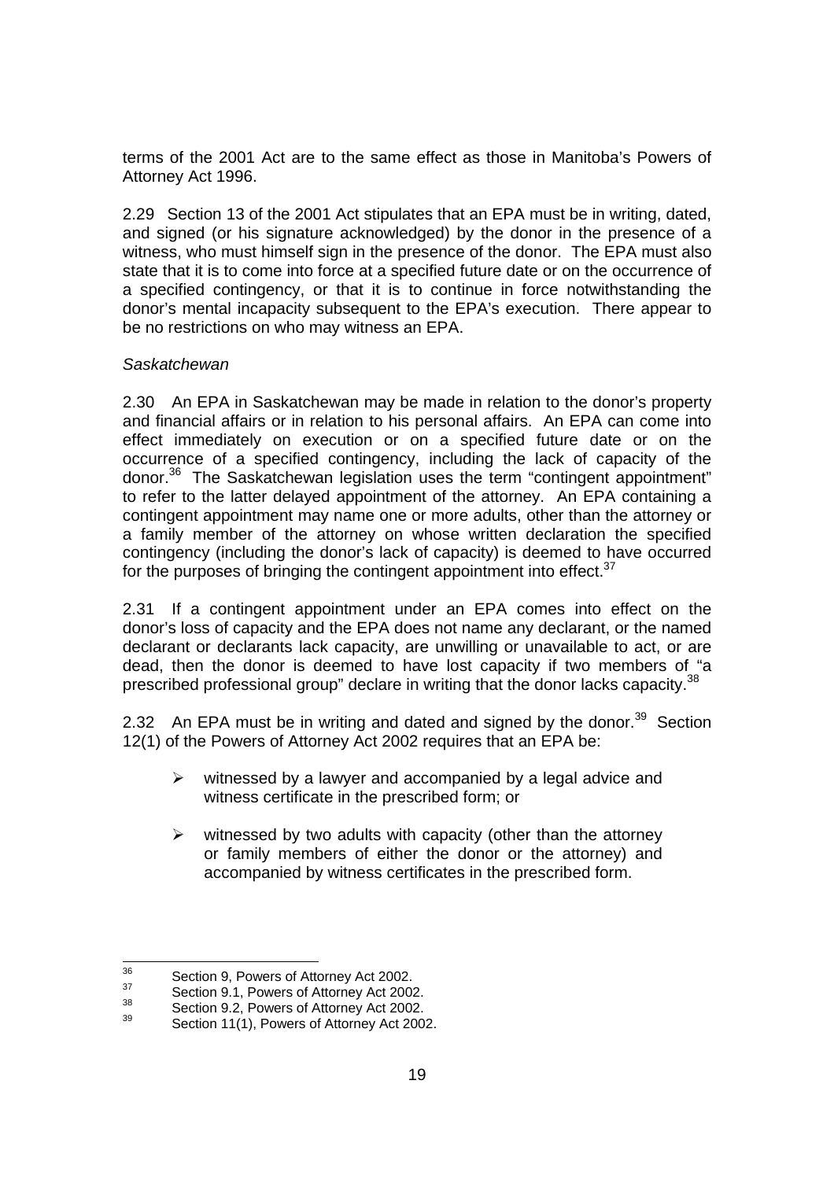terms of the 2001 Act are to the same effect as those in Manitoba's Powers of Attorney Act 1996.

2.29 Section 13 of the 2001 Act stipulates that an EPA must be in writing, dated, and signed (or his signature acknowledged) by the donor in the presence of a witness, who must himself sign in the presence of the donor. The EPA must also state that it is to come into force at a specified future date or on the occurrence of a specified contingency, or that it is to continue in force notwithstanding the donor's mental incapacity subsequent to the EPA's execution. There appear to be no restrictions on who may witness an EPA.

*Saskatchewan*

2.30 An EPA in Saskatchewan may be made in relation to the donor's property and financial affairs or in relation to his personal affairs. An EPA can come into effect immediately on execution or on a specified future date or on the occurrence of a specified contingency, including the lack of capacity of the donor.[36] The Saskatchewan legislation uses the term "contingent appointment" to refer to the latter delayed appointment of the attorney. An EPA containing a contingent appointment may name one or more adults, other than the attorney or a family member of the attorney on whose written declaration the specified contingency (including the donor's lack of capacity) is deemed to have occurred for the purposes of bringing the contingent appointment into effect.[37]

2.31 If a contingent appointment under an EPA comes into effect on the donor's loss of capacity and the EPA does not name any declarant, or the named declarant or declarants lack capacity, are unwilling or unavailable to act, or are dead, then the donor is deemed to have lost capacity if two members of "a prescribed professional group" declare in writing that the donor lacks capacity.[38]

2.32 An EPA must be in writing and dated and signed by the donor.[39] Section 12(1) of the Powers of Attorney Act 2002 requires that an EPA be:

- witnessed by a lawyer and accompanied by a legal advice and witness certificate in the prescribed form; or
- witnessed by two adults with capacity (other than the attorney or family members of either the donor or the attorney) and accompanied by witness certificates in the prescribed form.

---

[36] Section 9, Powers of Attorney Act 2002.
[37] Section 9.1, Powers of Attorney Act 2002.
[38] Section 9.2, Powers of Attorney Act 2002.
[39] Section 11(1), Powers of Attorney Act 2002.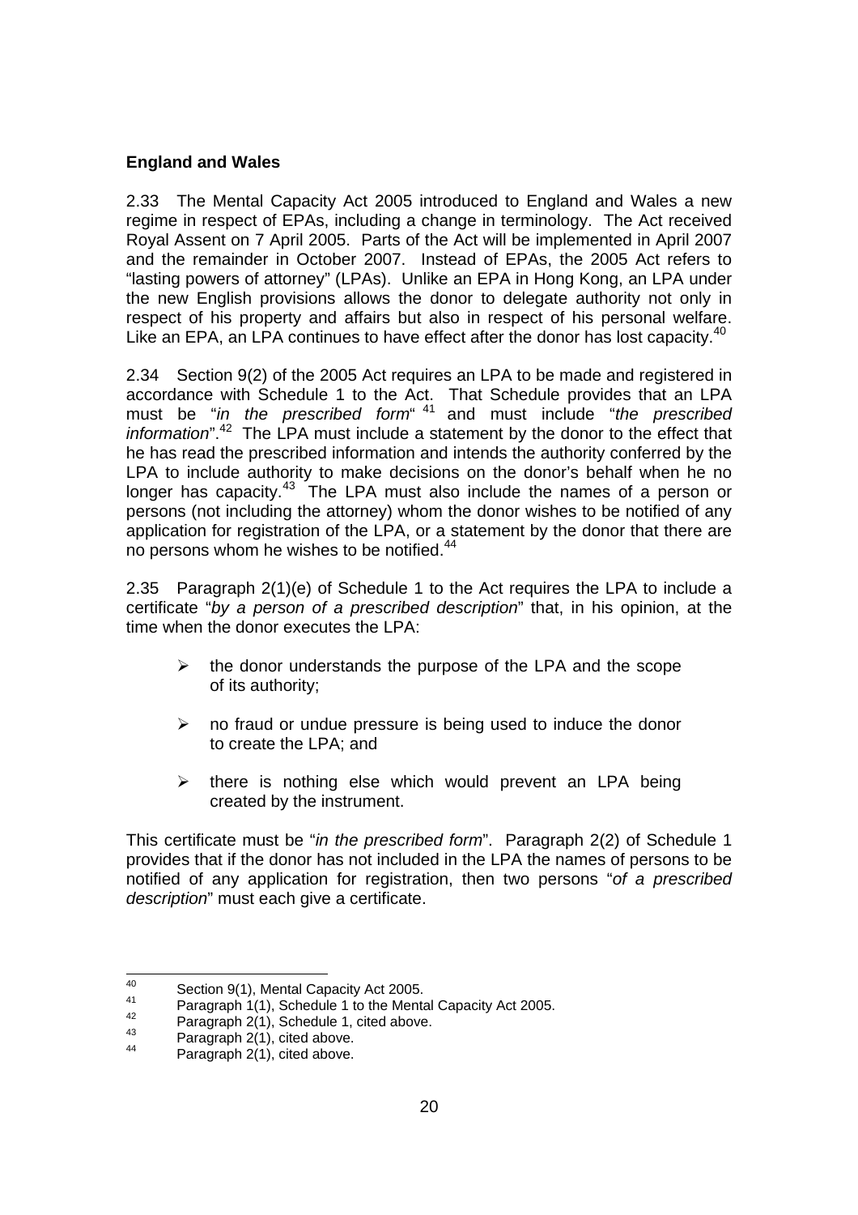**England and Wales**

2.33 The Mental Capacity Act 2005 introduced to England and Wales a new regime in respect of EPAs, including a change in terminology. The Act received Royal Assent on 7 April 2005. Parts of the Act will be implemented in April 2007 and the remainder in October 2007. Instead of EPAs, the 2005 Act refers to "lasting powers of attorney" (LPAs). Unlike an EPA in Hong Kong, an LPA under the new English provisions allows the donor to delegate authority not only in respect of his property and affairs but also in respect of his personal welfare. Like an EPA, an LPA continues to have effect after the donor has lost capacity.[40]

2.34 Section 9(2) of the 2005 Act requires an LPA to be made and registered in accordance with Schedule 1 to the Act. That Schedule provides that an LPA must be "*in the prescribed form*"[41] and must include "*the prescribed information*".[42] The LPA must include a statement by the donor to the effect that he has read the prescribed information and intends the authority conferred by the LPA to include authority to make decisions on the donor's behalf when he no longer has capacity.[43] The LPA must also include the names of a person or persons (not including the attorney) whom the donor wishes to be notified of any application for registration of the LPA, or a statement by the donor that there are no persons whom he wishes to be notified.[44]

2.35 Paragraph 2(1)(e) of Schedule 1 to the Act requires the LPA to include a certificate "*by a person of a prescribed description*" that, in his opinion, at the time when the donor executes the LPA:

- the donor understands the purpose of the LPA and the scope of its authority;
- no fraud or undue pressure is being used to induce the donor to create the LPA; and
- there is nothing else which would prevent an LPA being created by the instrument.

This certificate must be "*in the prescribed form*". Paragraph 2(2) of Schedule 1 provides that if the donor has not included in the LPA the names of persons to be notified of any application for registration, then two persons "*of a prescribed description*" must each give a certificate.

---

[40] Section 9(1), Mental Capacity Act 2005.
[41] Paragraph 1(1), Schedule 1 to the Mental Capacity Act 2005.
[42] Paragraph 2(1), Schedule 1, cited above.
[43] Paragraph 2(1), cited above.
[44] Paragraph 2(1), cited above.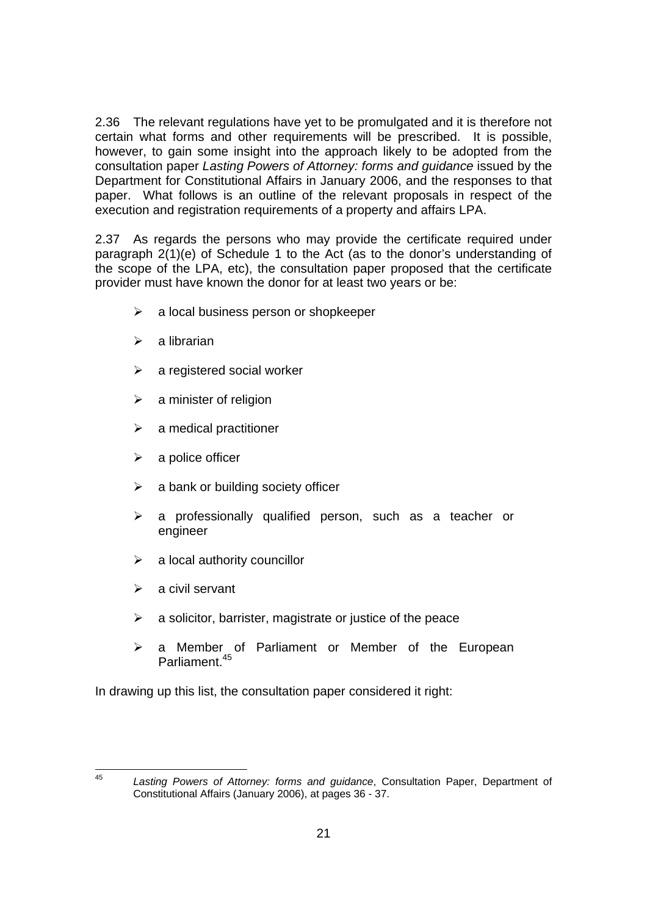2.36 The relevant regulations have yet to be promulgated and it is therefore not certain what forms and other requirements will be prescribed. It is possible, however, to gain some insight into the approach likely to be adopted from the consultation paper *Lasting Powers of Attorney: forms and guidance* issued by the Department for Constitutional Affairs in January 2006, and the responses to that paper. What follows is an outline of the relevant proposals in respect of the execution and registration requirements of a property and affairs LPA.

2.37 As regards the persons who may provide the certificate required under paragraph 2(1)(e) of Schedule 1 to the Act (as to the donor's understanding of the scope of the LPA, etc), the consultation paper proposed that the certificate provider must have known the donor for at least two years or be:

- a local business person or shopkeeper
- a librarian
- a registered social worker
- a minister of religion
- a medical practitioner
- a police officer
- a bank or building society officer
- a professionally qualified person, such as a teacher or engineer
- a local authority councillor
- a civil servant
- a solicitor, barrister, magistrate or justice of the peace
- a Member of Parliament or Member of the European Parliament.[45]

In drawing up this list, the consultation paper considered it right:

[45] *Lasting Powers of Attorney: forms and guidance*, Consultation Paper, Department of Constitutional Affairs (January 2006), at pages 36 - 37.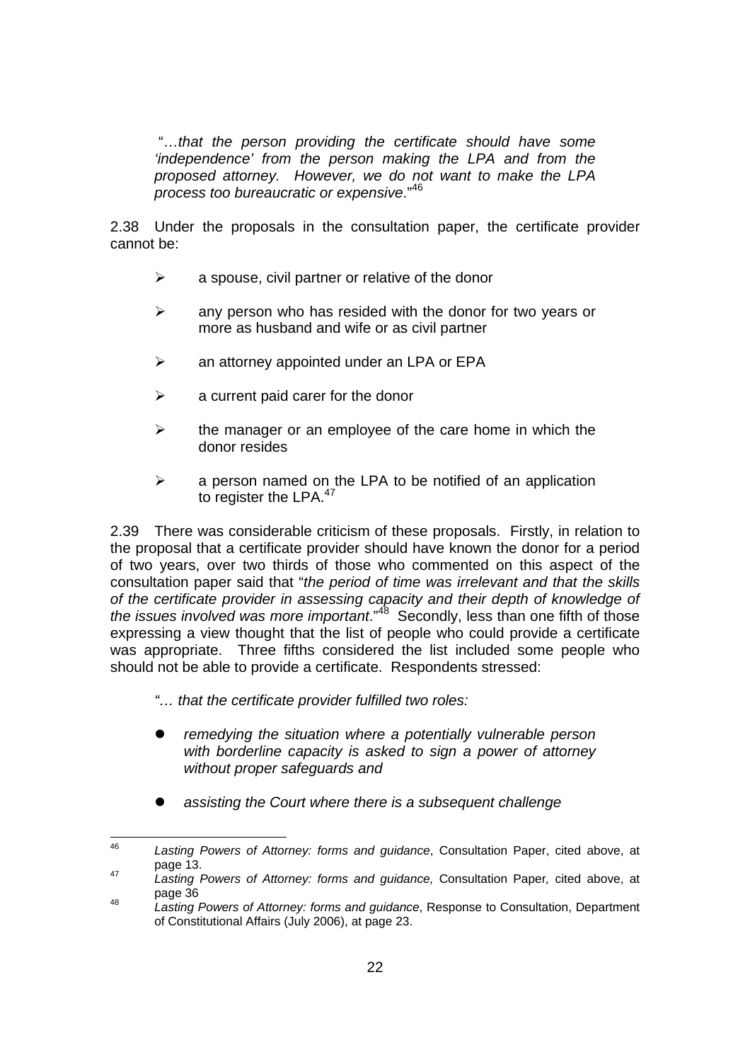"…*that the person providing the certificate should have some 'independence' from the person making the LPA and from the proposed attorney. However, we do not want to make the LPA process too bureaucratic or expensive*."[46]

2.38 Under the proposals in the consultation paper, the certificate provider cannot be:

- a spouse, civil partner or relative of the donor
- any person who has resided with the donor for two years or more as husband and wife or as civil partner
- an attorney appointed under an LPA or EPA
- a current paid carer for the donor
- the manager or an employee of the care home in which the donor resides
- a person named on the LPA to be notified of an application to register the LPA.[47]

2.39 There was considerable criticism of these proposals. Firstly, in relation to the proposal that a certificate provider should have known the donor for a period of two years, over two thirds of those who commented on this aspect of the consultation paper said that "*the period of time was irrelevant and that the skills of the certificate provider in assessing capacity and their depth of knowledge of the issues involved was more important*."[48] Secondly, less than one fifth of those expressing a view thought that the list of people who could provide a certificate was appropriate. Three fifths considered the list included some people who should not be able to provide a certificate. Respondents stressed:

*"… that the certificate provider fulfilled two roles:*

- *remedying the situation where a potentially vulnerable person with borderline capacity is asked to sign a power of attorney without proper safeguards and*
- *assisting the Court where there is a subsequent challenge*

---

[46] *Lasting Powers of Attorney: forms and guidance*, Consultation Paper, cited above, at page 13.

[47] *Lasting Powers of Attorney: forms and guidance,* Consultation Paper, cited above, at page 36

[48] *Lasting Powers of Attorney: forms and guidance*, Response to Consultation, Department of Constitutional Affairs (July 2006), at page 23.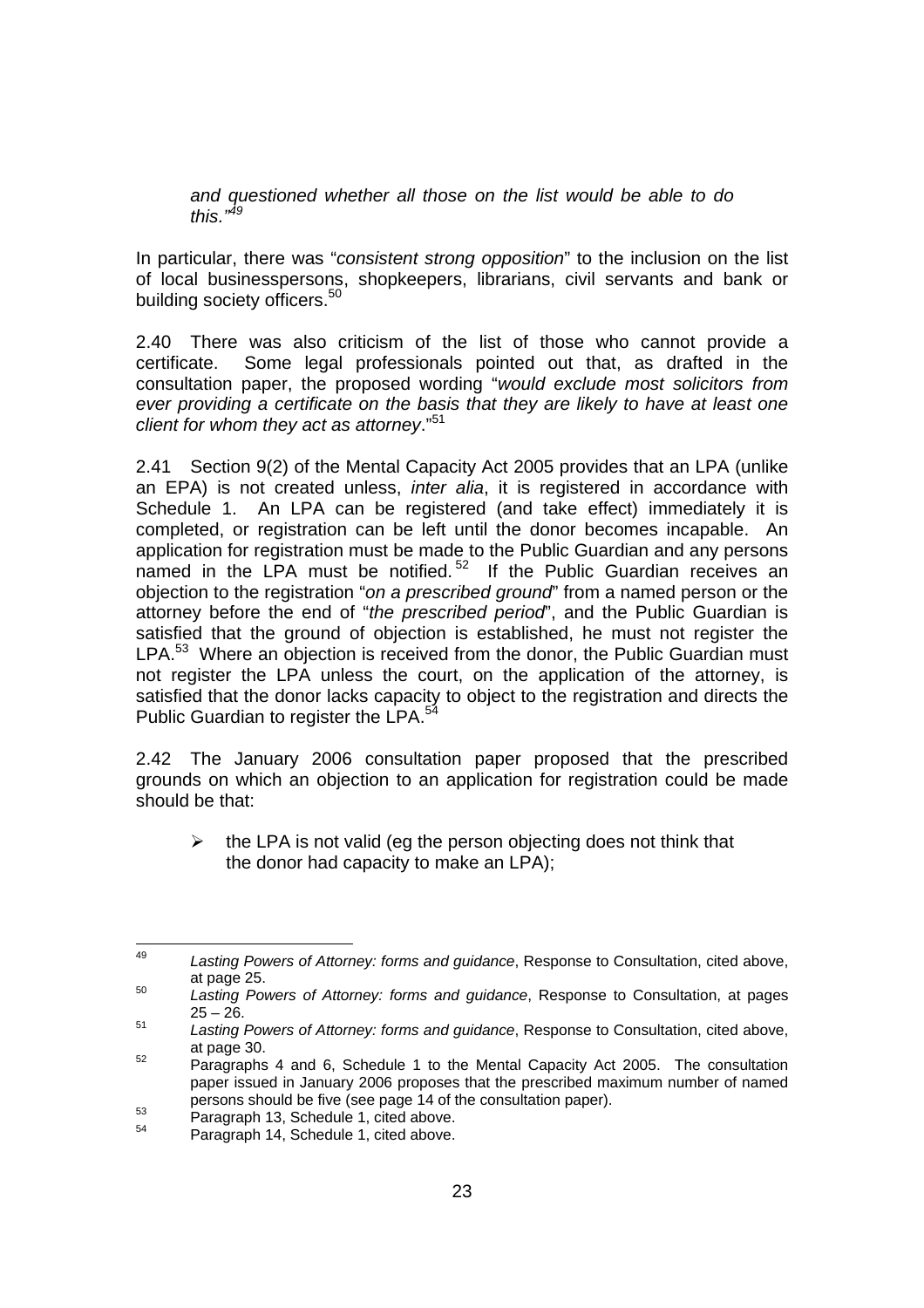> *and questioned whether all those on the list would be able to do this."*[49]

In particular, there was "*consistent strong opposition*" to the inclusion on the list of local businesspersons, shopkeepers, librarians, civil servants and bank or building society officers.[50]

2.40 There was also criticism of the list of those who cannot provide a certificate. Some legal professionals pointed out that, as drafted in the consultation paper, the proposed wording "*would exclude most solicitors from ever providing a certificate on the basis that they are likely to have at least one client for whom they act as attorney*."[51]

2.41 Section 9(2) of the Mental Capacity Act 2005 provides that an LPA (unlike an EPA) is not created unless, *inter alia*, it is registered in accordance with Schedule 1. An LPA can be registered (and take effect) immediately it is completed, or registration can be left until the donor becomes incapable. An application for registration must be made to the Public Guardian and any persons named in the LPA must be notified.[52] If the Public Guardian receives an objection to the registration "*on a prescribed ground*" from a named person or the attorney before the end of "*the prescribed period*", and the Public Guardian is satisfied that the ground of objection is established, he must not register the LPA.[53] Where an objection is received from the donor, the Public Guardian must not register the LPA unless the court, on the application of the attorney, is satisfied that the donor lacks capacity to object to the registration and directs the Public Guardian to register the LPA.[54]

2.42 The January 2006 consultation paper proposed that the prescribed grounds on which an objection to an application for registration could be made should be that:

- the LPA is not valid (eg the person objecting does not think that the donor had capacity to make an LPA);

---

[49] *Lasting Powers of Attorney: forms and guidance*, Response to Consultation, cited above, at page 25.

[50] *Lasting Powers of Attorney: forms and guidance*, Response to Consultation, at pages 25 – 26.

[51] *Lasting Powers of Attorney: forms and guidance*, Response to Consultation, cited above, at page 30.

[52] Paragraphs 4 and 6, Schedule 1 to the Mental Capacity Act 2005. The consultation paper issued in January 2006 proposes that the prescribed maximum number of named persons should be five (see page 14 of the consultation paper).

[53] Paragraph 13, Schedule 1, cited above.

[54] Paragraph 14, Schedule 1, cited above.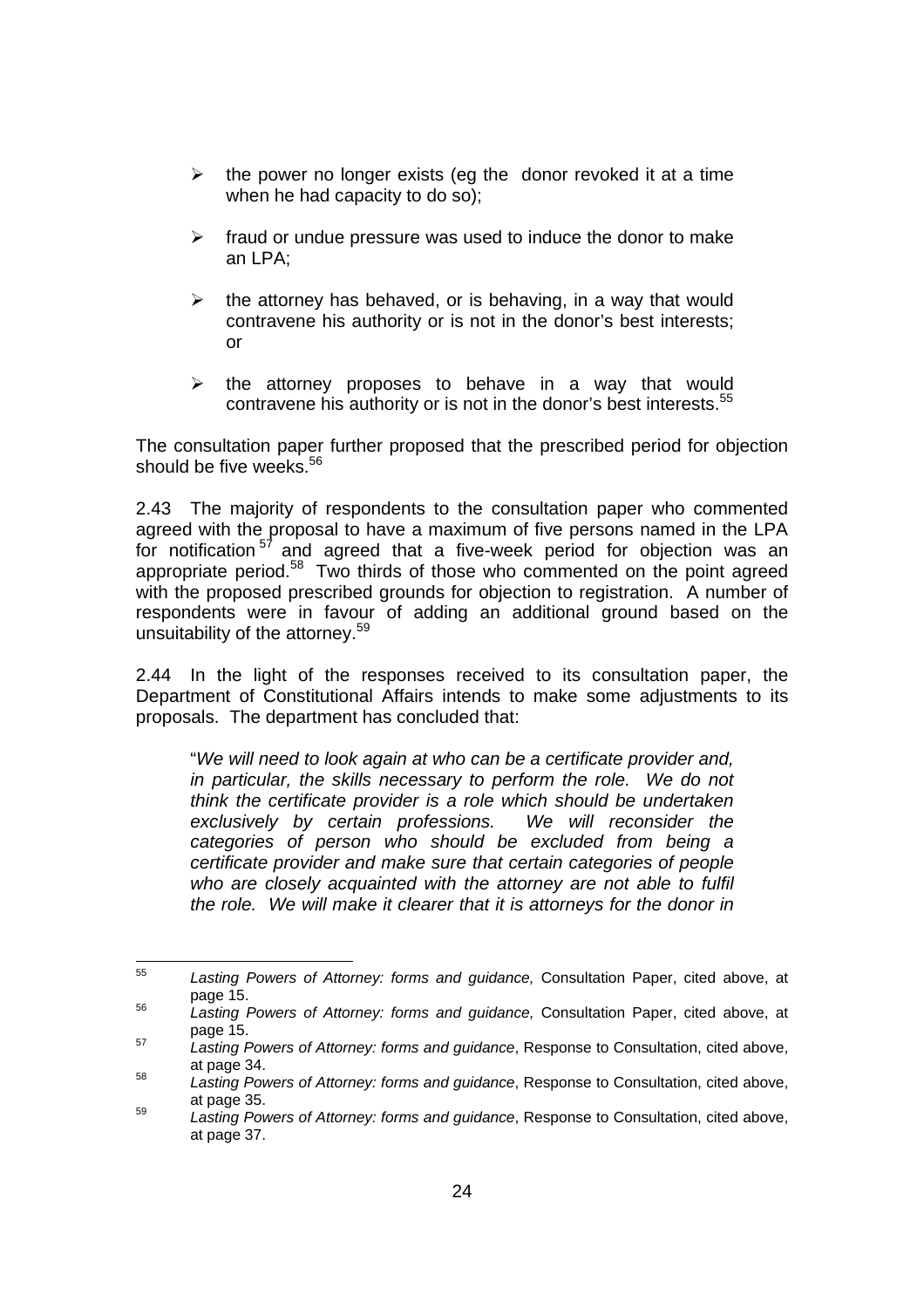- the power no longer exists (eg the donor revoked it at a time when he had capacity to do so);
- fraud or undue pressure was used to induce the donor to make an LPA;
- the attorney has behaved, or is behaving, in a way that would contravene his authority or is not in the donor's best interests; or
- the attorney proposes to behave in a way that would contravene his authority or is not in the donor's best interests.[55]

The consultation paper further proposed that the prescribed period for objection should be five weeks.[56]

2.43 The majority of respondents to the consultation paper who commented agreed with the proposal to have a maximum of five persons named in the LPA for notification[57] and agreed that a five-week period for objection was an appropriate period.[58] Two thirds of those who commented on the point agreed with the proposed prescribed grounds for objection to registration. A number of respondents were in favour of adding an additional ground based on the unsuitability of the attorney.[59]

2.44 In the light of the responses received to its consultation paper, the Department of Constitutional Affairs intends to make some adjustments to its proposals. The department has concluded that:

> "*We will need to look again at who can be a certificate provider and, in particular, the skills necessary to perform the role. We do not think the certificate provider is a role which should be undertaken exclusively by certain professions. We will reconsider the categories of person who should be excluded from being a certificate provider and make sure that certain categories of people who are closely acquainted with the attorney are not able to fulfil the role. We will make it clearer that it is attorneys for the donor in*

---

[55] *Lasting Powers of Attorney: forms and guidance,* Consultation Paper, cited above, at page 15.

[56] *Lasting Powers of Attorney: forms and guidance,* Consultation Paper, cited above, at page 15.

[57] *Lasting Powers of Attorney: forms and guidance*, Response to Consultation, cited above, at page 34.

[58] *Lasting Powers of Attorney: forms and guidance*, Response to Consultation, cited above, at page 35.

[59] *Lasting Powers of Attorney: forms and guidance*, Response to Consultation, cited above, at page 37.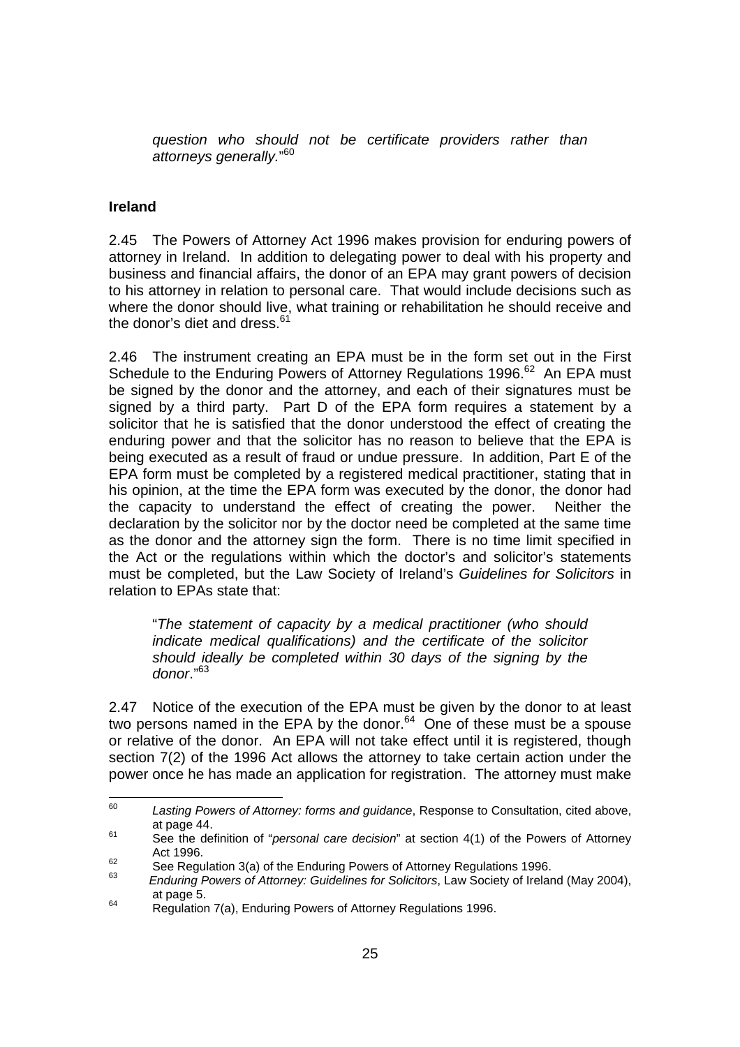*question who should not be certificate providers rather than attorneys generally.*"[60]

**Ireland**

2.45 The Powers of Attorney Act 1996 makes provision for enduring powers of attorney in Ireland. In addition to delegating power to deal with his property and business and financial affairs, the donor of an EPA may grant powers of decision to his attorney in relation to personal care. That would include decisions such as where the donor should live, what training or rehabilitation he should receive and the donor's diet and dress.[61]

2.46 The instrument creating an EPA must be in the form set out in the First Schedule to the Enduring Powers of Attorney Regulations 1996.[62] An EPA must be signed by the donor and the attorney, and each of their signatures must be signed by a third party. Part D of the EPA form requires a statement by a solicitor that he is satisfied that the donor understood the effect of creating the enduring power and that the solicitor has no reason to believe that the EPA is being executed as a result of fraud or undue pressure. In addition, Part E of the EPA form must be completed by a registered medical practitioner, stating that in his opinion, at the time the EPA form was executed by the donor, the donor had the capacity to understand the effect of creating the power. Neither the declaration by the solicitor nor by the doctor need be completed at the same time as the donor and the attorney sign the form. There is no time limit specified in the Act or the regulations within which the doctor's and solicitor's statements must be completed, but the Law Society of Ireland's *Guidelines for Solicitors* in relation to EPAs state that:

> "*The statement of capacity by a medical practitioner (who should indicate medical qualifications) and the certificate of the solicitor should ideally be completed within 30 days of the signing by the donor*."[63]

2.47 Notice of the execution of the EPA must be given by the donor to at least two persons named in the EPA by the donor.[64] One of these must be a spouse or relative of the donor. An EPA will not take effect until it is registered, though section 7(2) of the 1996 Act allows the attorney to take certain action under the power once he has made an application for registration. The attorney must make

---

[60] *Lasting Powers of Attorney: forms and guidance*, Response to Consultation, cited above, at page 44.

[61] See the definition of "*personal care decision*" at section 4(1) of the Powers of Attorney Act 1996.

[62] See Regulation 3(a) of the Enduring Powers of Attorney Regulations 1996.

[63] *Enduring Powers of Attorney: Guidelines for Solicitors*, Law Society of Ireland (May 2004), at page 5.

[64] Regulation 7(a), Enduring Powers of Attorney Regulations 1996.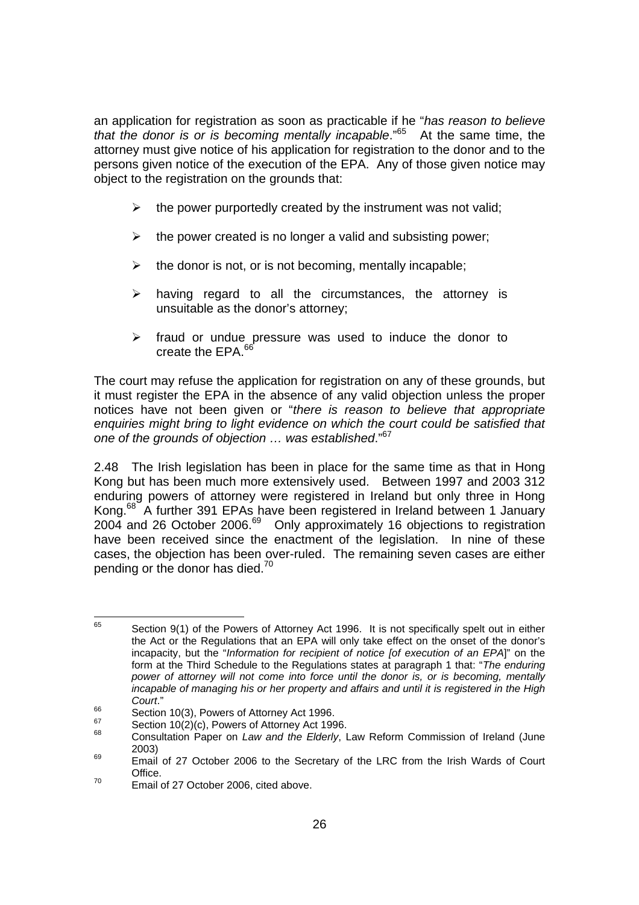an application for registration as soon as practicable if he "*has reason to believe that the donor is or is becoming mentally incapable*."[65] At the same time, the attorney must give notice of his application for registration to the donor and to the persons given notice of the execution of the EPA. Any of those given notice may object to the registration on the grounds that:

- the power purportedly created by the instrument was not valid;
- the power created is no longer a valid and subsisting power;
- the donor is not, or is not becoming, mentally incapable;
- having regard to all the circumstances, the attorney is unsuitable as the donor's attorney;
- fraud or undue pressure was used to induce the donor to create the EPA.[66]

The court may refuse the application for registration on any of these grounds, but it must register the EPA in the absence of any valid objection unless the proper notices have not been given or "*there is reason to believe that appropriate enquiries might bring to light evidence on which the court could be satisfied that one of the grounds of objection … was established*."[67]

2.48 The Irish legislation has been in place for the same time as that in Hong Kong but has been much more extensively used. Between 1997 and 2003 312 enduring powers of attorney were registered in Ireland but only three in Hong Kong.[68] A further 391 EPAs have been registered in Ireland between 1 January 2004 and 26 October 2006.[69] Only approximately 16 objections to registration have been received since the enactment of the legislation. In nine of these cases, the objection has been over-ruled. The remaining seven cases are either pending or the donor has died.[70]

---

65 Section 9(1) of the Powers of Attorney Act 1996. It is not specifically spelt out in either the Act or the Regulations that an EPA will only take effect on the onset of the donor's incapacity, but the "*Information for recipient of notice [of execution of an EPA]*" on the form at the Third Schedule to the Regulations states at paragraph 1 that: "*The enduring power of attorney will not come into force until the donor is, or is becoming, mentally incapable of managing his or her property and affairs and until it is registered in the High Court*."

66 Section 10(3), Powers of Attorney Act 1996.

67 Section 10(2)(c), Powers of Attorney Act 1996.

68 Consultation Paper on *Law and the Elderly*, Law Reform Commission of Ireland (June 2003)

69 Email of 27 October 2006 to the Secretary of the LRC from the Irish Wards of Court Office.

70 Email of 27 October 2006, cited above.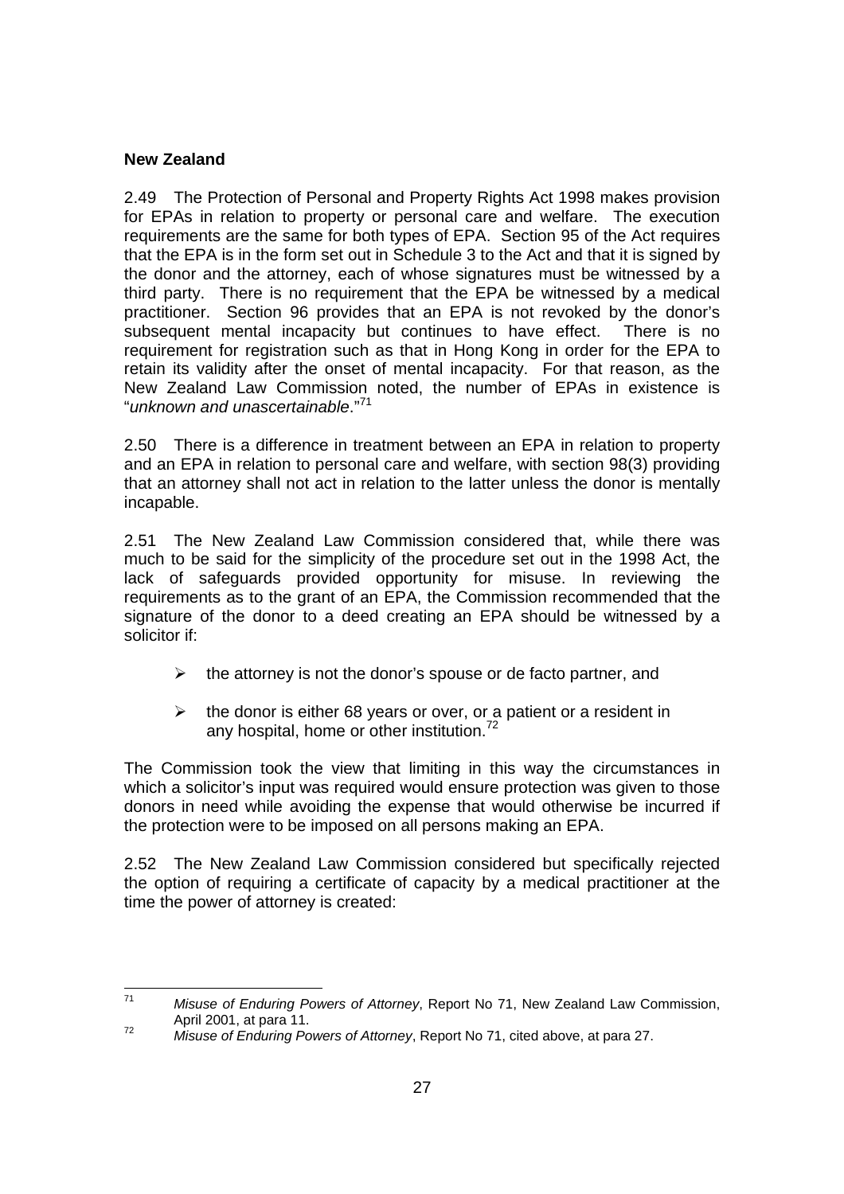**New Zealand**

2.49 The Protection of Personal and Property Rights Act 1998 makes provision for EPAs in relation to property or personal care and welfare. The execution requirements are the same for both types of EPA. Section 95 of the Act requires that the EPA is in the form set out in Schedule 3 to the Act and that it is signed by the donor and the attorney, each of whose signatures must be witnessed by a third party. There is no requirement that the EPA be witnessed by a medical practitioner. Section 96 provides that an EPA is not revoked by the donor's subsequent mental incapacity but continues to have effect. There is no requirement for registration such as that in Hong Kong in order for the EPA to retain its validity after the onset of mental incapacity. For that reason, as the New Zealand Law Commission noted, the number of EPAs in existence is "*unknown and unascertainable*."[71]

2.50 There is a difference in treatment between an EPA in relation to property and an EPA in relation to personal care and welfare, with section 98(3) providing that an attorney shall not act in relation to the latter unless the donor is mentally incapable.

2.51 The New Zealand Law Commission considered that, while there was much to be said for the simplicity of the procedure set out in the 1998 Act, the lack of safeguards provided opportunity for misuse. In reviewing the requirements as to the grant of an EPA, the Commission recommended that the signature of the donor to a deed creating an EPA should be witnessed by a solicitor if:

- the attorney is not the donor's spouse or de facto partner, and
- the donor is either 68 years or over, or a patient or a resident in any hospital, home or other institution.[72]

The Commission took the view that limiting in this way the circumstances in which a solicitor's input was required would ensure protection was given to those donors in need while avoiding the expense that would otherwise be incurred if the protection were to be imposed on all persons making an EPA.

2.52 The New Zealand Law Commission considered but specifically rejected the option of requiring a certificate of capacity by a medical practitioner at the time the power of attorney is created:

---

[71] *Misuse of Enduring Powers of Attorney*, Report No 71, New Zealand Law Commission, April 2001, at para 11.

[72] *Misuse of Enduring Powers of Attorney*, Report No 71, cited above, at para 27.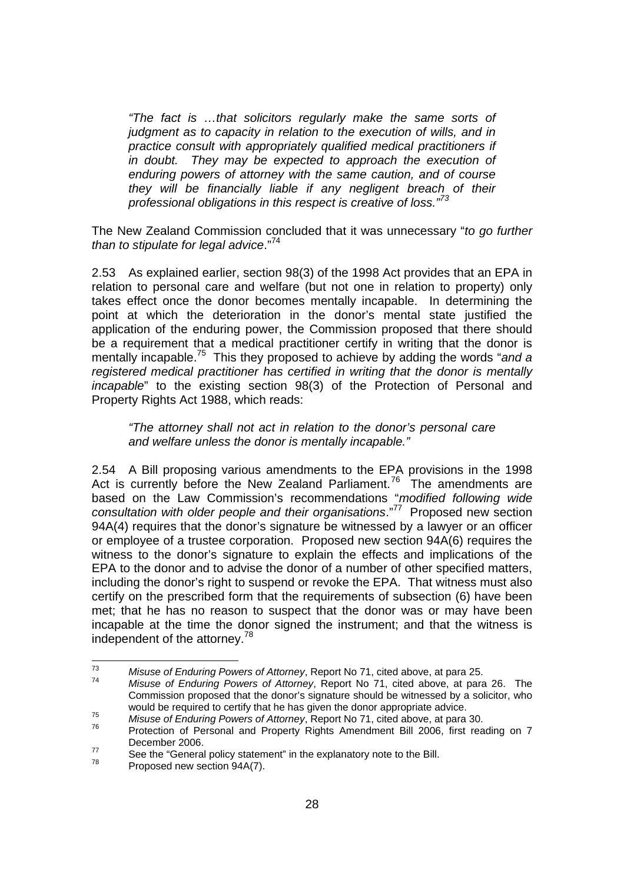> *"The fact is …that solicitors regularly make the same sorts of judgment as to capacity in relation to the execution of wills, and in practice consult with appropriately qualified medical practitioners if in doubt. They may be expected to approach the execution of enduring powers of attorney with the same caution, and of course they will be financially liable if any negligent breach of their professional obligations in this respect is creative of loss."*[73]

The New Zealand Commission concluded that it was unnecessary "*to go further than to stipulate for legal advice*."[74]

2.53 As explained earlier, section 98(3) of the 1998 Act provides that an EPA in relation to personal care and welfare (but not one in relation to property) only takes effect once the donor becomes mentally incapable. In determining the point at which the deterioration in the donor's mental state justified the application of the enduring power, the Commission proposed that there should be a requirement that a medical practitioner certify in writing that the donor is mentally incapable.[75] This they proposed to achieve by adding the words "*and a registered medical practitioner has certified in writing that the donor is mentally incapable*" to the existing section 98(3) of the Protection of Personal and Property Rights Act 1988, which reads:

> *"The attorney shall not act in relation to the donor's personal care and welfare unless the donor is mentally incapable."*

2.54 A Bill proposing various amendments to the EPA provisions in the 1998 Act is currently before the New Zealand Parliament.[76] The amendments are based on the Law Commission's recommendations "*modified following wide consultation with older people and their organisations*."[77] Proposed new section 94A(4) requires that the donor's signature be witnessed by a lawyer or an officer or employee of a trustee corporation. Proposed new section 94A(6) requires the witness to the donor's signature to explain the effects and implications of the EPA to the donor and to advise the donor of a number of other specified matters, including the donor's right to suspend or revoke the EPA. That witness must also certify on the prescribed form that the requirements of subsection (6) have been met; that he has no reason to suspect that the donor was or may have been incapable at the time the donor signed the instrument; and that the witness is independent of the attorney.[78]

---

[73] *Misuse of Enduring Powers of Attorney*, Report No 71, cited above, at para 25.

[74] *Misuse of Enduring Powers of Attorney*, Report No 71, cited above, at para 26. The Commission proposed that the donor's signature should be witnessed by a solicitor, who would be required to certify that he has given the donor appropriate advice.

[75] *Misuse of Enduring Powers of Attorney*, Report No 71, cited above, at para 30.

[76] Protection of Personal and Property Rights Amendment Bill 2006, first reading on 7 December 2006.

[77] See the "General policy statement" in the explanatory note to the Bill.

[78] Proposed new section 94A(7).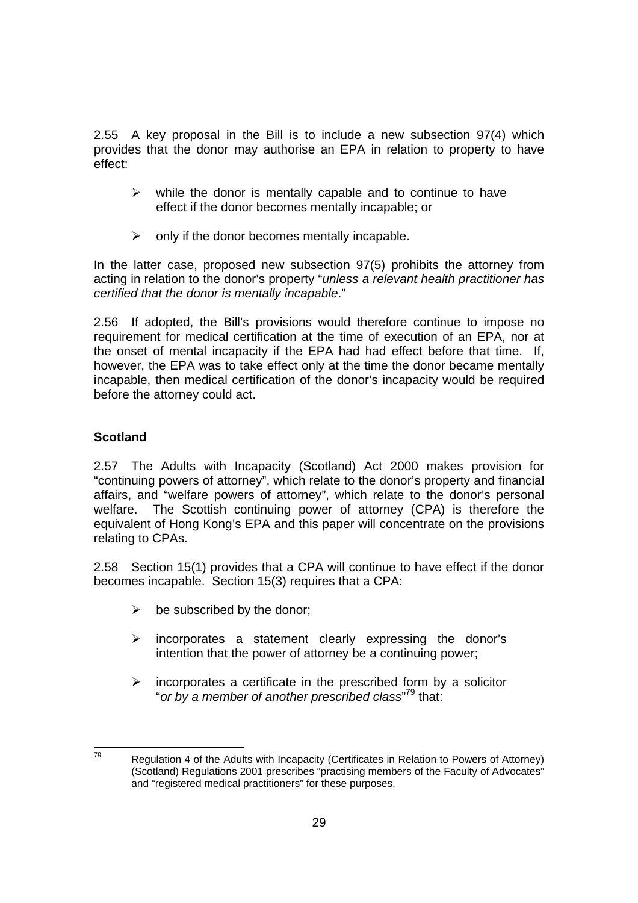2.55 A key proposal in the Bill is to include a new subsection 97(4) which provides that the donor may authorise an EPA in relation to property to have effect:

- while the donor is mentally capable and to continue to have effect if the donor becomes mentally incapable; or
- only if the donor becomes mentally incapable.

In the latter case, proposed new subsection 97(5) prohibits the attorney from acting in relation to the donor's property "*unless a relevant health practitioner has certified that the donor is mentally incapable*."

2.56 If adopted, the Bill's provisions would therefore continue to impose no requirement for medical certification at the time of execution of an EPA, nor at the onset of mental incapacity if the EPA had had effect before that time. If, however, the EPA was to take effect only at the time the donor became mentally incapable, then medical certification of the donor's incapacity would be required before the attorney could act.

**Scotland**

2.57 The Adults with Incapacity (Scotland) Act 2000 makes provision for "continuing powers of attorney", which relate to the donor's property and financial affairs, and "welfare powers of attorney", which relate to the donor's personal welfare. The Scottish continuing power of attorney (CPA) is therefore the equivalent of Hong Kong's EPA and this paper will concentrate on the provisions relating to CPAs.

2.58 Section 15(1) provides that a CPA will continue to have effect if the donor becomes incapable. Section 15(3) requires that a CPA:

- be subscribed by the donor;
- incorporates a statement clearly expressing the donor's intention that the power of attorney be a continuing power;
- incorporates a certificate in the prescribed form by a solicitor "*or by a member of another prescribed class*"[79] that:

[79] Regulation 4 of the Adults with Incapacity (Certificates in Relation to Powers of Attorney) (Scotland) Regulations 2001 prescribes "practising members of the Faculty of Advocates" and "registered medical practitioners" for these purposes.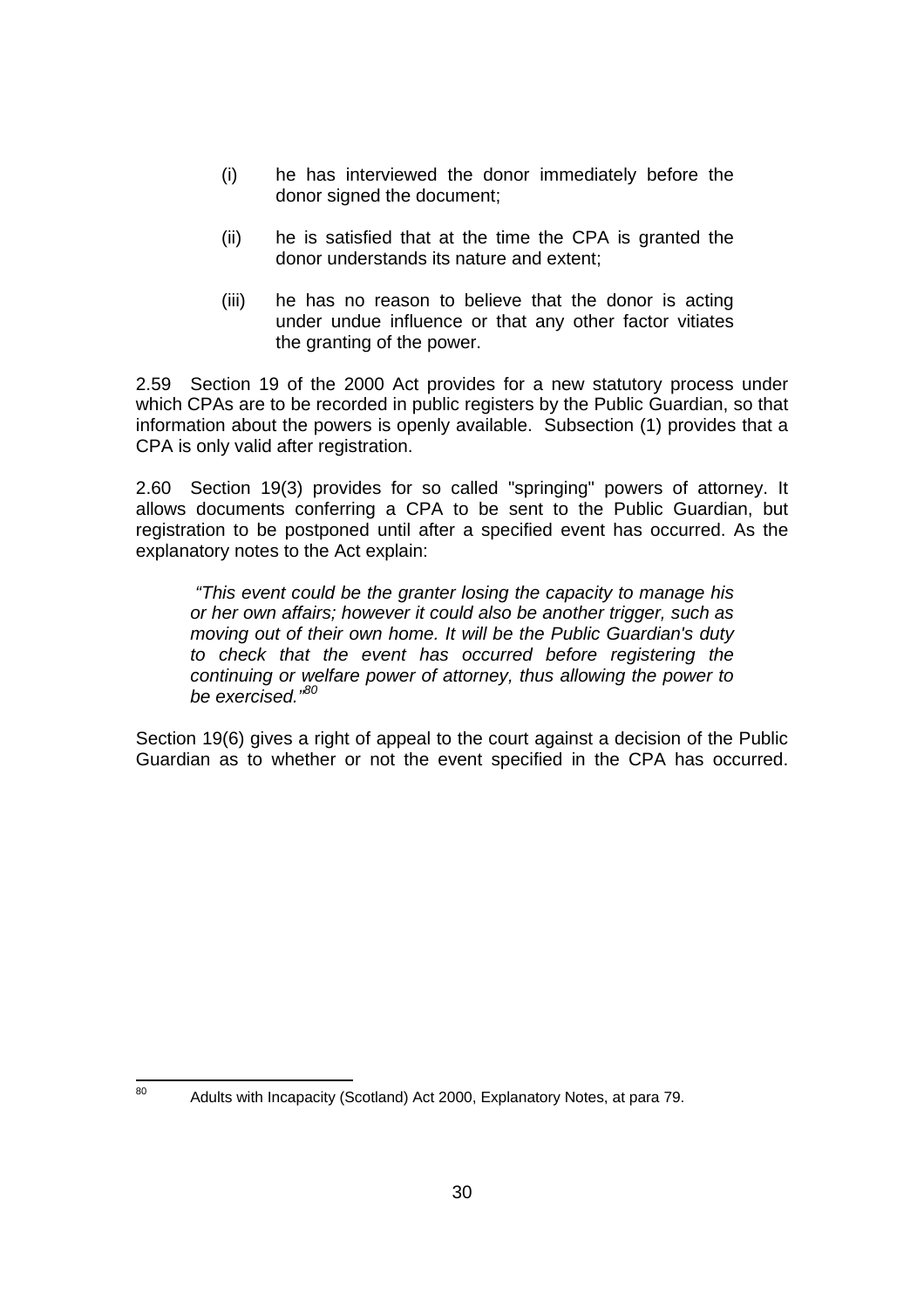(i) he has interviewed the donor immediately before the donor signed the document;

(ii) he is satisfied that at the time the CPA is granted the donor understands its nature and extent;

(iii) he has no reason to believe that the donor is acting under undue influence or that any other factor vitiates the granting of the power.

2.59 Section 19 of the 2000 Act provides for a new statutory process under which CPAs are to be recorded in public registers by the Public Guardian, so that information about the powers is openly available. Subsection (1) provides that a CPA is only valid after registration.

2.60 Section 19(3) provides for so called "springing" powers of attorney. It allows documents conferring a CPA to be sent to the Public Guardian, but registration to be postponed until after a specified event has occurred. As the explanatory notes to the Act explain:

> *"This event could be the granter losing the capacity to manage his or her own affairs; however it could also be another trigger, such as moving out of their own home. It will be the Public Guardian's duty to check that the event has occurred before registering the continuing or welfare power of attorney, thus allowing the power to be exercised."*[80]

Section 19(6) gives a right of appeal to the court against a decision of the Public Guardian as to whether or not the event specified in the CPA has occurred.

---

[80] Adults with Incapacity (Scotland) Act 2000, Explanatory Notes, at para 79.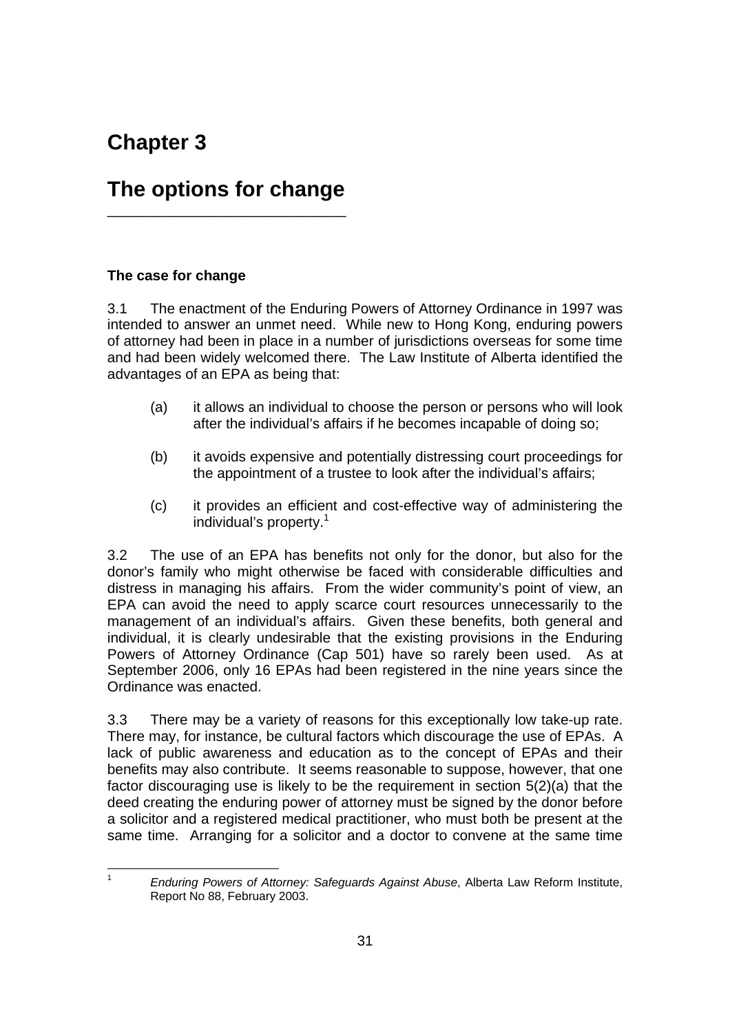# Chapter 3

# The options for change

### The case for change

3.1 The enactment of the Enduring Powers of Attorney Ordinance in 1997 was intended to answer an unmet need. While new to Hong Kong, enduring powers of attorney had been in place in a number of jurisdictions overseas for some time and had been widely welcomed there. The Law Institute of Alberta identified the advantages of an EPA as being that:

(a) it allows an individual to choose the person or persons who will look after the individual's affairs if he becomes incapable of doing so;

(b) it avoids expensive and potentially distressing court proceedings for the appointment of a trustee to look after the individual's affairs;

(c) it provides an efficient and cost-effective way of administering the individual's property.[1]

3.2 The use of an EPA has benefits not only for the donor, but also for the donor's family who might otherwise be faced with considerable difficulties and distress in managing his affairs. From the wider community's point of view, an EPA can avoid the need to apply scarce court resources unnecessarily to the management of an individual's affairs. Given these benefits, both general and individual, it is clearly undesirable that the existing provisions in the Enduring Powers of Attorney Ordinance (Cap 501) have so rarely been used. As at September 2006, only 16 EPAs had been registered in the nine years since the Ordinance was enacted.

3.3 There may be a variety of reasons for this exceptionally low take-up rate. There may, for instance, be cultural factors which discourage the use of EPAs. A lack of public awareness and education as to the concept of EPAs and their benefits may also contribute. It seems reasonable to suppose, however, that one factor discouraging use is likely to be the requirement in section 5(2)(a) that the deed creating the enduring power of attorney must be signed by the donor before a solicitor and a registered medical practitioner, who must both be present at the same time. Arranging for a solicitor and a doctor to convene at the same time

---

[1] *Enduring Powers of Attorney: Safeguards Against Abuse*, Alberta Law Reform Institute, Report No 88, February 2003.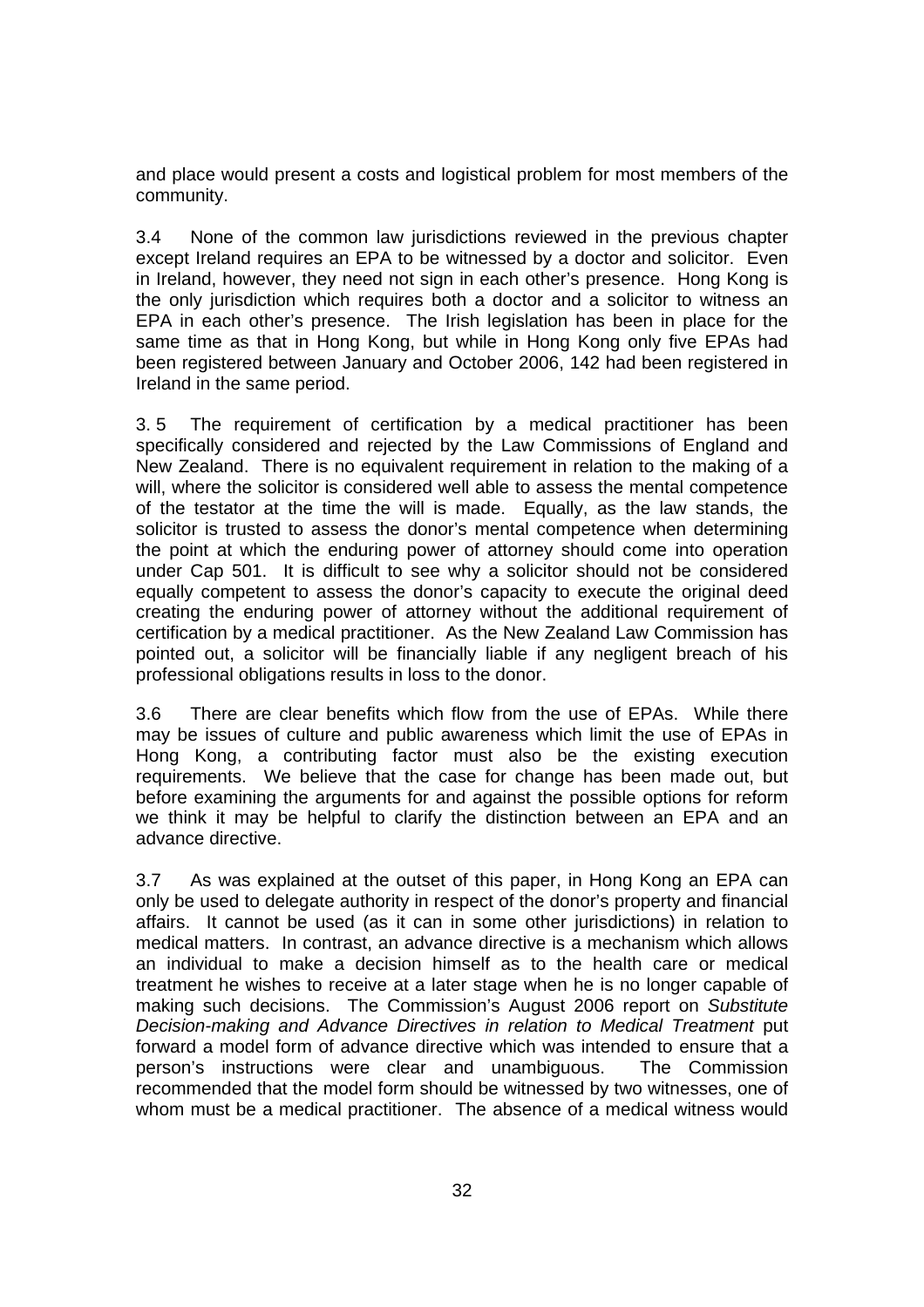and place would present a costs and logistical problem for most members of the community.

3.4 None of the common law jurisdictions reviewed in the previous chapter except Ireland requires an EPA to be witnessed by a doctor and solicitor. Even in Ireland, however, they need not sign in each other's presence. Hong Kong is the only jurisdiction which requires both a doctor and a solicitor to witness an EPA in each other's presence. The Irish legislation has been in place for the same time as that in Hong Kong, but while in Hong Kong only five EPAs had been registered between January and October 2006, 142 had been registered in Ireland in the same period.

3. 5 The requirement of certification by a medical practitioner has been specifically considered and rejected by the Law Commissions of England and New Zealand. There is no equivalent requirement in relation to the making of a will, where the solicitor is considered well able to assess the mental competence of the testator at the time the will is made. Equally, as the law stands, the solicitor is trusted to assess the donor's mental competence when determining the point at which the enduring power of attorney should come into operation under Cap 501. It is difficult to see why a solicitor should not be considered equally competent to assess the donor's capacity to execute the original deed creating the enduring power of attorney without the additional requirement of certification by a medical practitioner. As the New Zealand Law Commission has pointed out, a solicitor will be financially liable if any negligent breach of his professional obligations results in loss to the donor.

3.6 There are clear benefits which flow from the use of EPAs. While there may be issues of culture and public awareness which limit the use of EPAs in Hong Kong, a contributing factor must also be the existing execution requirements. We believe that the case for change has been made out, but before examining the arguments for and against the possible options for reform we think it may be helpful to clarify the distinction between an EPA and an advance directive.

3.7 As was explained at the outset of this paper, in Hong Kong an EPA can only be used to delegate authority in respect of the donor's property and financial affairs. It cannot be used (as it can in some other jurisdictions) in relation to medical matters. In contrast, an advance directive is a mechanism which allows an individual to make a decision himself as to the health care or medical treatment he wishes to receive at a later stage when he is no longer capable of making such decisions. The Commission's August 2006 report on *Substitute Decision-making and Advance Directives in relation to Medical Treatment* put forward a model form of advance directive which was intended to ensure that a person's instructions were clear and unambiguous. The Commission recommended that the model form should be witnessed by two witnesses, one of whom must be a medical practitioner. The absence of a medical witness would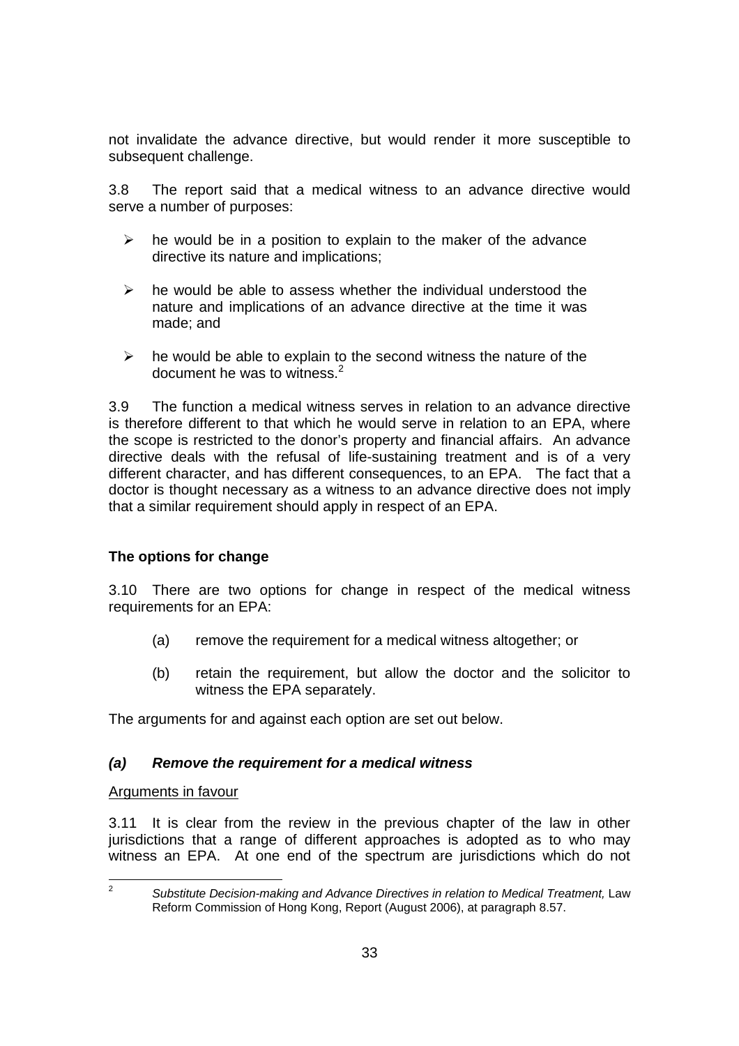not invalidate the advance directive, but would render it more susceptible to subsequent challenge.

3.8 The report said that a medical witness to an advance directive would serve a number of purposes:

- he would be in a position to explain to the maker of the advance directive its nature and implications;
- he would be able to assess whether the individual understood the nature and implications of an advance directive at the time it was made; and
- he would be able to explain to the second witness the nature of the document he was to witness.[2]

3.9 The function a medical witness serves in relation to an advance directive is therefore different to that which he would serve in relation to an EPA, where the scope is restricted to the donor's property and financial affairs. An advance directive deals with the refusal of life-sustaining treatment and is of a very different character, and has different consequences, to an EPA. The fact that a doctor is thought necessary as a witness to an advance directive does not imply that a similar requirement should apply in respect of an EPA.

## The options for change

3.10 There are two options for change in respect of the medical witness requirements for an EPA:

(a) remove the requirement for a medical witness altogether; or

(b) retain the requirement, but allow the doctor and the solicitor to witness the EPA separately.

The arguments for and against each option are set out below.

### *(a) Remove the requirement for a medical witness*

Arguments in favour

3.11 It is clear from the review in the previous chapter of the law in other jurisdictions that a range of different approaches is adopted as to who may witness an EPA. At one end of the spectrum are jurisdictions which do not

---

[2] *Substitute Decision-making and Advance Directives in relation to Medical Treatment,* Law Reform Commission of Hong Kong, Report (August 2006), at paragraph 8.57.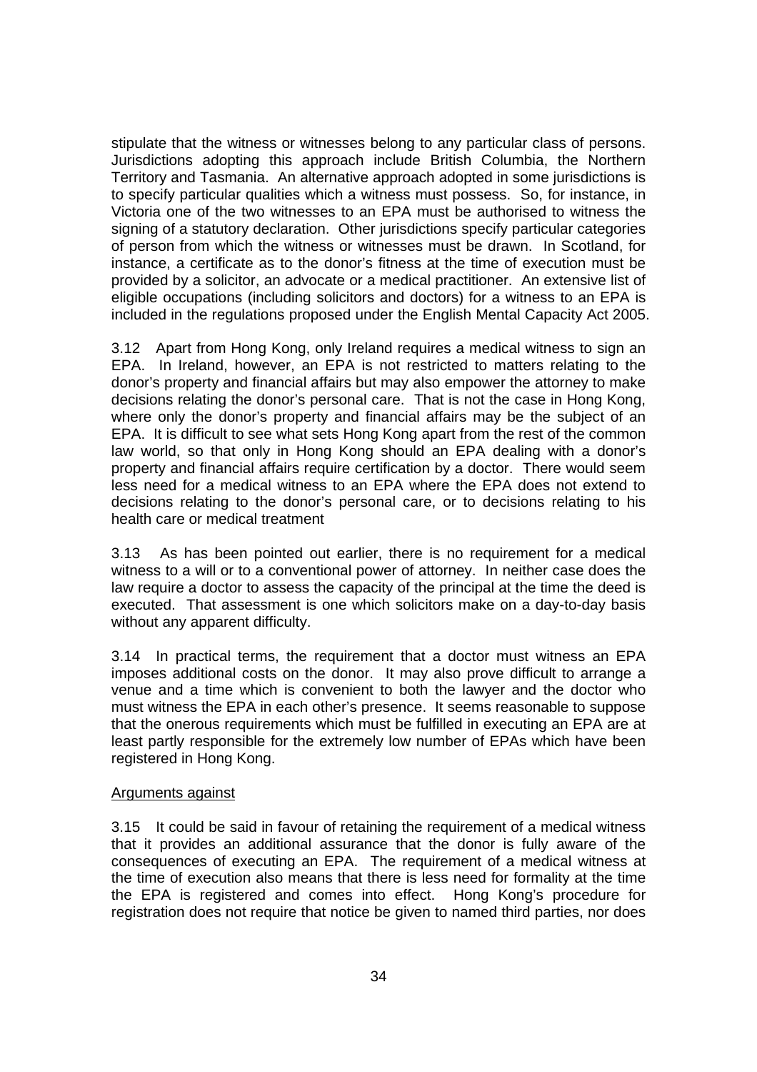stipulate that the witness or witnesses belong to any particular class of persons. Jurisdictions adopting this approach include British Columbia, the Northern Territory and Tasmania. An alternative approach adopted in some jurisdictions is to specify particular qualities which a witness must possess. So, for instance, in Victoria one of the two witnesses to an EPA must be authorised to witness the signing of a statutory declaration. Other jurisdictions specify particular categories of person from which the witness or witnesses must be drawn. In Scotland, for instance, a certificate as to the donor's fitness at the time of execution must be provided by a solicitor, an advocate or a medical practitioner. An extensive list of eligible occupations (including solicitors and doctors) for a witness to an EPA is included in the regulations proposed under the English Mental Capacity Act 2005.

3.12 Apart from Hong Kong, only Ireland requires a medical witness to sign an EPA. In Ireland, however, an EPA is not restricted to matters relating to the donor's property and financial affairs but may also empower the attorney to make decisions relating the donor's personal care. That is not the case in Hong Kong, where only the donor's property and financial affairs may be the subject of an EPA. It is difficult to see what sets Hong Kong apart from the rest of the common law world, so that only in Hong Kong should an EPA dealing with a donor's property and financial affairs require certification by a doctor. There would seem less need for a medical witness to an EPA where the EPA does not extend to decisions relating to the donor's personal care, or to decisions relating to his health care or medical treatment

3.13 As has been pointed out earlier, there is no requirement for a medical witness to a will or to a conventional power of attorney. In neither case does the law require a doctor to assess the capacity of the principal at the time the deed is executed. That assessment is one which solicitors make on a day-to-day basis without any apparent difficulty.

3.14 In practical terms, the requirement that a doctor must witness an EPA imposes additional costs on the donor. It may also prove difficult to arrange a venue and a time which is convenient to both the lawyer and the doctor who must witness the EPA in each other's presence. It seems reasonable to suppose that the onerous requirements which must be fulfilled in executing an EPA are at least partly responsible for the extremely low number of EPAs which have been registered in Hong Kong.

Arguments against

3.15 It could be said in favour of retaining the requirement of a medical witness that it provides an additional assurance that the donor is fully aware of the consequences of executing an EPA. The requirement of a medical witness at the time of execution also means that there is less need for formality at the time the EPA is registered and comes into effect. Hong Kong's procedure for registration does not require that notice be given to named third parties, nor does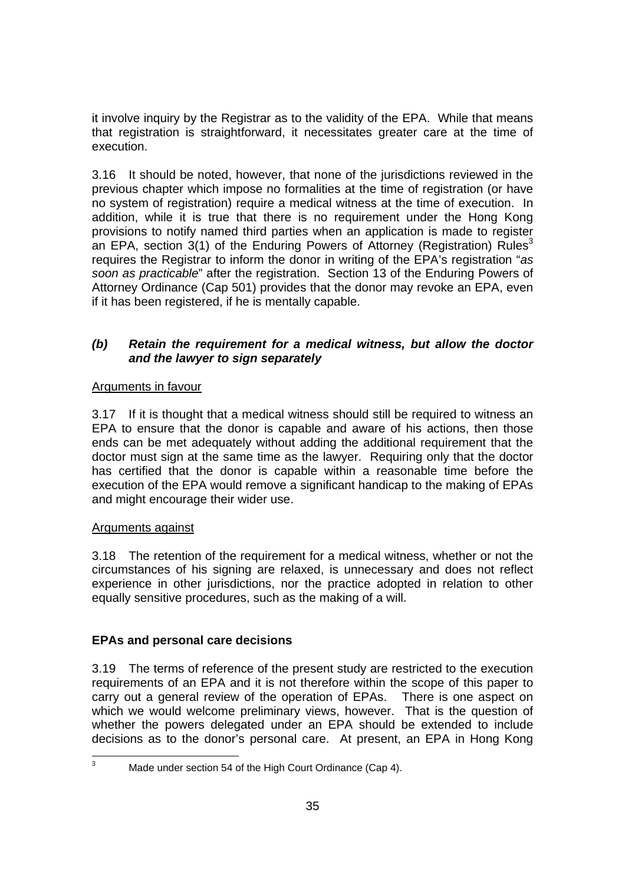it involve inquiry by the Registrar as to the validity of the EPA. While that means that registration is straightforward, it necessitates greater care at the time of execution.

3.16 It should be noted, however, that none of the jurisdictions reviewed in the previous chapter which impose no formalities at the time of registration (or have no system of registration) require a medical witness at the time of execution. In addition, while it is true that there is no requirement under the Hong Kong provisions to notify named third parties when an application is made to register an EPA, section 3(1) of the Enduring Powers of Attorney (Registration) Rules[3] requires the Registrar to inform the donor in writing of the EPA's registration "*as soon as practicable*" after the registration. Section 13 of the Enduring Powers of Attorney Ordinance (Cap 501) provides that the donor may revoke an EPA, even if it has been registered, if he is mentally capable.

### *(b) Retain the requirement for a medical witness, but allow the doctor and the lawyer to sign separately*

Arguments in favour

3.17 If it is thought that a medical witness should still be required to witness an EPA to ensure that the donor is capable and aware of his actions, then those ends can be met adequately without adding the additional requirement that the doctor must sign at the same time as the lawyer. Requiring only that the doctor has certified that the donor is capable within a reasonable time before the execution of the EPA would remove a significant handicap to the making of EPAs and might encourage their wider use.

Arguments against

3.18 The retention of the requirement for a medical witness, whether or not the circumstances of his signing are relaxed, is unnecessary and does not reflect experience in other jurisdictions, nor the practice adopted in relation to other equally sensitive procedures, such as the making of a will.

## EPAs and personal care decisions

3.19 The terms of reference of the present study are restricted to the execution requirements of an EPA and it is not therefore within the scope of this paper to carry out a general review of the operation of EPAs. There is one aspect on which we would welcome preliminary views, however. That is the question of whether the powers delegated under an EPA should be extended to include decisions as to the donor's personal care. At present, an EPA in Hong Kong

[3] Made under section 54 of the High Court Ordinance (Cap 4).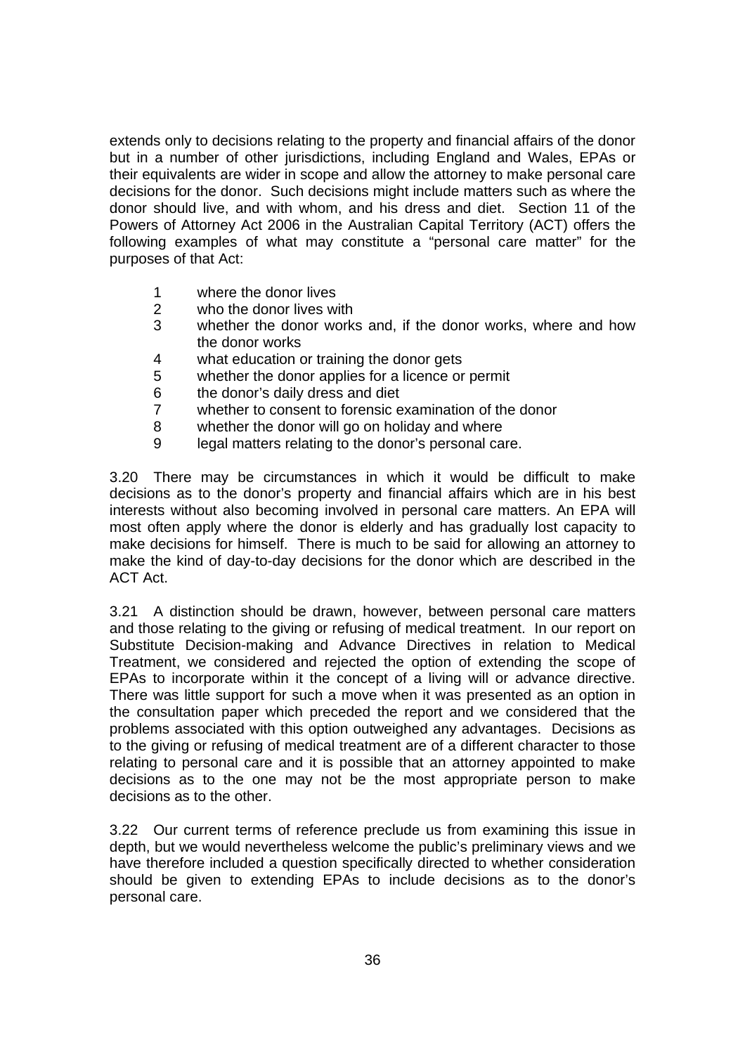extends only to decisions relating to the property and financial affairs of the donor but in a number of other jurisdictions, including England and Wales, EPAs or their equivalents are wider in scope and allow the attorney to make personal care decisions for the donor. Such decisions might include matters such as where the donor should live, and with whom, and his dress and diet. Section 11 of the Powers of Attorney Act 2006 in the Australian Capital Territory (ACT) offers the following examples of what may constitute a "personal care matter" for the purposes of that Act:

1. where the donor lives
2. who the donor lives with
3. whether the donor works and, if the donor works, where and how the donor works
4. what education or training the donor gets
5. whether the donor applies for a licence or permit
6. the donor's daily dress and diet
7. whether to consent to forensic examination of the donor
8. whether the donor will go on holiday and where
9. legal matters relating to the donor's personal care.

3.20 There may be circumstances in which it would be difficult to make decisions as to the donor's property and financial affairs which are in his best interests without also becoming involved in personal care matters. An EPA will most often apply where the donor is elderly and has gradually lost capacity to make decisions for himself. There is much to be said for allowing an attorney to make the kind of day-to-day decisions for the donor which are described in the ACT Act.

3.21 A distinction should be drawn, however, between personal care matters and those relating to the giving or refusing of medical treatment. In our report on Substitute Decision-making and Advance Directives in relation to Medical Treatment, we considered and rejected the option of extending the scope of EPAs to incorporate within it the concept of a living will or advance directive. There was little support for such a move when it was presented as an option in the consultation paper which preceded the report and we considered that the problems associated with this option outweighed any advantages. Decisions as to the giving or refusing of medical treatment are of a different character to those relating to personal care and it is possible that an attorney appointed to make decisions as to the one may not be the most appropriate person to make decisions as to the other.

3.22 Our current terms of reference preclude us from examining this issue in depth, but we would nevertheless welcome the public's preliminary views and we have therefore included a question specifically directed to whether consideration should be given to extending EPAs to include decisions as to the donor's personal care.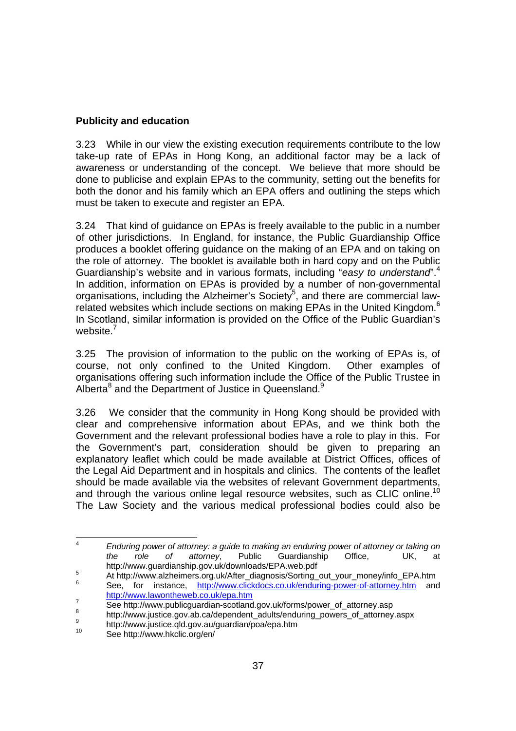**Publicity and education**

3.23 While in our view the existing execution requirements contribute to the low take-up rate of EPAs in Hong Kong, an additional factor may be a lack of awareness or understanding of the concept. We believe that more should be done to publicise and explain EPAs to the community, setting out the benefits for both the donor and his family which an EPA offers and outlining the steps which must be taken to execute and register an EPA.

3.24 That kind of guidance on EPAs is freely available to the public in a number of other jurisdictions. In England, for instance, the Public Guardianship Office produces a booklet offering guidance on the making of an EPA and on taking on the role of attorney. The booklet is available both in hard copy and on the Public Guardianship's website and in various formats, including "*easy to understand*".[4] In addition, information on EPAs is provided by a number of non-governmental organisations, including the Alzheimer's Society[5], and there are commercial law-related websites which include sections on making EPAs in the United Kingdom.[6] In Scotland, similar information is provided on the Office of the Public Guardian's website.[7]

3.25 The provision of information to the public on the working of EPAs is, of course, not only confined to the United Kingdom. Other examples of organisations offering such information include the Office of the Public Trustee in Alberta[8] and the Department of Justice in Queensland.[9]

3.26 We consider that the community in Hong Kong should be provided with clear and comprehensive information about EPAs, and we think both the Government and the relevant professional bodies have a role to play in this. For the Government's part, consideration should be given to preparing an explanatory leaflet which could be made available at District Offices, offices of the Legal Aid Department and in hospitals and clinics. The contents of the leaflet should be made available via the websites of relevant Government departments, and through the various online legal resource websites, such as CLIC online.[10] The Law Society and the various medical professional bodies could also be

---

[4] *Enduring power of attorney: a guide to making an enduring power of attorney or taking on the role of attorney*, Public Guardianship Office, UK, at http://www.guardianship.gov.uk/downloads/EPA.web.pdf

[5] At http://www.alzheimers.org.uk/After_diagnosis/Sorting_out_your_money/info_EPA.htm

[6] See, for instance, http://www.clickdocs.co.uk/enduring-power-of-attorney.htm and http://www.lawontheweb.co.uk/epa.htm

[7] See http://www.publicguardian-scotland.gov.uk/forms/power_of_attorney.asp

[8] http://www.justice.gov.ab.ca/dependent_adults/enduring_powers_of_attorney.aspx

[9] http://www.justice.qld.gov.au/guardian/poa/epa.htm

[10] See http://www.hkclic.org/en/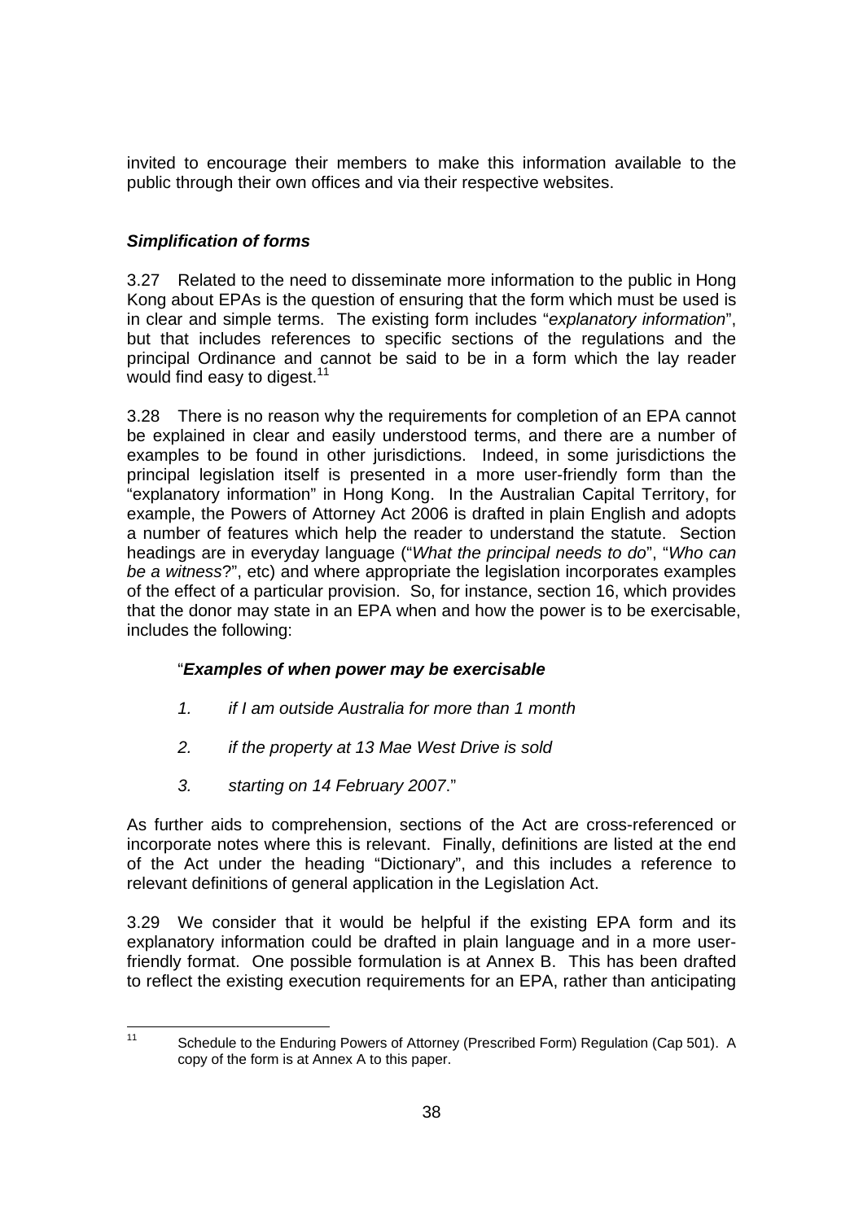invited to encourage their members to make this information available to the public through their own offices and via their respective websites.

### *Simplification of forms*

3.27 Related to the need to disseminate more information to the public in Hong Kong about EPAs is the question of ensuring that the form which must be used is in clear and simple terms. The existing form includes "*explanatory information*", but that includes references to specific sections of the regulations and the principal Ordinance and cannot be said to be in a form which the lay reader would find easy to digest.[11]

3.28 There is no reason why the requirements for completion of an EPA cannot be explained in clear and easily understood terms, and there are a number of examples to be found in other jurisdictions. Indeed, in some jurisdictions the principal legislation itself is presented in a more user-friendly form than the "explanatory information" in Hong Kong. In the Australian Capital Territory, for example, the Powers of Attorney Act 2006 is drafted in plain English and adopts a number of features which help the reader to understand the statute. Section headings are in everyday language ("*What the principal needs to do*", "*Who can be a witness*?", etc) and where appropriate the legislation incorporates examples of the effect of a particular provision. So, for instance, section 16, which provides that the donor may state in an EPA when and how the power is to be exercisable, includes the following:

> "***Examples of when power may be exercisable***
>
> *1. if I am outside Australia for more than 1 month*
>
> *2. if the property at 13 Mae West Drive is sold*
>
> *3. starting on 14 February 2007*."

As further aids to comprehension, sections of the Act are cross-referenced or incorporate notes where this is relevant. Finally, definitions are listed at the end of the Act under the heading "Dictionary", and this includes a reference to relevant definitions of general application in the Legislation Act.

3.29 We consider that it would be helpful if the existing EPA form and its explanatory information could be drafted in plain language and in a more user-friendly format. One possible formulation is at Annex B. This has been drafted to reflect the existing execution requirements for an EPA, rather than anticipating

---

[11] Schedule to the Enduring Powers of Attorney (Prescribed Form) Regulation (Cap 501). A copy of the form is at Annex A to this paper.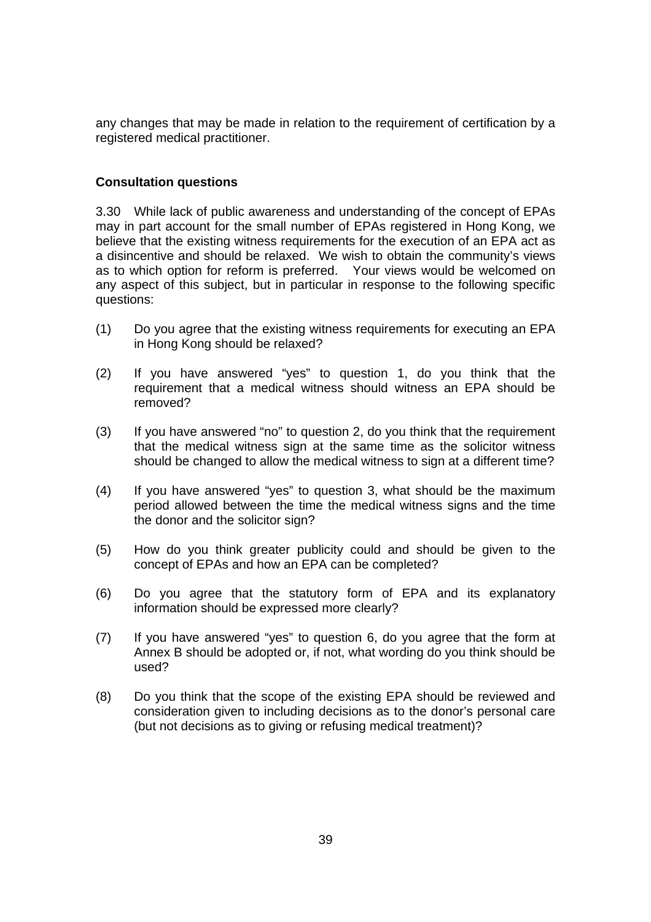any changes that may be made in relation to the requirement of certification by a registered medical practitioner.

**Consultation questions**

3.30 While lack of public awareness and understanding of the concept of EPAs may in part account for the small number of EPAs registered in Hong Kong, we believe that the existing witness requirements for the execution of an EPA act as a disincentive and should be relaxed. We wish to obtain the community's views as to which option for reform is preferred. Your views would be welcomed on any aspect of this subject, but in particular in response to the following specific questions:

(1) Do you agree that the existing witness requirements for executing an EPA in Hong Kong should be relaxed?

(2) If you have answered "yes" to question 1, do you think that the requirement that a medical witness should witness an EPA should be removed?

(3) If you have answered "no" to question 2, do you think that the requirement that the medical witness sign at the same time as the solicitor witness should be changed to allow the medical witness to sign at a different time?

(4) If you have answered "yes" to question 3, what should be the maximum period allowed between the time the medical witness signs and the time the donor and the solicitor sign?

(5) How do you think greater publicity could and should be given to the concept of EPAs and how an EPA can be completed?

(6) Do you agree that the statutory form of EPA and its explanatory information should be expressed more clearly?

(7) If you have answered "yes" to question 6, do you agree that the form at Annex B should be adopted or, if not, what wording do you think should be used?

(8) Do you think that the scope of the existing EPA should be reviewed and consideration given to including decisions as to the donor's personal care (but not decisions as to giving or refusing medical treatment)?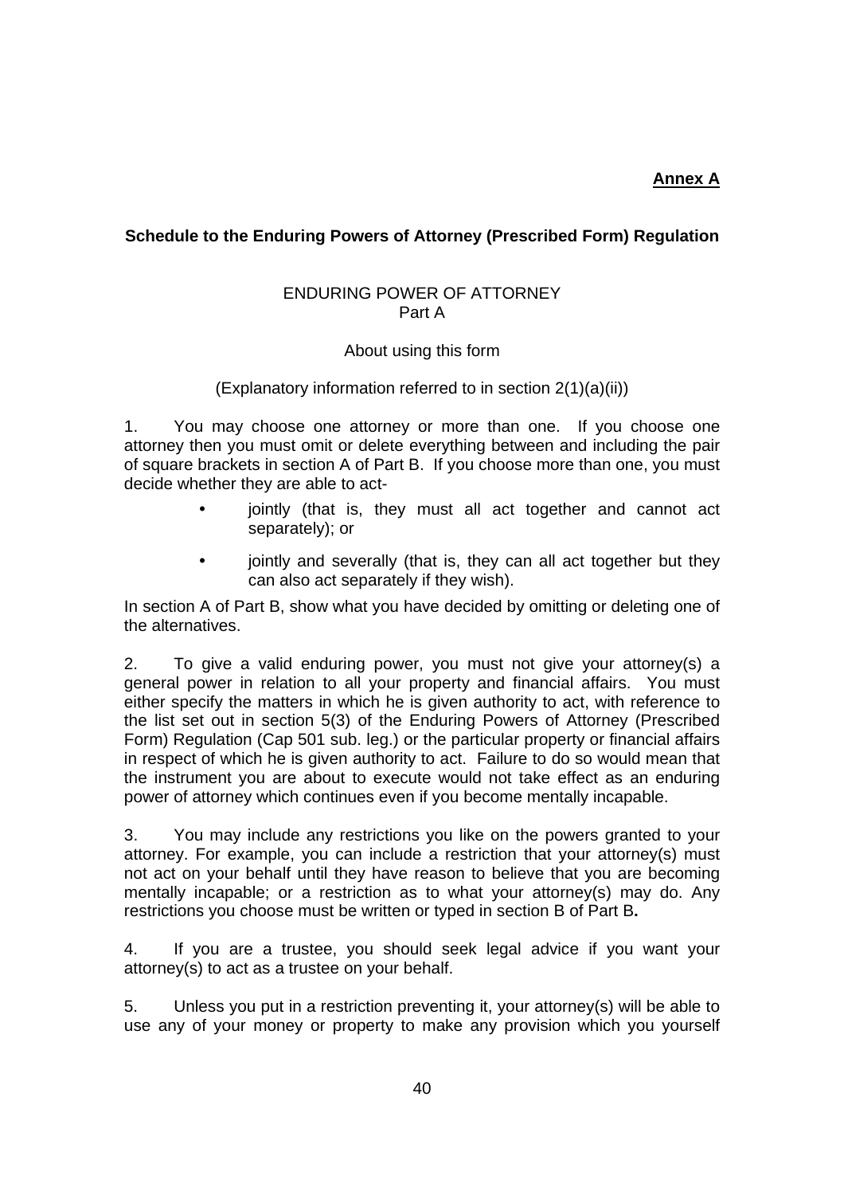**Annex A**

## Schedule to the Enduring Powers of Attorney (Prescribed Form) Regulation

ENDURING POWER OF ATTORNEY
Part A

About using this form

(Explanatory information referred to in section 2(1)(a)(ii))

1. You may choose one attorney or more than one. If you choose one attorney then you must omit or delete everything between and including the pair of square brackets in section A of Part B. If you choose more than one, you must decide whether they are able to act-

- jointly (that is, they must all act together and cannot act separately); or
- jointly and severally (that is, they can all act together but they can also act separately if they wish).

In section A of Part B, show what you have decided by omitting or deleting one of the alternatives.

2. To give a valid enduring power, you must not give your attorney(s) a general power in relation to all your property and financial affairs. You must either specify the matters in which he is given authority to act, with reference to the list set out in section 5(3) of the Enduring Powers of Attorney (Prescribed Form) Regulation (Cap 501 sub. leg.) or the particular property or financial affairs in respect of which he is given authority to act. Failure to do so would mean that the instrument you are about to execute would not take effect as an enduring power of attorney which continues even if you become mentally incapable.

3. You may include any restrictions you like on the powers granted to your attorney. For example, you can include a restriction that your attorney(s) must not act on your behalf until they have reason to believe that you are becoming mentally incapable; or a restriction as to what your attorney(s) may do. Any restrictions you choose must be written or typed in section B of Part B**.**

4. If you are a trustee, you should seek legal advice if you want your attorney(s) to act as a trustee on your behalf.

5. Unless you put in a restriction preventing it, your attorney(s) will be able to use any of your money or property to make any provision which you yourself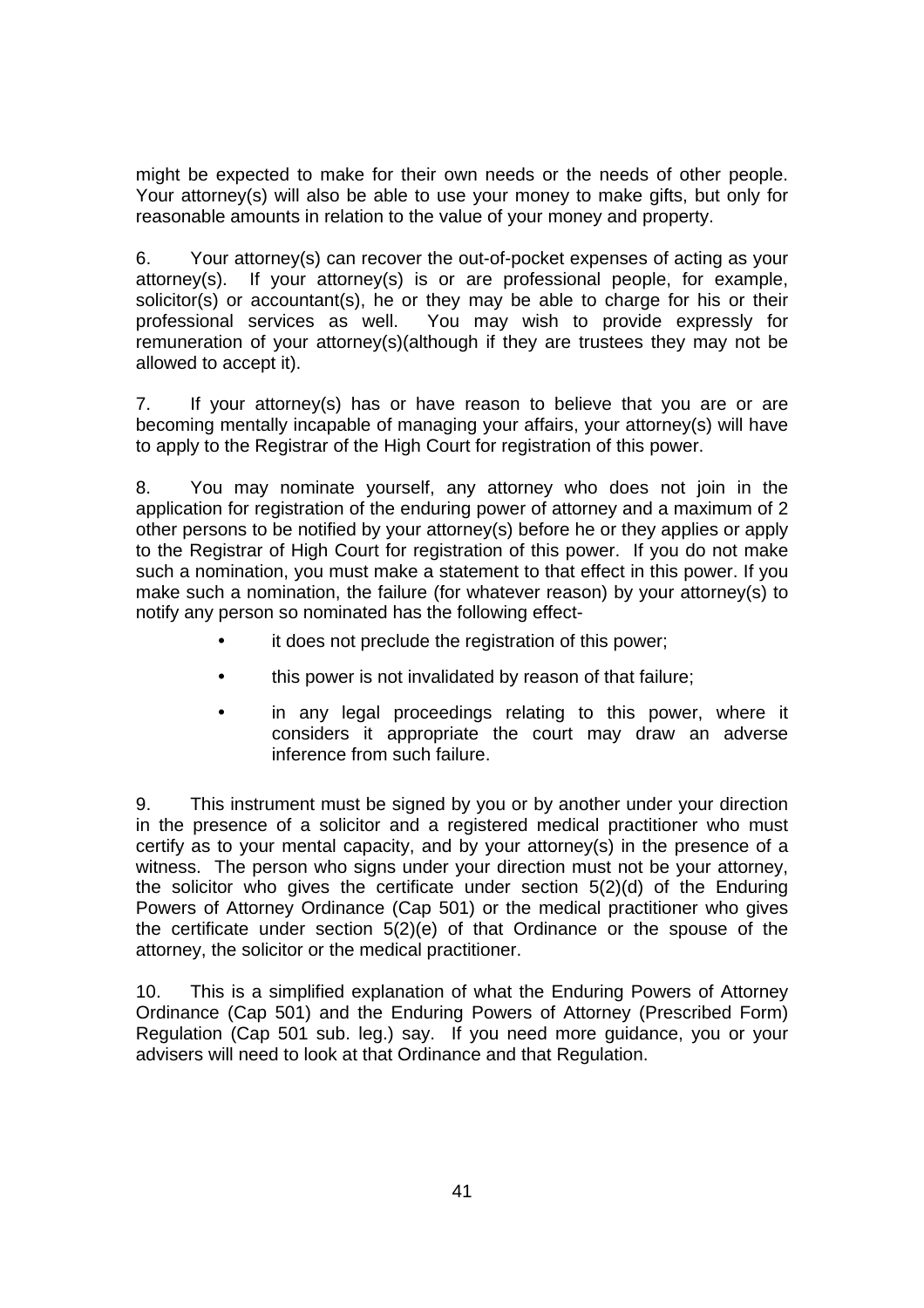might be expected to make for their own needs or the needs of other people. Your attorney(s) will also be able to use your money to make gifts, but only for reasonable amounts in relation to the value of your money and property.

6. Your attorney(s) can recover the out-of-pocket expenses of acting as your attorney(s). If your attorney(s) is or are professional people, for example, solicitor(s) or accountant(s), he or they may be able to charge for his or their professional services as well. You may wish to provide expressly for remuneration of your attorney(s)(although if they are trustees they may not be allowed to accept it).

7. If your attorney(s) has or have reason to believe that you are or are becoming mentally incapable of managing your affairs, your attorney(s) will have to apply to the Registrar of the High Court for registration of this power.

8. You may nominate yourself, any attorney who does not join in the application for registration of the enduring power of attorney and a maximum of 2 other persons to be notified by your attorney(s) before he or they applies or apply to the Registrar of High Court for registration of this power. If you do not make such a nomination, you must make a statement to that effect in this power. If you make such a nomination, the failure (for whatever reason) by your attorney(s) to notify any person so nominated has the following effect-

- it does not preclude the registration of this power;
- this power is not invalidated by reason of that failure;
- in any legal proceedings relating to this power, where it considers it appropriate the court may draw an adverse inference from such failure.

9. This instrument must be signed by you or by another under your direction in the presence of a solicitor and a registered medical practitioner who must certify as to your mental capacity, and by your attorney(s) in the presence of a witness. The person who signs under your direction must not be your attorney, the solicitor who gives the certificate under section 5(2)(d) of the Enduring Powers of Attorney Ordinance (Cap 501) or the medical practitioner who gives the certificate under section 5(2)(e) of that Ordinance or the spouse of the attorney, the solicitor or the medical practitioner.

10. This is a simplified explanation of what the Enduring Powers of Attorney Ordinance (Cap 501) and the Enduring Powers of Attorney (Prescribed Form) Regulation (Cap 501 sub. leg.) say. If you need more guidance, you or your advisers will need to look at that Ordinance and that Regulation.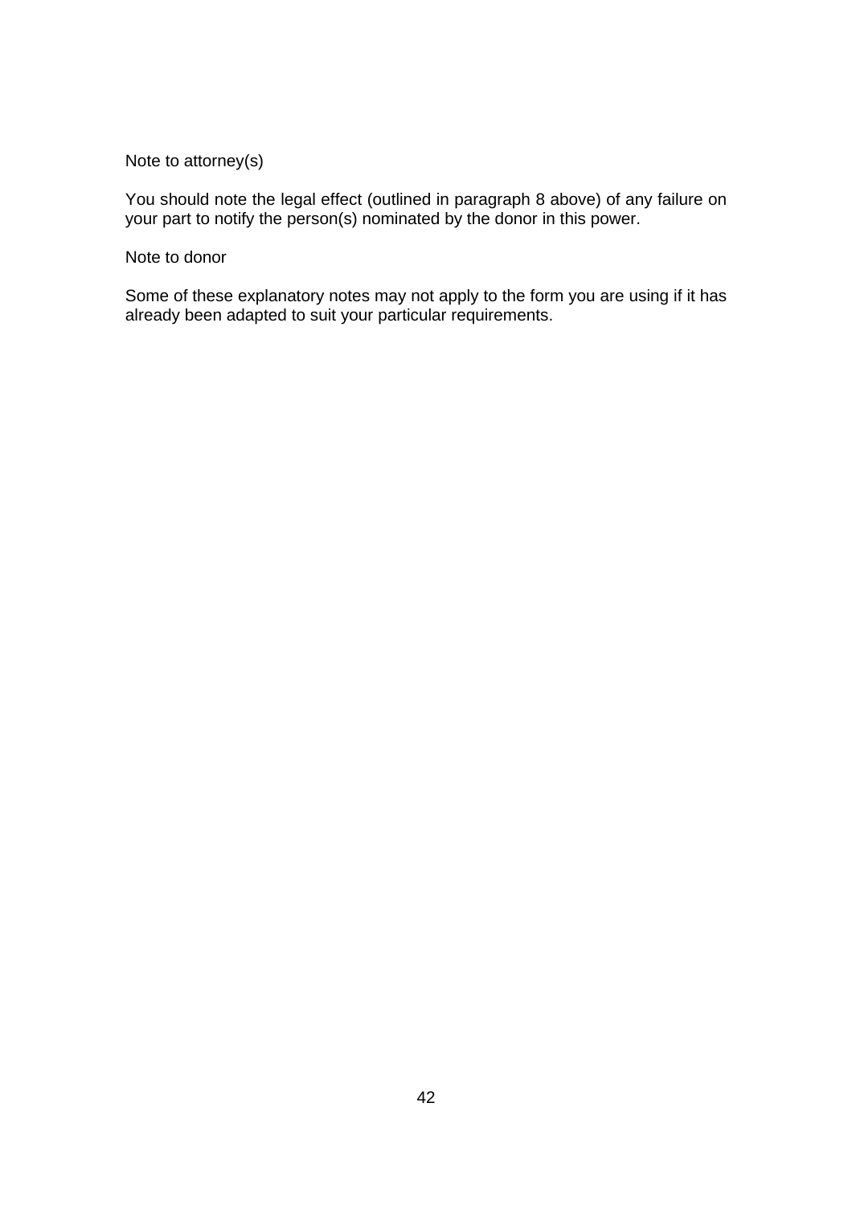Note to attorney(s)

You should note the legal effect (outlined in paragraph 8 above) of any failure on your part to notify the person(s) nominated by the donor in this power.

Note to donor

Some of these explanatory notes may not apply to the form you are using if it has already been adapted to suit your particular requirements.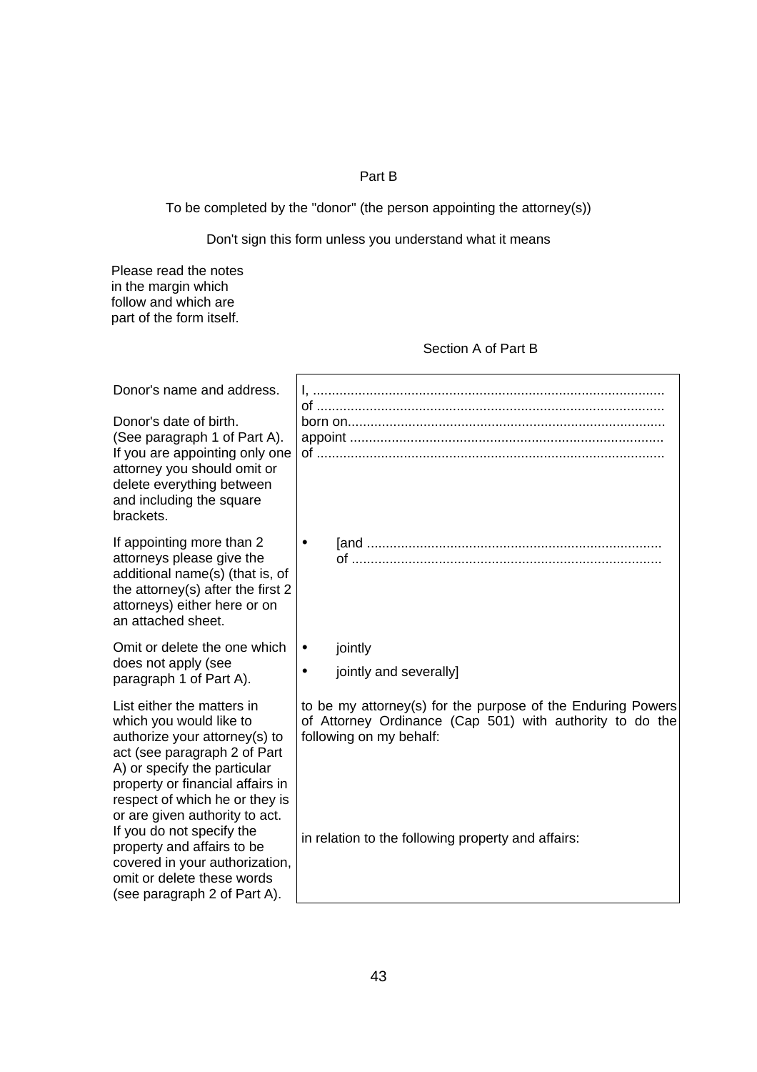Part B

To be completed by the "donor" (the person appointing the attorney(s))

Don't sign this form unless you understand what it means

Please read the notes in the margin which follow and which are part of the form itself.

Section A of Part B

| | |
|---|---|
| Donor's name and address.<br><br>Donor's date of birth. (See paragraph 1 of Part A).<br>If you are appointing only one attorney you should omit or delete everything between and including the square brackets. | I, ............................................................................................<br>of ............................................................................................<br>born on....................................................................................<br>appoint ...................................................................................<br>of ............................................................................................ |
| If appointing more than 2 attorneys please give the additional name(s) (that is, of the attorney(s) after the first 2 attorneys) either here or on an attached sheet. | • [and ..............................................................................<br>of .................................................................................. |
| Omit or delete the one which does not apply (see paragraph 1 of Part A). | • jointly<br>• jointly and severally] |
| List either the matters in which you would like to authorize your attorney(s) to act (see paragraph 2 of Part A) or specify the particular property or financial affairs in respect of which he or they is or are given authority to act.<br>If you do not specify the property and affairs to be covered in your authorization, omit or delete these words (see paragraph 2 of Part A). | to be my attorney(s) for the purpose of the Enduring Powers of Attorney Ordinance (Cap 501) with authority to do the following on my behalf:<br><br>in relation to the following property and affairs: |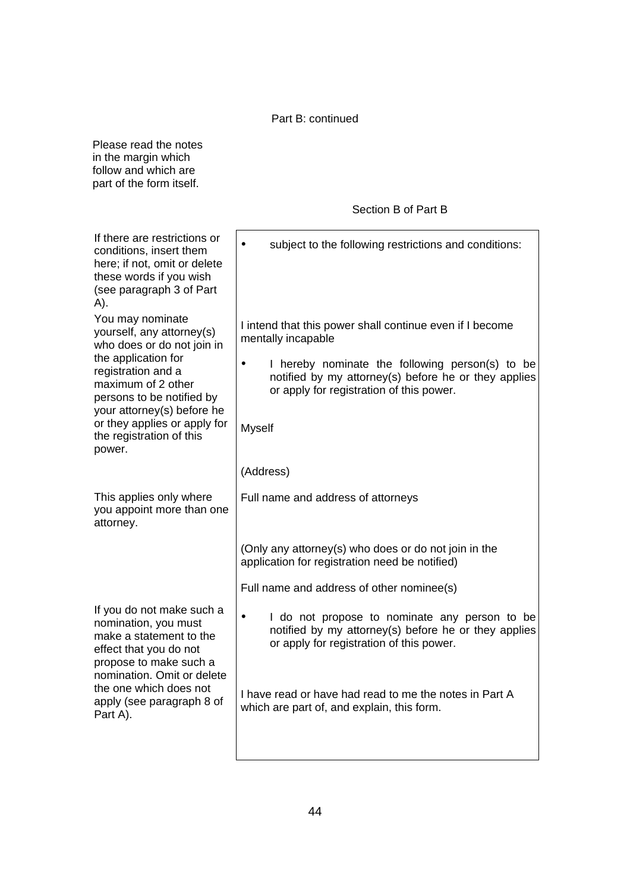Part B: continued

Please read the notes in the margin which follow and which are part of the form itself.

Section B of Part B

| | |
|---|---|
| If there are restrictions or conditions, insert them here; if not, omit or delete these words if you wish (see paragraph 3 of Part A). | • subject to the following restrictions and conditions: |
| You may nominate yourself, any attorney(s) who does or do not join in the application for registration and a maximum of 2 other persons to be notified by your attorney(s) before he or they applies or apply for the registration of this power. | I intend that this power shall continue even if I become mentally incapable<br><br>• I hereby nominate the following person(s) to be notified by my attorney(s) before he or they applies or apply for registration of this power.<br><br>Myself<br><br>(Address) |
| This applies only where you appoint more than one attorney. | Full name and address of attorneys<br><br>(Only any attorney(s) who does or do not join in the application for registration need be notified)<br><br>Full name and address of other nominee(s) |
| If you do not make such a nomination, you must make a statement to the effect that you do not propose to make such a nomination. Omit or delete the one which does not apply (see paragraph 8 of Part A). | • I do not propose to nominate any person to be notified by my attorney(s) before he or they applies or apply for registration of this power.<br><br>I have read or have had read to me the notes in Part A which are part of, and explain, this form. |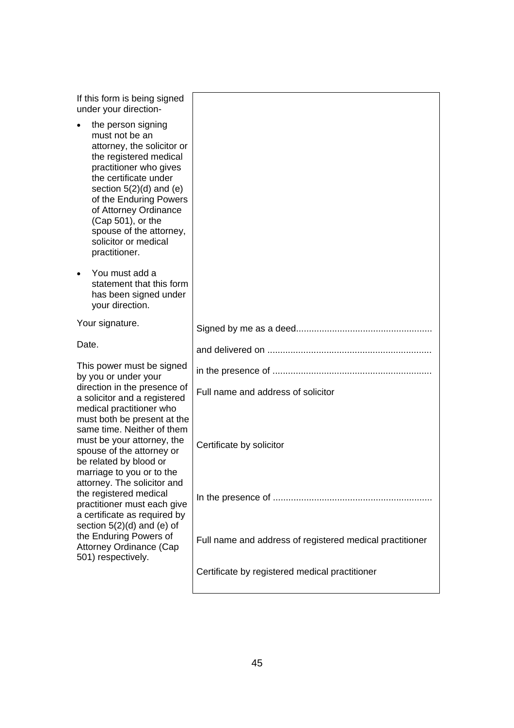| | |
|---|---|
| If this form is being signed under your direction-<br><br>- the person signing must not be an attorney, the solicitor or the registered medical practitioner who gives the certificate under section 5(2)(d) and (e) of the Enduring Powers of Attorney Ordinance (Cap 501), or the spouse of the attorney, solicitor or medical practitioner.<br><br>- You must add a statement that this form has been signed under your direction. | |
| Your signature. | Signed by me as a deed.................................................... |
| Date. | and delivered on ............................................................... |
| This power must be signed by you or under your direction in the presence of a solicitor and a registered medical practitioner who must both be present at the same time. Neither of them must be your attorney, the spouse of the attorney or be related by blood or marriage to you or to the attorney. The solicitor and the registered medical practitioner must each give a certificate as required by section 5(2)(d) and (e) of the Enduring Powers of Attorney Ordinance (Cap 501) respectively. | in the presence of ............................................................<br><br>Full name and address of solicitor<br><br>Certificate by solicitor<br><br>In the presence of ............................................................<br><br>Full name and address of registered medical practitioner<br><br>Certificate by registered medical practitioner |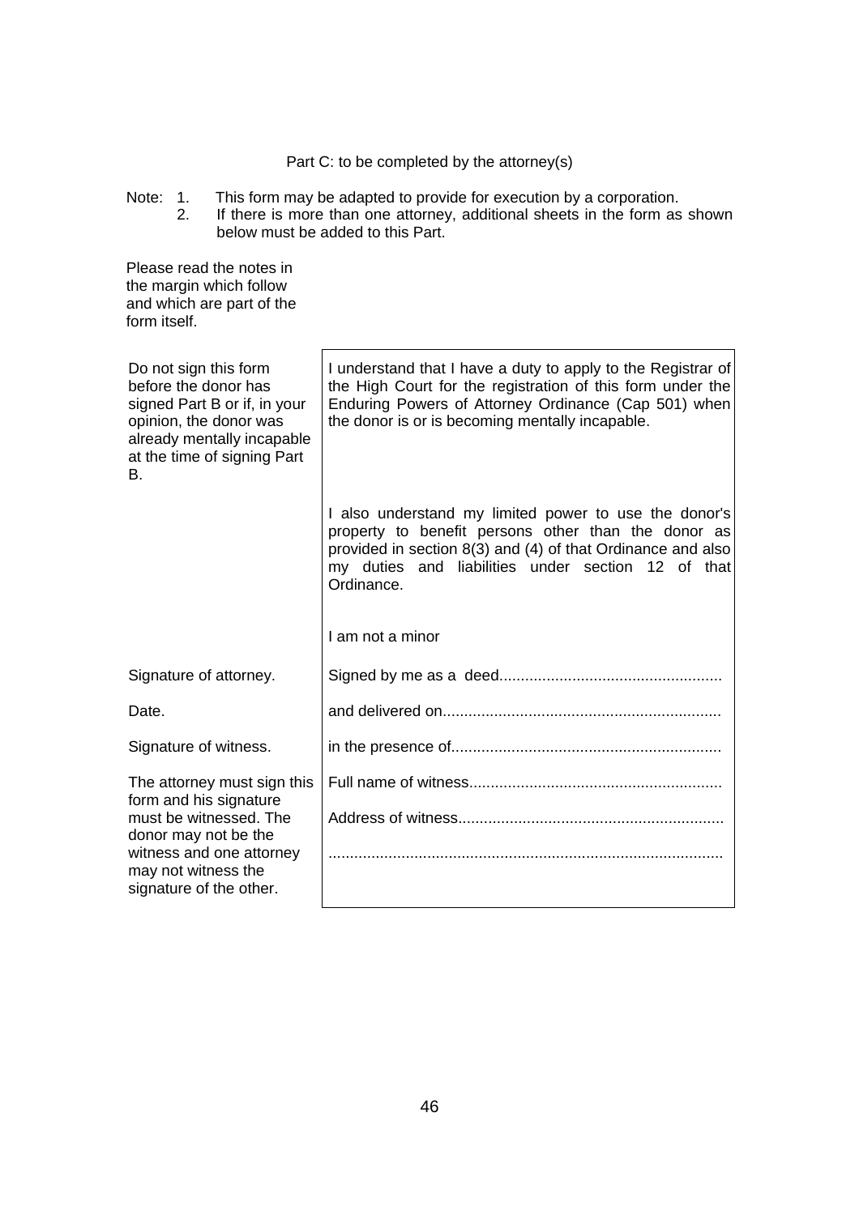Part C: to be completed by the attorney(s)

Note: 1. This form may be adapted to provide for execution by a corporation.
2. If there is more than one attorney, additional sheets in the form as shown below must be added to this Part.

Please read the notes in the margin which follow and which are part of the form itself.

| | |
|---|---|
| Do not sign this form before the donor has signed Part B or if, in your opinion, the donor was already mentally incapable at the time of signing Part B. | I understand that I have a duty to apply to the Registrar of the High Court for the registration of this form under the Enduring Powers of Attorney Ordinance (Cap 501) when the donor is or is becoming mentally incapable. |
| | I also understand my limited power to use the donor's property to benefit persons other than the donor as provided in section 8(3) and (4) of that Ordinance and also my duties and liabilities under section 12 of that Ordinance. |
| | I am not a minor |
| Signature of attorney. | Signed by me as a deed.................................................... |
| Date. | and delivered on................................................................. |
| Signature of witness. | in the presence of............................................................... |
| The attorney must sign this form and his signature must be witnessed. The donor may not be the witness and one attorney may not witness the signature of the other. | Full name of witness........................................................... |
| | Address of witness.............................................................. |
| | ............................................................................................ |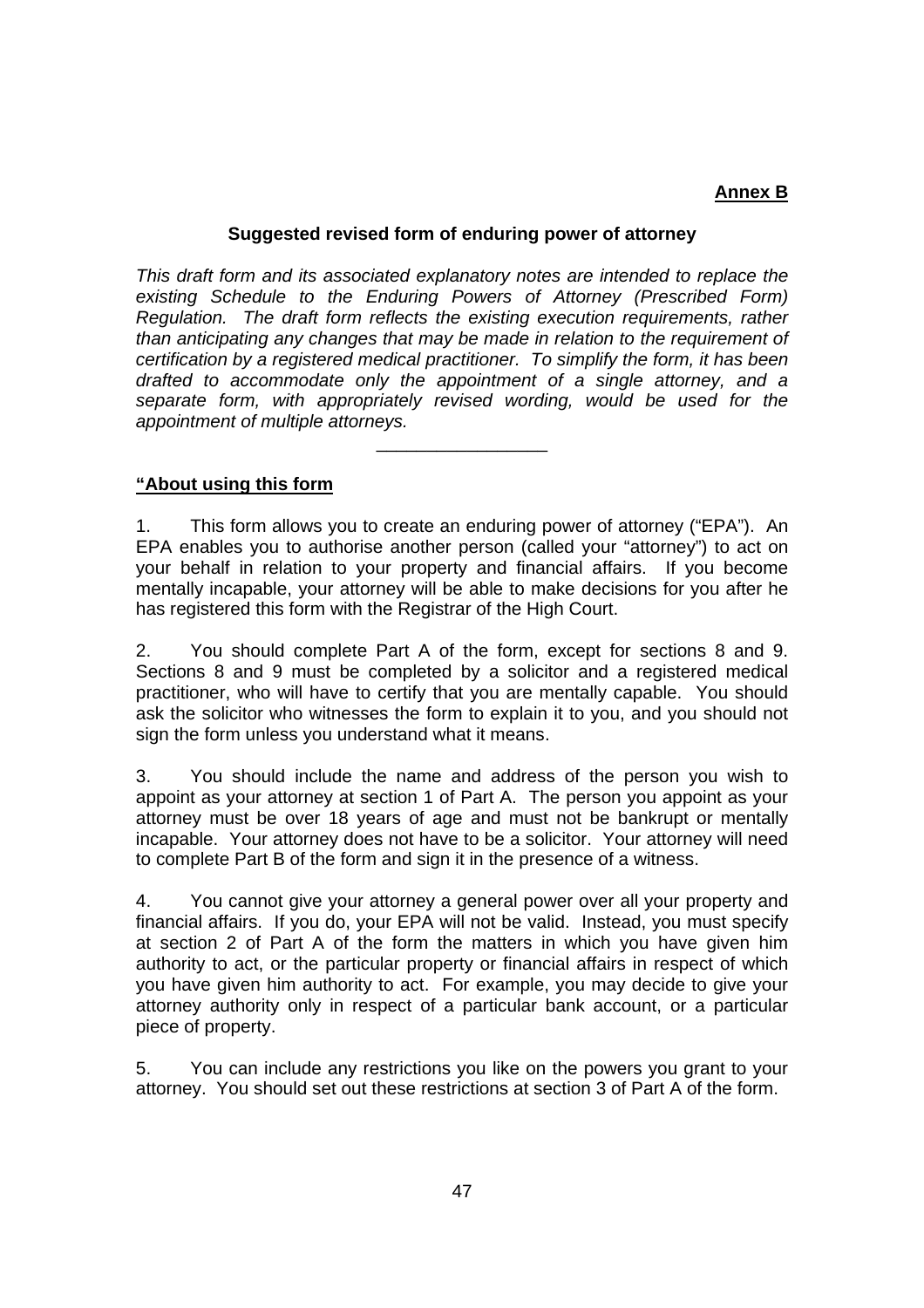**Annex B**

**Suggested revised form of enduring power of attorney**

*This draft form and its associated explanatory notes are intended to replace the existing Schedule to the Enduring Powers of Attorney (Prescribed Form) Regulation. The draft form reflects the existing execution requirements, rather than anticipating any changes that may be made in relation to the requirement of certification by a registered medical practitioner. To simplify the form, it has been drafted to accommodate only the appointment of a single attorney, and a separate form, with appropriately revised wording, would be used for the appointment of multiple attorneys.*

---

**"About using this form**

1. This form allows you to create an enduring power of attorney ("EPA"). An EPA enables you to authorise another person (called your "attorney") to act on your behalf in relation to your property and financial affairs. If you become mentally incapable, your attorney will be able to make decisions for you after he has registered this form with the Registrar of the High Court.

2. You should complete Part A of the form, except for sections 8 and 9. Sections 8 and 9 must be completed by a solicitor and a registered medical practitioner, who will have to certify that you are mentally capable. You should ask the solicitor who witnesses the form to explain it to you, and you should not sign the form unless you understand what it means.

3. You should include the name and address of the person you wish to appoint as your attorney at section 1 of Part A. The person you appoint as your attorney must be over 18 years of age and must not be bankrupt or mentally incapable. Your attorney does not have to be a solicitor. Your attorney will need to complete Part B of the form and sign it in the presence of a witness.

4. You cannot give your attorney a general power over all your property and financial affairs. If you do, your EPA will not be valid. Instead, you must specify at section 2 of Part A of the form the matters in which you have given him authority to act, or the particular property or financial affairs in respect of which you have given him authority to act. For example, you may decide to give your attorney authority only in respect of a particular bank account, or a particular piece of property.

5. You can include any restrictions you like on the powers you grant to your attorney. You should set out these restrictions at section 3 of Part A of the form.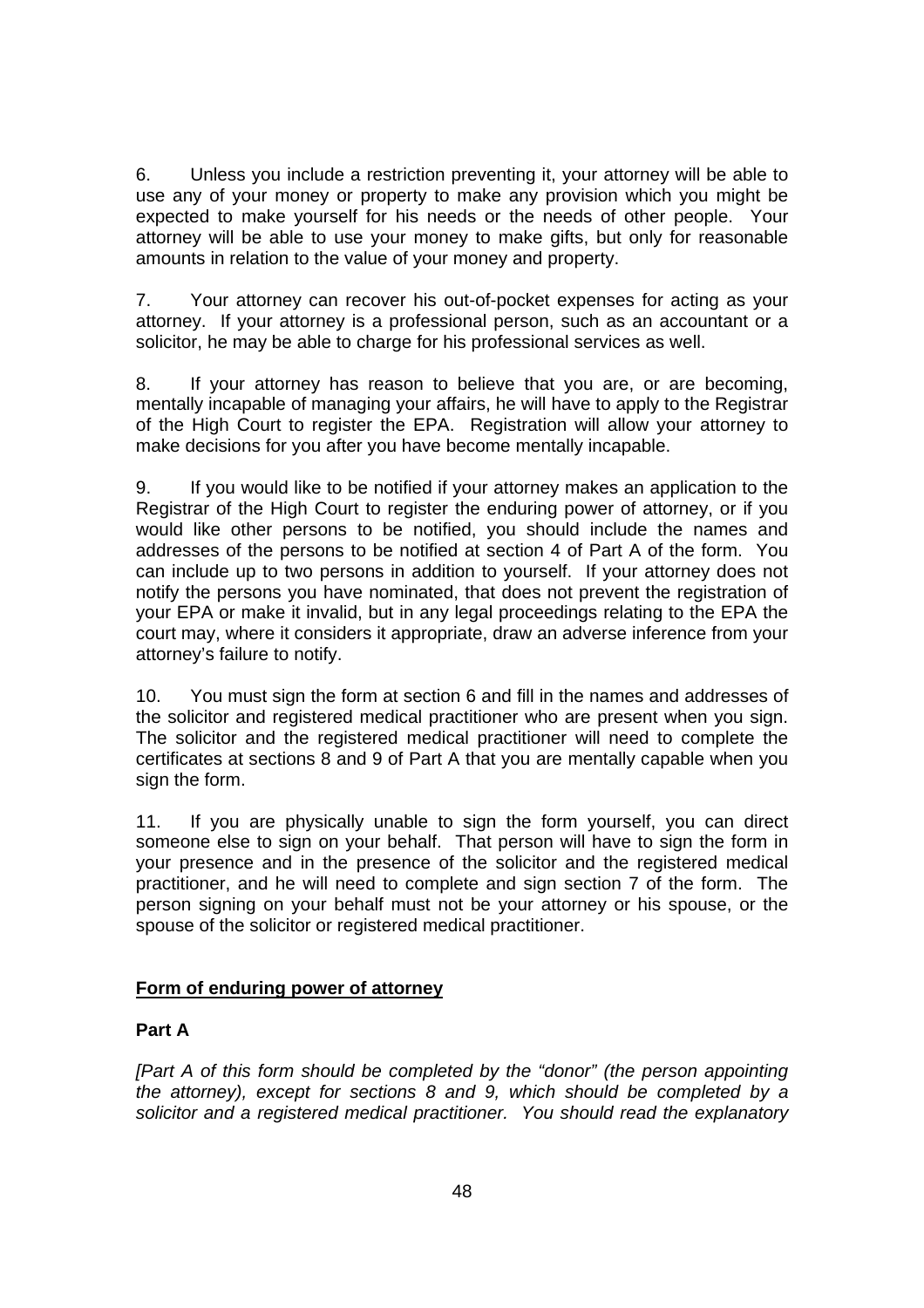6. Unless you include a restriction preventing it, your attorney will be able to use any of your money or property to make any provision which you might be expected to make yourself for his needs or the needs of other people. Your attorney will be able to use your money to make gifts, but only for reasonable amounts in relation to the value of your money and property.

7. Your attorney can recover his out-of-pocket expenses for acting as your attorney. If your attorney is a professional person, such as an accountant or a solicitor, he may be able to charge for his professional services as well.

8. If your attorney has reason to believe that you are, or are becoming, mentally incapable of managing your affairs, he will have to apply to the Registrar of the High Court to register the EPA. Registration will allow your attorney to make decisions for you after you have become mentally incapable.

9. If you would like to be notified if your attorney makes an application to the Registrar of the High Court to register the enduring power of attorney, or if you would like other persons to be notified, you should include the names and addresses of the persons to be notified at section 4 of Part A of the form. You can include up to two persons in addition to yourself. If your attorney does not notify the persons you have nominated, that does not prevent the registration of your EPA or make it invalid, but in any legal proceedings relating to the EPA the court may, where it considers it appropriate, draw an adverse inference from your attorney's failure to notify.

10. You must sign the form at section 6 and fill in the names and addresses of the solicitor and registered medical practitioner who are present when you sign. The solicitor and the registered medical practitioner will need to complete the certificates at sections 8 and 9 of Part A that you are mentally capable when you sign the form.

11. If you are physically unable to sign the form yourself, you can direct someone else to sign on your behalf. That person will have to sign the form in your presence and in the presence of the solicitor and the registered medical practitioner, and he will need to complete and sign section 7 of the form. The person signing on your behalf must not be your attorney or his spouse, or the spouse of the solicitor or registered medical practitioner.

**Form of enduring power of attorney**

**Part A**

*[Part A of this form should be completed by the "donor" (the person appointing the attorney), except for sections 8 and 9, which should be completed by a solicitor and a registered medical practitioner. You should read the explanatory*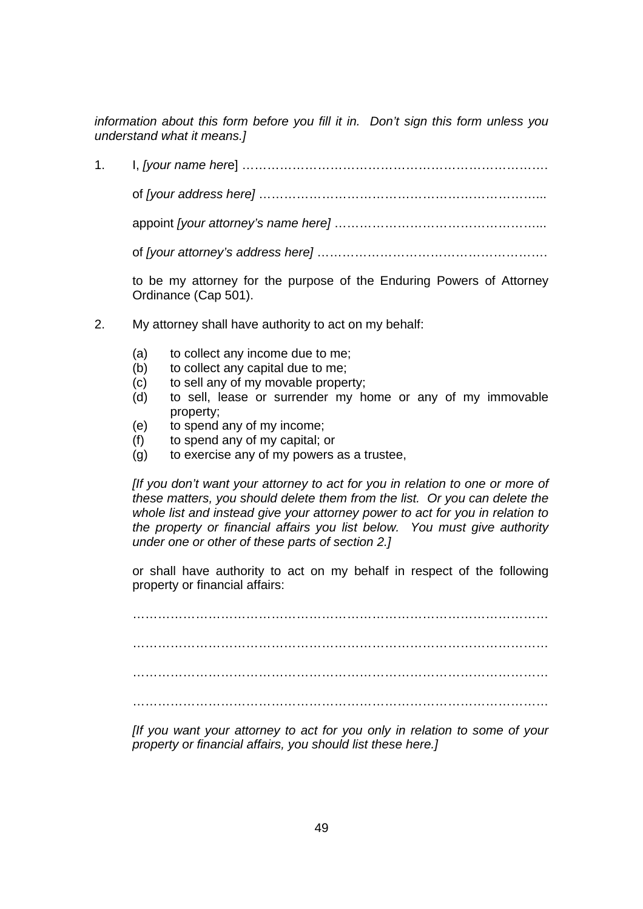*information about this form before you fill it in. Don't sign this form unless you understand what it means.]*

1. I, *[your name here*] ……………………………………………………………….

   of *[your address here]* ………………………………………………………....

   appoint *[your attorney's name here]* …………………………………………...

   of *[your attorney's address here]* ……………………………………………….

   to be my attorney for the purpose of the Enduring Powers of Attorney Ordinance (Cap 501).

2. My attorney shall have authority to act on my behalf:

   (a) to collect any income due to me;
   (b) to collect any capital due to me;
   (c) to sell any of my movable property;
   (d) to sell, lease or surrender my home or any of my immovable property;
   (e) to spend any of my income;
   (f) to spend any of my capital; or
   (g) to exercise any of my powers as a trustee,

   *[If you don't want your attorney to act for you in relation to one or more of these matters, you should delete them from the list. Or you can delete the whole list and instead give your attorney power to act for you in relation to the property or financial affairs you list below. You must give authority under one or other of these parts of section 2.]*

   or shall have authority to act on my behalf in respect of the following property or financial affairs:

   ………………………………………………………………………………………

   ………………………………………………………………………………………

   ………………………………………………………………………………………

   ………………………………………………………………………………………

   *[If you want your attorney to act for you only in relation to some of your property or financial affairs, you should list these here.]*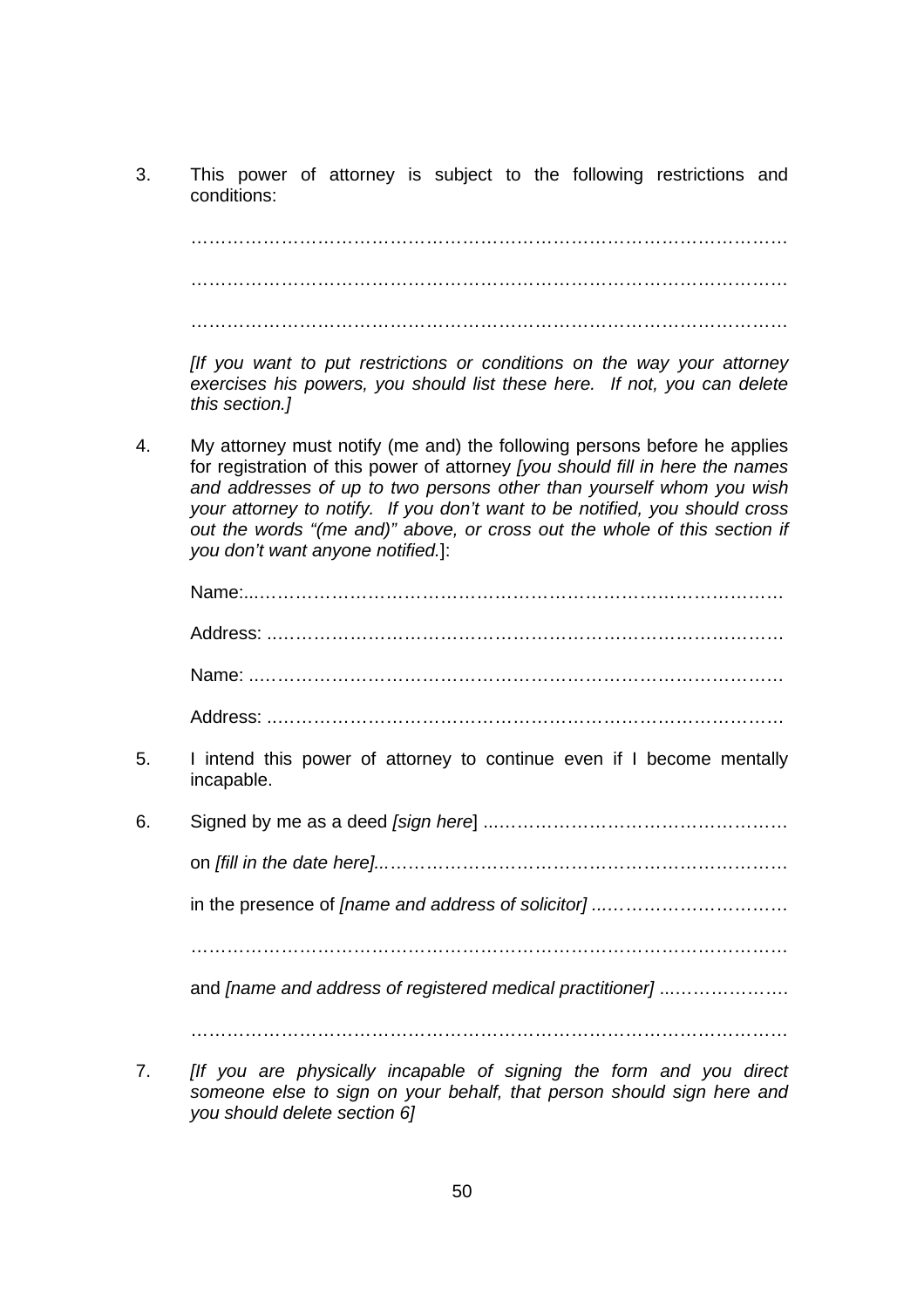3. This power of attorney is subject to the following restrictions and conditions:

   ……………………………………………………………………………………….

   ……………………………………………………………………………………….

   ……………………………………………………………………………………….

   *[If you want to put restrictions or conditions on the way your attorney exercises his powers, you should list these here. If not, you can delete this section.]*

4. My attorney must notify (me and) the following persons before he applies for registration of this power of attorney *[you should fill in here the names and addresses of up to two persons other than yourself whom you wish your attorney to notify. If you don't want to be notified, you should cross out the words "(me and)" above, or cross out the whole of this section if you don't want anyone notified.*]:

   Name:..………………………………………………………………………………

   Address: ..……………………………………………………………………………

   Name: ..………………………………………………………………………………

   Address: ………………………………………………………………………………

5. I intend this power of attorney to continue even if I become mentally incapable.

6. Signed by me as a deed *[sign here*] ..…………………………………………….

   on *[fill in the date here]..*……………………………………………………………

   in the presence of *[name and address of solicitor]* ..………………………….

   ……………………………………………………………………………………….

   and *[name and address of registered medical practitioner]* ...……………….

   ……………………………………………………………………………………….

7. *[If you are physically incapable of signing the form and you direct someone else to sign on your behalf, that person should sign here and you should delete section 6]*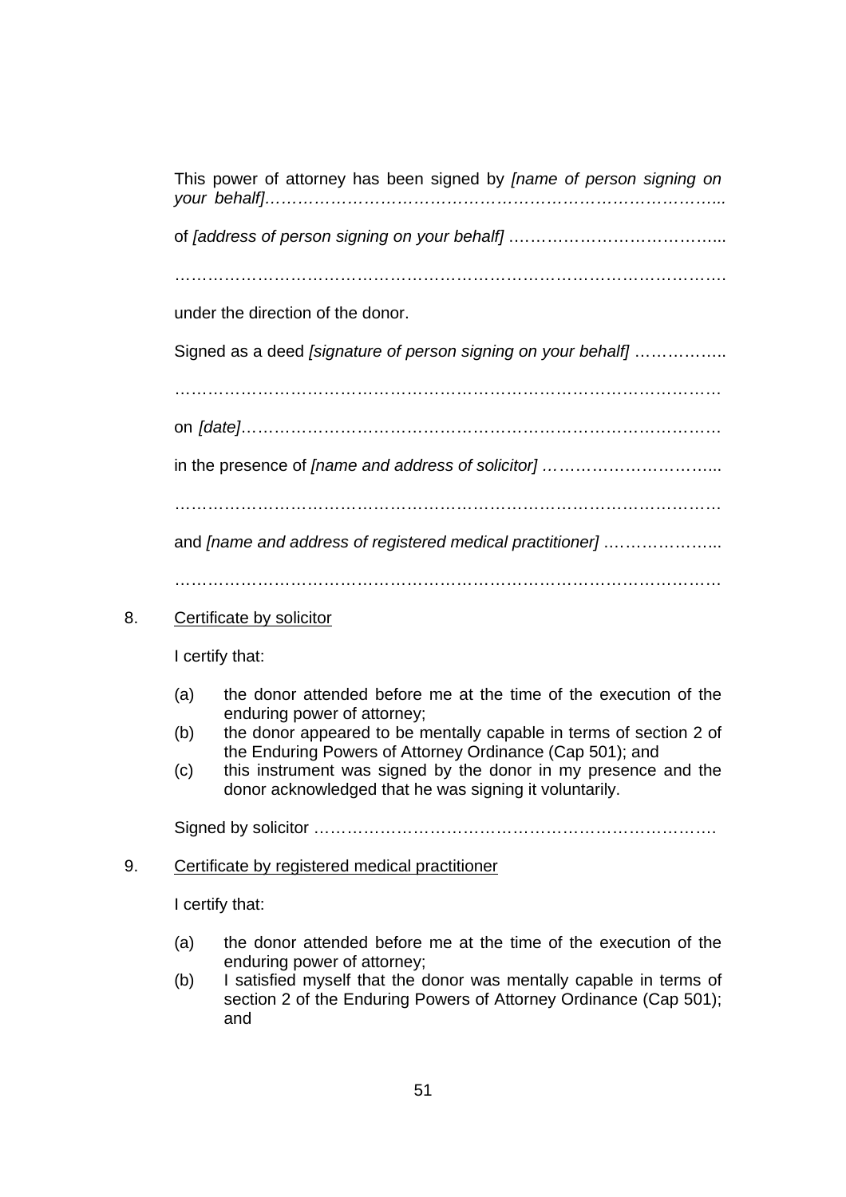This power of attorney has been signed by *[name of person signing on your behalf]*……………………………………………………………………………..

of *[address of person signing on your behalf]* ………………………………...

…………………………………………………………………………………………

under the direction of the donor.

Signed as a deed *[signature of person signing on your behalf]* ……………..

…………………………………………………………………………………………

on *[date]*…………………………………………………………………………….

in the presence of *[name and address of solicitor]* …………………………...

…………………………………………………………………………………………

and *[name and address of registered medical practitioner]* ………………...

…………………………………………………………………………………………

8. Certificate by solicitor

I certify that:

(a) the donor attended before me at the time of the execution of the enduring power of attorney;
(b) the donor appeared to be mentally capable in terms of section 2 of the Enduring Powers of Attorney Ordinance (Cap 501); and
(c) this instrument was signed by the donor in my presence and the donor acknowledged that he was signing it voluntarily.

Signed by solicitor ………………………………………………………………….

9. Certificate by registered medical practitioner

I certify that:

(a) the donor attended before me at the time of the execution of the enduring power of attorney;
(b) I satisfied myself that the donor was mentally capable in terms of section 2 of the Enduring Powers of Attorney Ordinance (Cap 501); and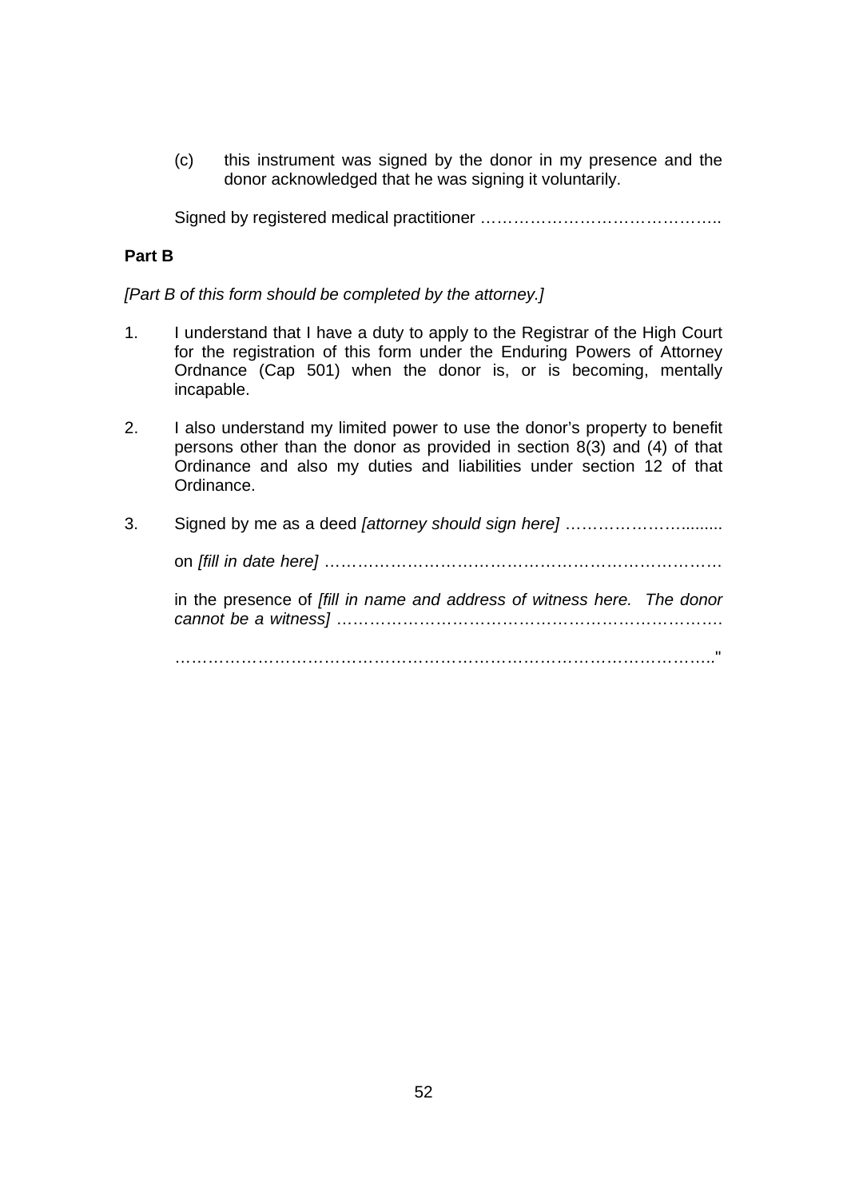(c) this instrument was signed by the donor in my presence and the donor acknowledged that he was signing it voluntarily.

Signed by registered medical practitioner ……………………………………..

**Part B**

*[Part B of this form should be completed by the attorney.]*

1. I understand that I have a duty to apply to the Registrar of the High Court for the registration of this form under the Enduring Powers of Attorney Ordnance (Cap 501) when the donor is, or is becoming, mentally incapable.

2. I also understand my limited power to use the donor's property to benefit persons other than the donor as provided in section 8(3) and (4) of that Ordinance and also my duties and liabilities under section 12 of that Ordinance.

3. Signed by me as a deed *[attorney should sign here]* ……………………........

   on *[fill in date here]* ……………………………………………………………

   in the presence of *[fill in name and address of witness here. The donor cannot be a witness]* …………………………………………………………….

   ………………………………………………………………………………….."